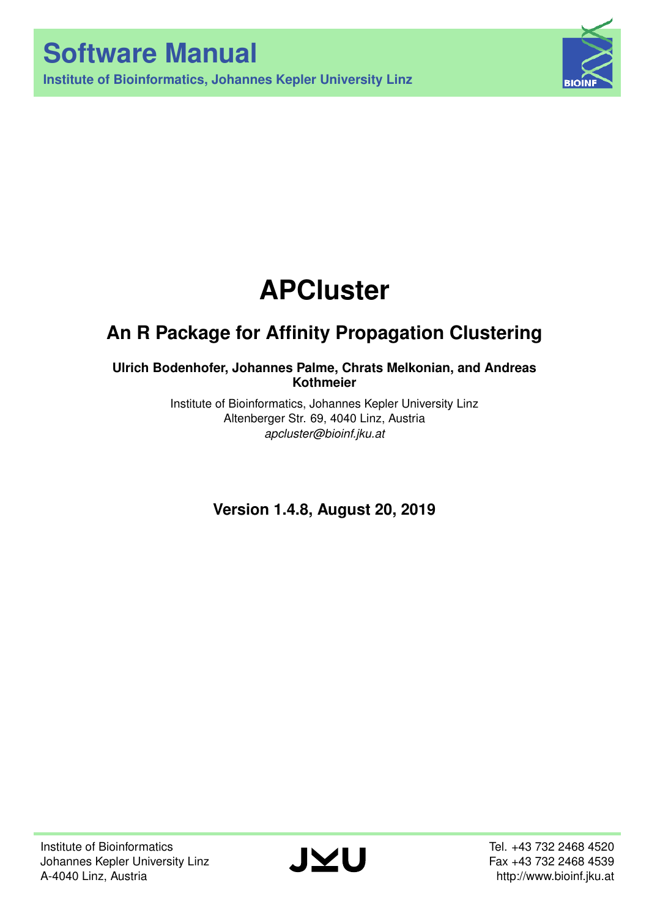# Software Manual

**Institute of Bioinformatics, Johannes Kepler University Linz**

# APCluster

## An R Package for Affinity Propagation Clustering

**Ulrich Bodenhofer, Johannes Palme, Chrats Melkonian, and Andreas Kothmeier**

Institute of Bioinformatics, Johannes Kepler University Linz
Altenberger Str. 69, 4040 Linz, Austria
*apcluster@bioinf.jku.at*

**Version 1.4.8, August 20, 2019**

Institute of Bioinformatics
Johannes Kepler University Linz
A-4040 Linz, Austria

Tel. +43 732 2468 4520
Fax +43 732 2468 4539
http://www.bioinf.jku.at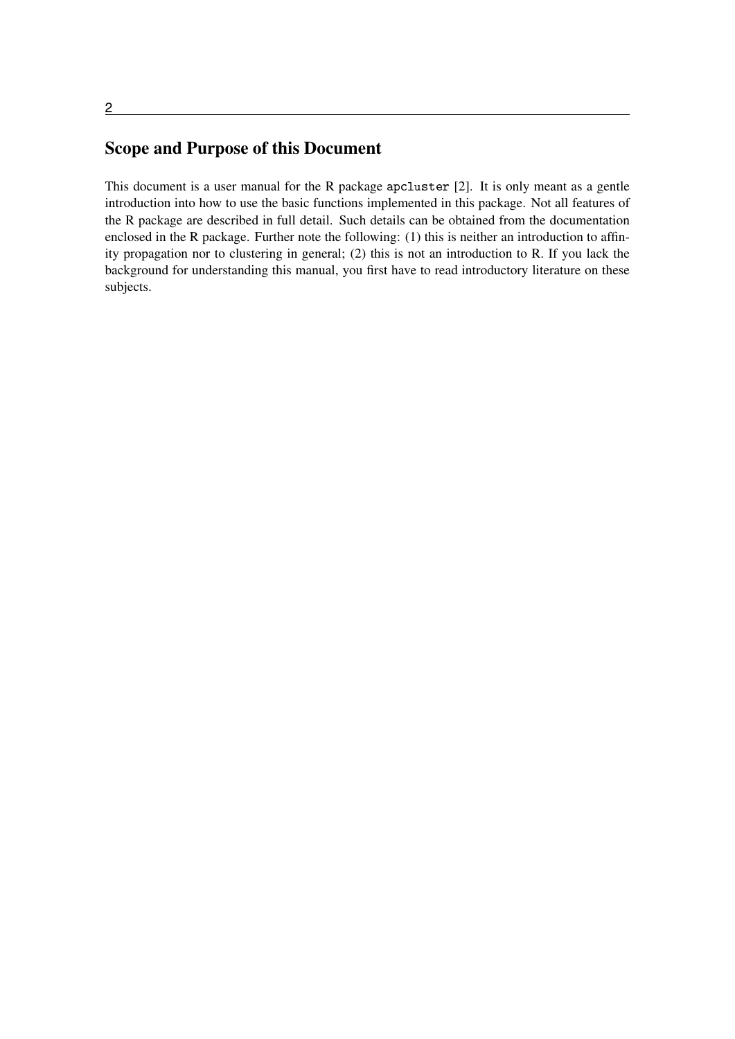# Scope and Purpose of this Document

This document is a user manual for the R package `apcluster` [2]. It is only meant as a gentle introduction into how to use the basic functions implemented in this package. Not all features of the R package are described in full detail. Such details can be obtained from the documentation enclosed in the R package. Further note the following: (1) this is neither an introduction to affinity propagation nor to clustering in general; (2) this is not an introduction to R. If you lack the background for understanding this manual, you first have to read introductory literature on these subjects.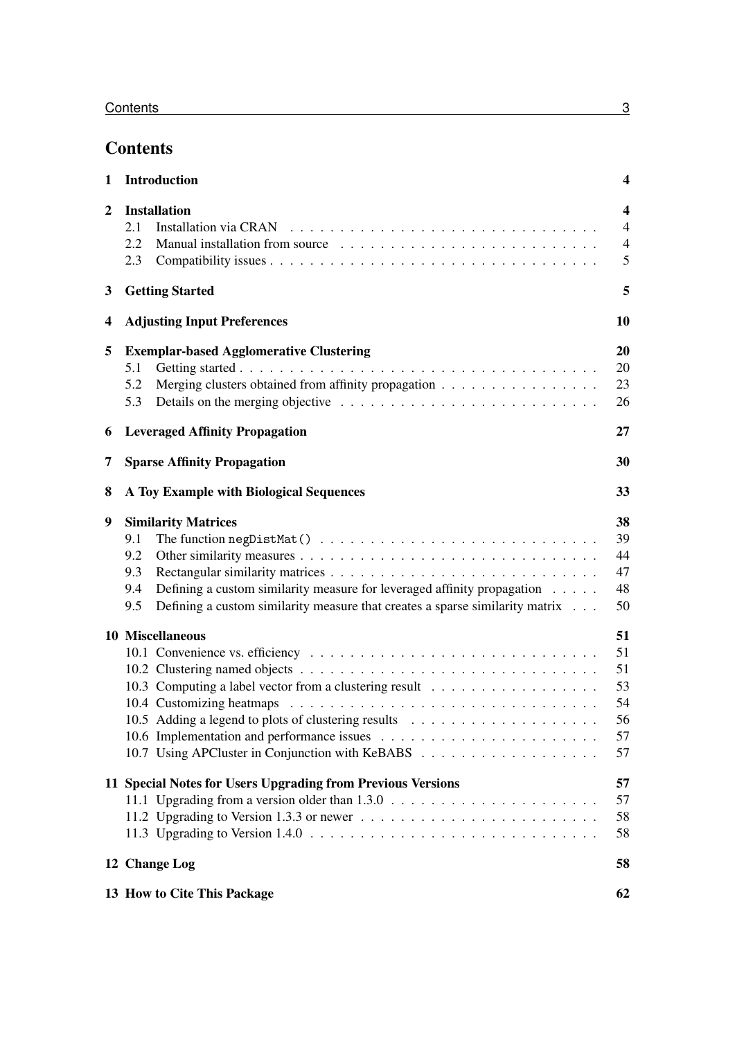# Contents

- **1 Introduction** — 4
- **2 Installation** — 4
  - 2.1 Installation via CRAN — 4
  - 2.2 Manual installation from source — 4
  - 2.3 Compatibility issues — 5
- **3 Getting Started** — 5
- **4 Adjusting Input Preferences** — 10
- **5 Exemplar-based Agglomerative Clustering** — 20
  - 5.1 Getting started — 20
  - 5.2 Merging clusters obtained from affinity propagation — 23
  - 5.3 Details on the merging objective — 26
- **6 Leveraged Affinity Propagation** — 27
- **7 Sparse Affinity Propagation** — 30
- **8 A Toy Example with Biological Sequences** — 33
- **9 Similarity Matrices** — 38
  - 9.1 The function `negDistMat()` — 39
  - 9.2 Other similarity measures — 44
  - 9.3 Rectangular similarity matrices — 47
  - 9.4 Defining a custom similarity measure for leveraged affinity propagation — 48
  - 9.5 Defining a custom similarity measure that creates a sparse similarity matrix — 50
- **10 Miscellaneous** — 51
  - 10.1 Convenience vs. efficiency — 51
  - 10.2 Clustering named objects — 51
  - 10.3 Computing a label vector from a clustering result — 53
  - 10.4 Customizing heatmaps — 54
  - 10.5 Adding a legend to plots of clustering results — 56
  - 10.6 Implementation and performance issues — 57
  - 10.7 Using APCluster in Conjunction with KeBABS — 57
- **11 Special Notes for Users Upgrading from Previous Versions** — 57
  - 11.1 Upgrading from a version older than 1.3.0 — 57
  - 11.2 Upgrading to Version 1.3.3 or newer — 58
  - 11.3 Upgrading to Version 1.4.0 — 58
- **12 Change Log** — 58
- **13 How to Cite This Package** — 62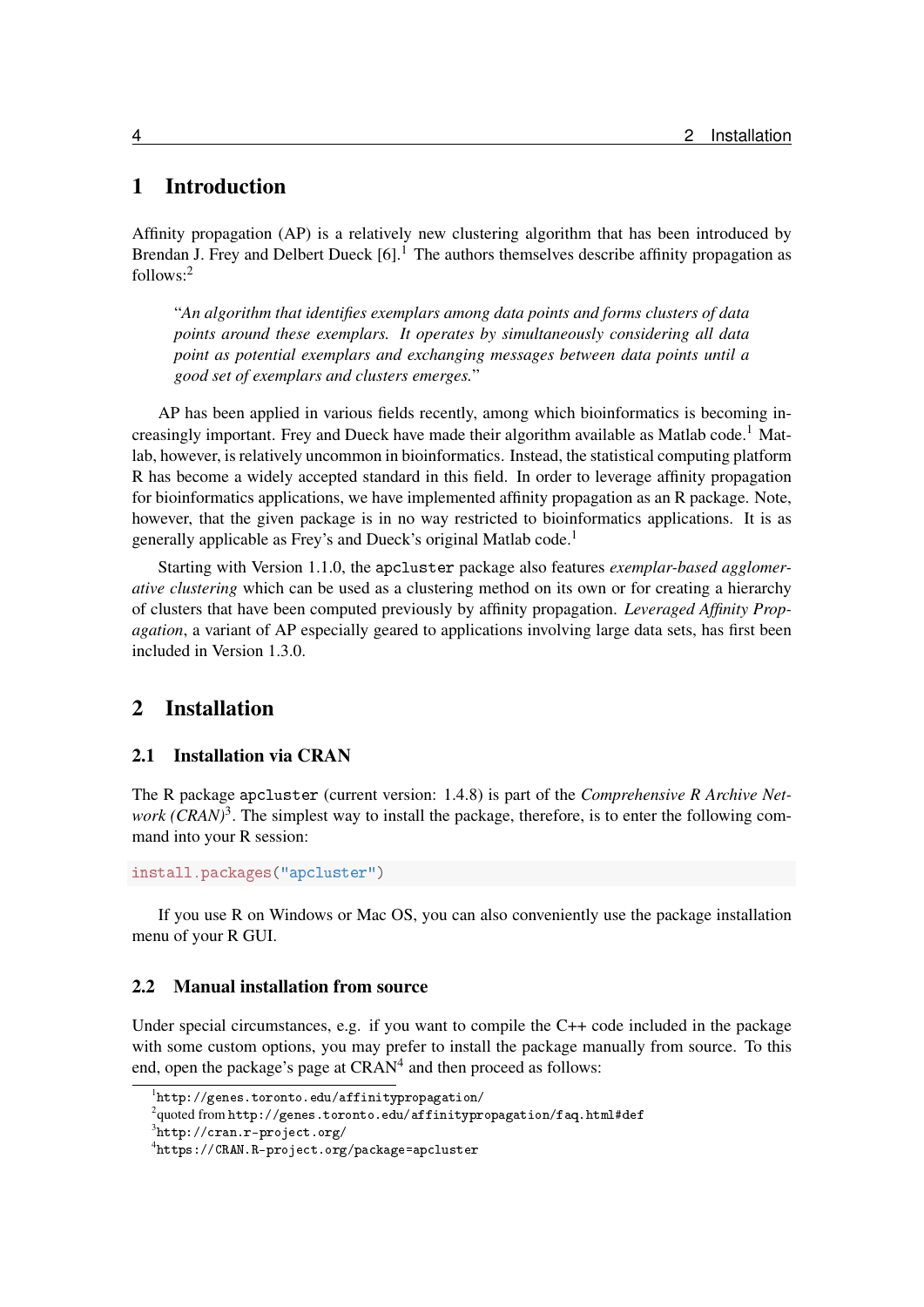# 1 Introduction

Affinity propagation (AP) is a relatively new clustering algorithm that has been introduced by Brendan J. Frey and Delbert Dueck [6].[1] The authors themselves describe affinity propagation as follows:[2]

> "*An algorithm that identifies exemplars among data points and forms clusters of data points around these exemplars. It operates by simultaneously considering all data point as potential exemplars and exchanging messages between data points until a good set of exemplars and clusters emerges.*"

AP has been applied in various fields recently, among which bioinformatics is becoming increasingly important. Frey and Dueck have made their algorithm available as Matlab code.[1] Matlab, however, is relatively uncommon in bioinformatics. Instead, the statistical computing platform R has become a widely accepted standard in this field. In order to leverage affinity propagation for bioinformatics applications, we have implemented affinity propagation as an R package. Note, however, that the given package is in no way restricted to bioinformatics applications. It is as generally applicable as Frey's and Dueck's original Matlab code.[1]

Starting with Version 1.1.0, the `apcluster` package also features *exemplar-based agglomerative clustering* which can be used as a clustering method on its own or for creating a hierarchy of clusters that have been computed previously by affinity propagation. *Leveraged Affinity Propagation*, a variant of AP especially geared to applications involving large data sets, has first been included in Version 1.3.0.

# 2 Installation

## 2.1 Installation via CRAN

The R package `apcluster` (current version: 1.4.8) is part of the *Comprehensive R Archive Network (CRAN)*[3]. The simplest way to install the package, therefore, is to enter the following command into your R session:

```
install.packages("apcluster")
```

If you use R on Windows or Mac OS, you can also conveniently use the package installation menu of your R GUI.

## 2.2 Manual installation from source

Under special circumstances, e.g. if you want to compile the C++ code included in the package with some custom options, you may prefer to install the package manually from source. To this end, open the package's page at CRAN[4] and then proceed as follows:

---

[1] `http://genes.toronto.edu/affinitypropagation/`

[2] quoted from `http://genes.toronto.edu/affinitypropagation/faq.html#def`

[3] `http://cran.r-project.org/`

[4] `https://CRAN.R-project.org/package=apcluster`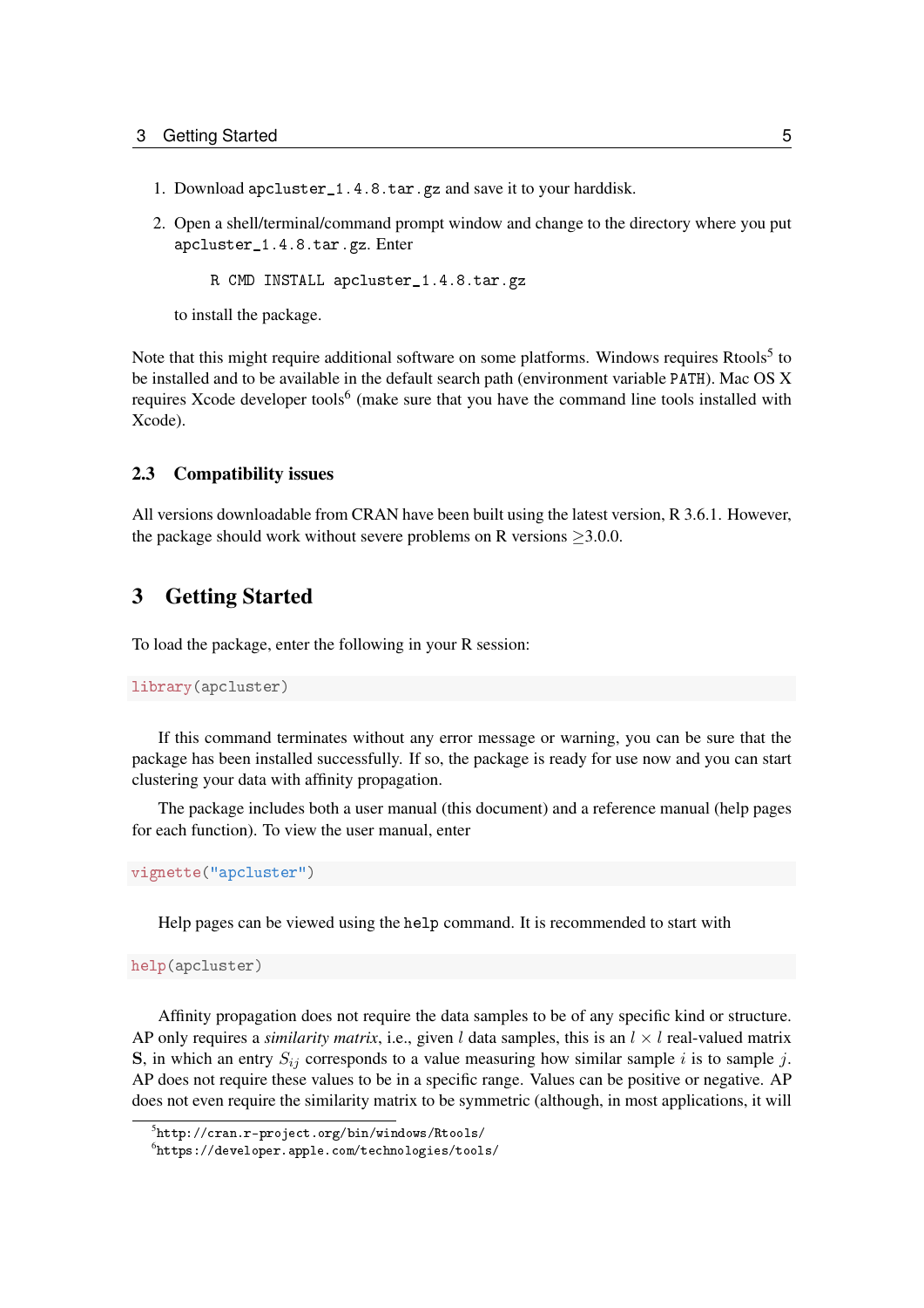1. Download `apcluster_1.4.8.tar.gz` and save it to your harddisk.

2. Open a shell/terminal/command prompt window and change to the directory where you put `apcluster_1.4.8.tar.gz`. Enter

   ```
   R CMD INSTALL apcluster_1.4.8.tar.gz
   ```

   to install the package.

Note that this might require additional software on some platforms. Windows requires Rtools[5] to be installed and to be available in the default search path (environment variable `PATH`). Mac OS X requires Xcode developer tools[6] (make sure that you have the command line tools installed with Xcode).

### 2.3 Compatibility issues

All versions downloadable from CRAN have been built using the latest version, R 3.6.1. However, the package should work without severe problems on R versions $\geq$3.0.0.

## 3 Getting Started

To load the package, enter the following in your R session:

```r
library(apcluster)
```

If this command terminates without any error message or warning, you can be sure that the package has been installed successfully. If so, the package is ready for use now and you can start clustering your data with affinity propagation.

The package includes both a user manual (this document) and a reference manual (help pages for each function). To view the user manual, enter

```r
vignette("apcluster")
```

Help pages can be viewed using the `help` command. It is recommended to start with

```r
help(apcluster)
```

Affinity propagation does not require the data samples to be of any specific kind or structure. AP only requires a *similarity matrix*, i.e., given $l$ data samples, this is an $l \times l$ real-valued matrix $\mathbf{S}$, in which an entry $S_{ij}$ corresponds to a value measuring how similar sample $i$ is to sample $j$. AP does not require these values to be in a specific range. Values can be positive or negative. AP does not even require the similarity matrix to be symmetric (although, in most applications, it will

[5] http://cran.r-project.org/bin/windows/Rtools/

[6] https://developer.apple.com/technologies/tools/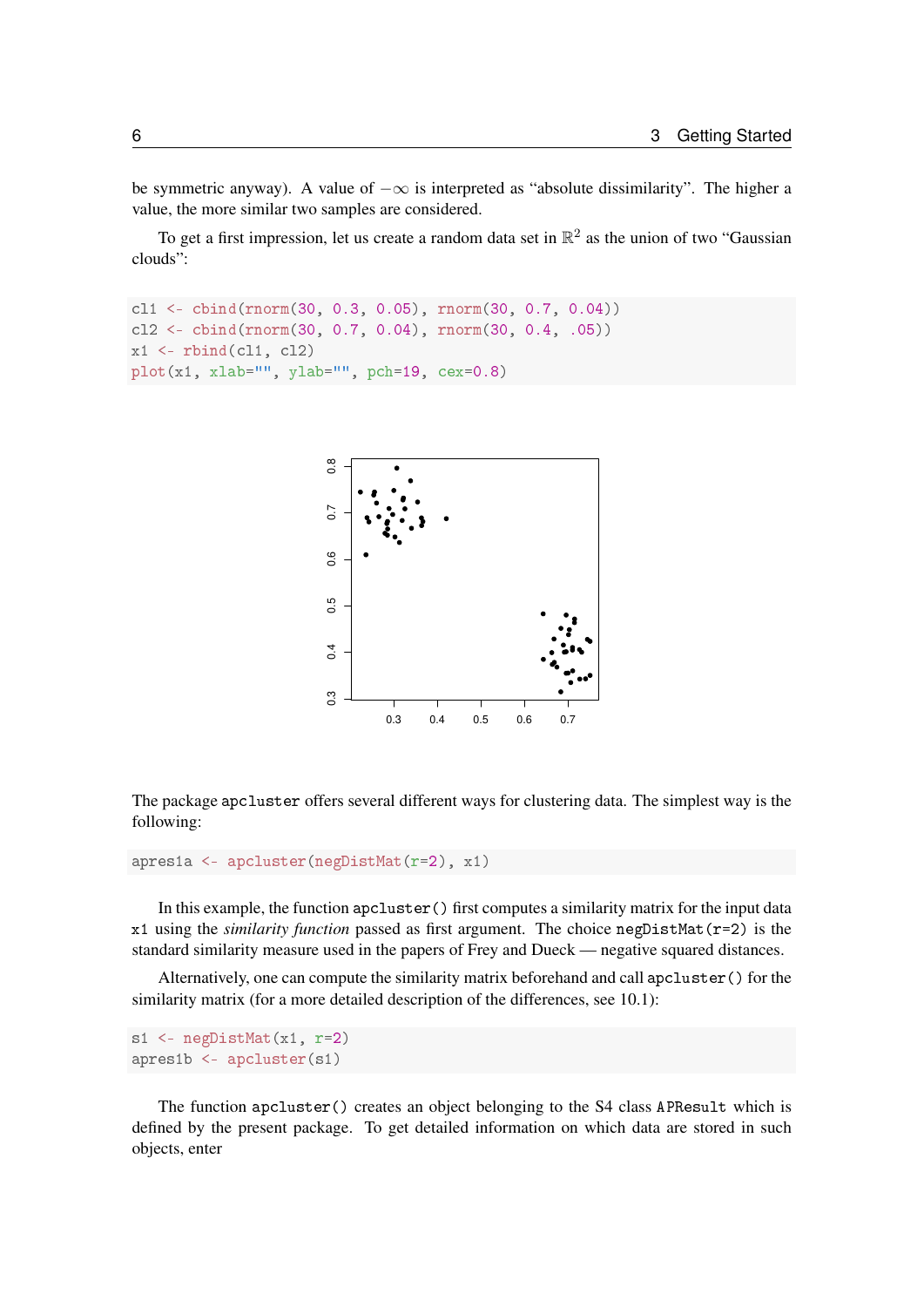be symmetric anyway). A value of $-\infty$ is interpreted as "absolute dissimilarity". The higher a value, the more similar two samples are considered.

To get a first impression, let us create a random data set in $\mathbb{R}^2$ as the union of two "Gaussian clouds":

```
cl1 <- cbind(rnorm(30, 0.3, 0.05), rnorm(30, 0.7, 0.04))
cl2 <- cbind(rnorm(30, 0.7, 0.04), rnorm(30, 0.4, .05))
x1 <- rbind(cl1, cl2)
plot(x1, xlab="", ylab="", pch=19, cex=0.8)
```

The package apcluster offers several different ways for clustering data. The simplest way is the following:

```
apres1a <- apcluster(negDistMat(r=2), x1)
```

In this example, the function apcluster() first computes a similarity matrix for the input data x1 using the *similarity function* passed as first argument. The choice negDistMat(r=2) is the standard similarity measure used in the papers of Frey and Dueck — negative squared distances.

Alternatively, one can compute the similarity matrix beforehand and call apcluster() for the similarity matrix (for a more detailed description of the differences, see 10.1):

```
s1 <- negDistMat(x1, r=2)
apres1b <- apcluster(s1)
```

The function apcluster() creates an object belonging to the S4 class APResult which is defined by the present package. To get detailed information on which data are stored in such objects, enter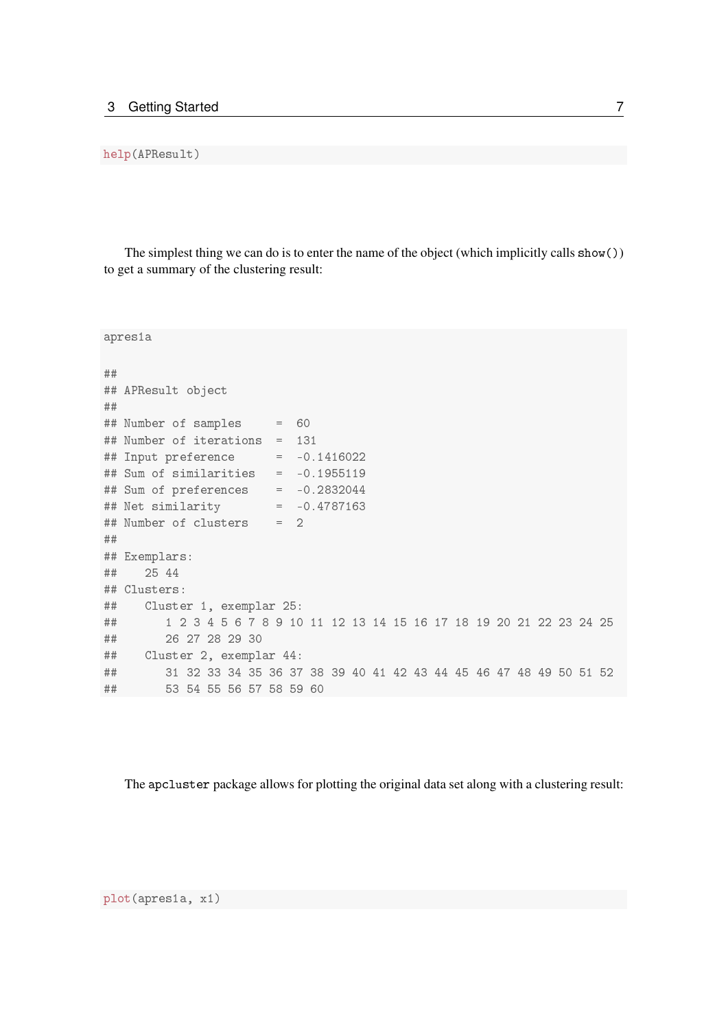```
help(APResult)
```

The simplest thing we can do is to enter the name of the object (which implicitly calls `show()`) to get a summary of the clustering result:

```
apres1a

##
## APResult object
##
## Number of samples     =  60
## Number of iterations  =  131
## Input preference      =  -0.1416022
## Sum of similarities   =  -0.1955119
## Sum of preferences    =  -0.2832044
## Net similarity        =  -0.4787163
## Number of clusters    =  2
##
## Exemplars:
##    25 44
## Clusters:
##    Cluster 1, exemplar 25:
##       1 2 3 4 5 6 7 8 9 10 11 12 13 14 15 16 17 18 19 20 21 22 23 24 25
##       26 27 28 29 30
##    Cluster 2, exemplar 44:
##       31 32 33 34 35 36 37 38 39 40 41 42 43 44 45 46 47 48 49 50 51 52
##       53 54 55 56 57 58 59 60
```

The `apcluster` package allows for plotting the original data set along with a clustering result:

```
plot(apres1a, x1)
```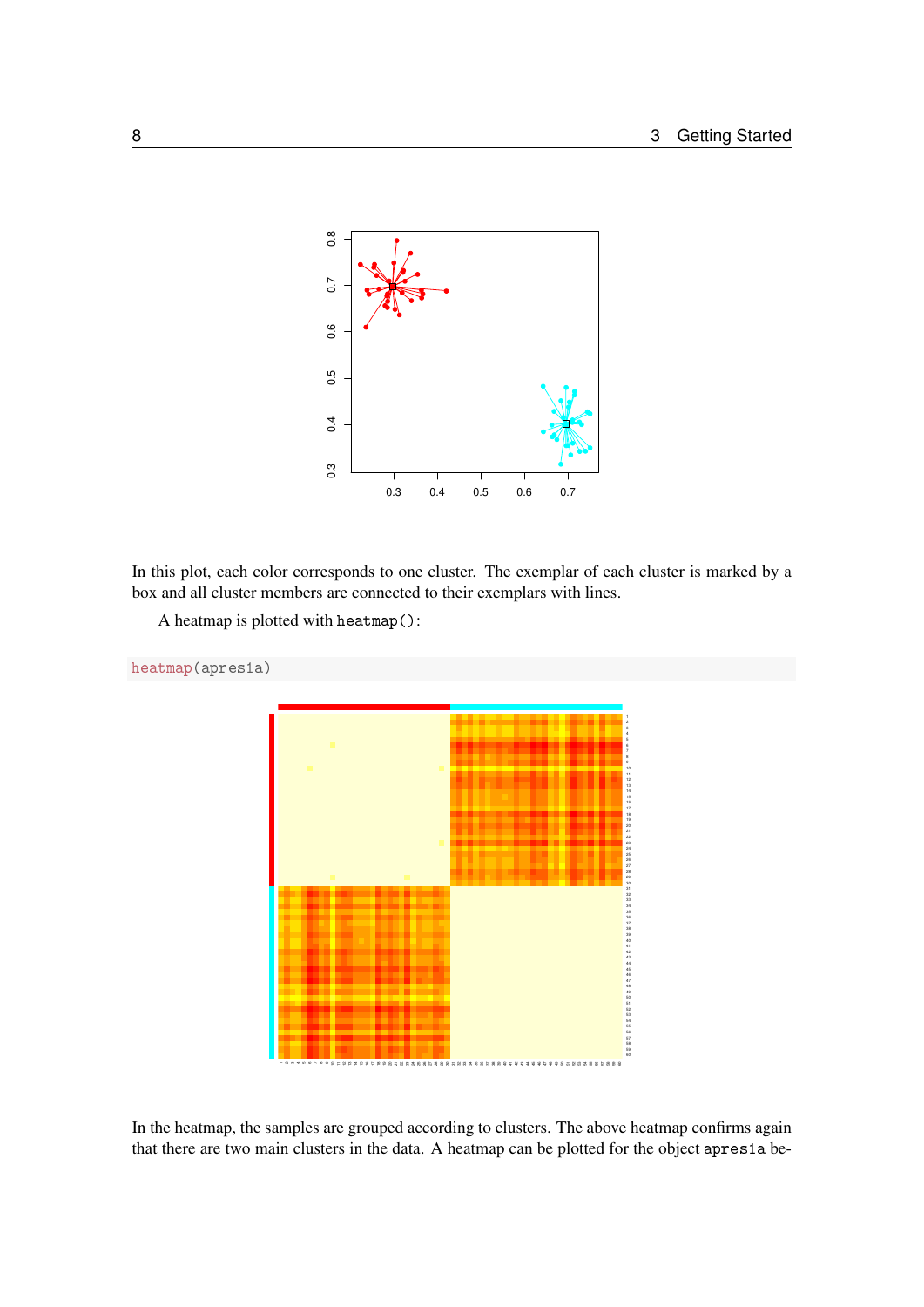In this plot, each color corresponds to one cluster. The exemplar of each cluster is marked by a box and all cluster members are connected to their exemplars with lines.

A heatmap is plotted with `heatmap()`:

```
heatmap(apres1a)
```

In the heatmap, the samples are grouped according to clusters. The above heatmap confirms again that there are two main clusters in the data. A heatmap can be plotted for the object `apres1a` be-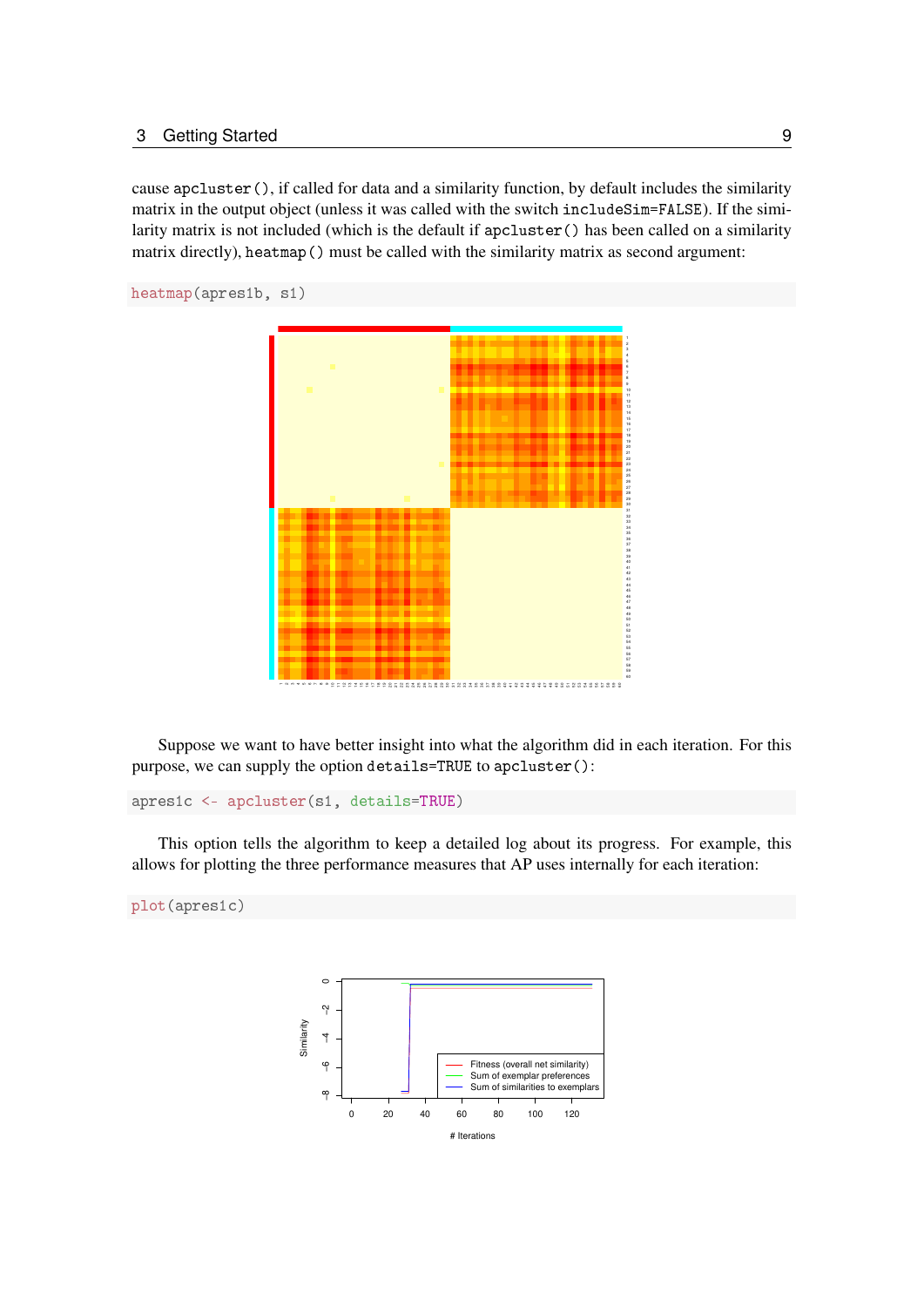cause apcluster(), if called for data and a similarity function, by default includes the similarity matrix in the output object (unless it was called with the switch includeSim=FALSE). If the similarity matrix is not included (which is the default if apcluster() has been called on a similarity matrix directly), heatmap() must be called with the similarity matrix as second argument:

```
heatmap(apres1b, s1)
```

Suppose we want to have better insight into what the algorithm did in each iteration. For this purpose, we can supply the option details=TRUE to apcluster():

```
apres1c <- apcluster(s1, details=TRUE)
```

This option tells the algorithm to keep a detailed log about its progress. For example, this allows for plotting the three performance measures that AP uses internally for each iteration:

```
plot(apres1c)
```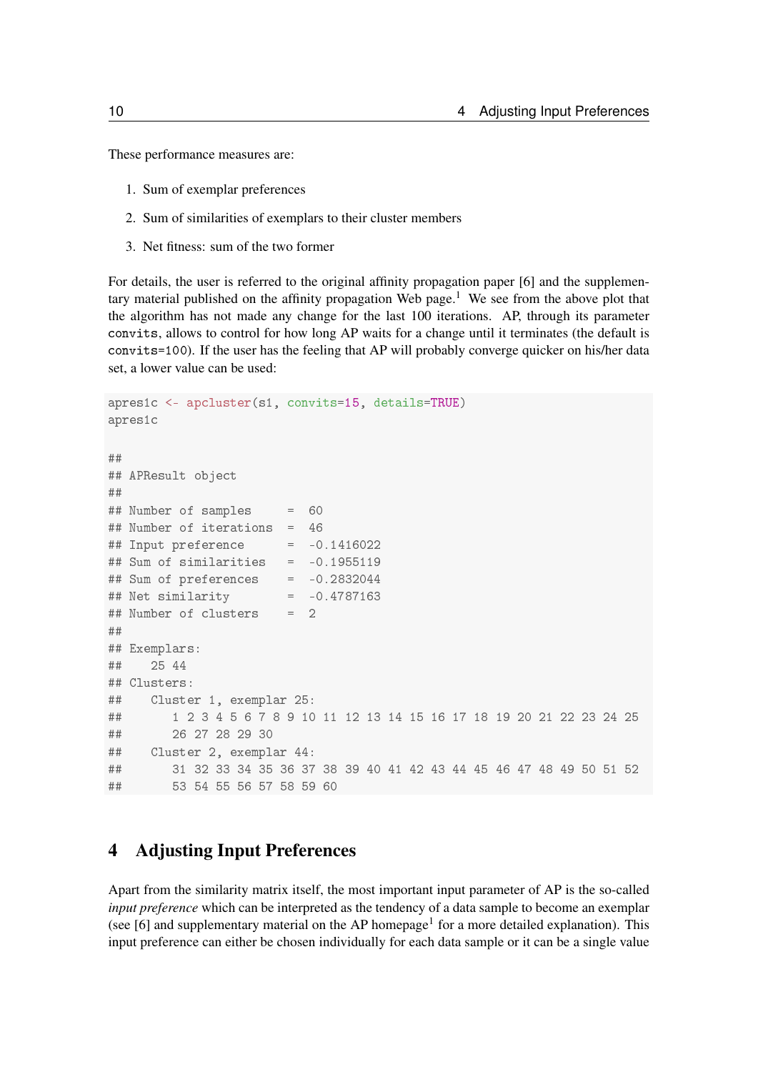These performance measures are:

1. Sum of exemplar preferences
2. Sum of similarities of exemplars to their cluster members
3. Net fitness: sum of the two former

For details, the user is referred to the original affinity propagation paper [6] and the supplementary material published on the affinity propagation Web page.[1] We see from the above plot that the algorithm has not made any change for the last 100 iterations. AP, through its parameter `convits`, allows to control for how long AP waits for a change until it terminates (the default is `convits=100`). If the user has the feeling that AP will probably converge quicker on his/her data set, a lower value can be used:

```
apres1c <- apcluster(s1, convits=15, details=TRUE)
apres1c

##
## APResult object
##
## Number of samples     =  60
## Number of iterations  =  46
## Input preference      =  -0.1416022
## Sum of similarities   =  -0.1955119
## Sum of preferences    =  -0.2832044
## Net similarity        =  -0.4787163
## Number of clusters    =  2
##
## Exemplars:
##    25 44
## Clusters:
##    Cluster 1, exemplar 25:
##       1 2 3 4 5 6 7 8 9 10 11 12 13 14 15 16 17 18 19 20 21 22 23 24 25
##       26 27 28 29 30
##    Cluster 2, exemplar 44:
##       31 32 33 34 35 36 37 38 39 40 41 42 43 44 45 46 47 48 49 50 51 52
##       53 54 55 56 57 58 59 60
```

# 4 Adjusting Input Preferences

Apart from the similarity matrix itself, the most important input parameter of AP is the so-called *input preference* which can be interpreted as the tendency of a data sample to become an exemplar (see [6] and supplementary material on the AP homepage[1] for a more detailed explanation). This input preference can either be chosen individually for each data sample or it can be a single value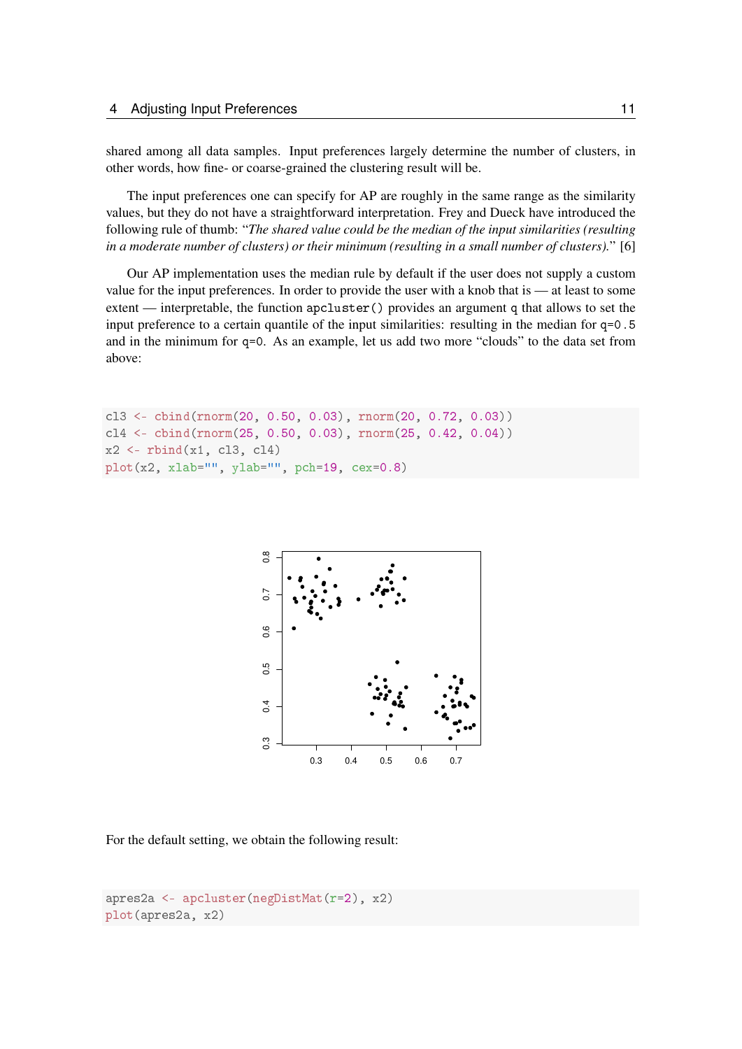shared among all data samples. Input preferences largely determine the number of clusters, in other words, how fine- or coarse-grained the clustering result will be.

The input preferences one can specify for AP are roughly in the same range as the similarity values, but they do not have a straightforward interpretation. Frey and Dueck have introduced the following rule of thumb: "*The shared value could be the median of the input similarities (resulting in a moderate number of clusters) or their minimum (resulting in a small number of clusters).*" [6]

Our AP implementation uses the median rule by default if the user does not supply a custom value for the input preferences. In order to provide the user with a knob that is — at least to some extent — interpretable, the function `apcluster()` provides an argument `q` that allows to set the input preference to a certain quantile of the input similarities: resulting in the median for `q=0.5` and in the minimum for `q=0`. As an example, let us add two more "clouds" to the data set from above:

```
cl3 <- cbind(rnorm(20, 0.50, 0.03), rnorm(20, 0.72, 0.03))
cl4 <- cbind(rnorm(25, 0.50, 0.03), rnorm(25, 0.42, 0.04))
x2 <- rbind(x1, cl3, cl4)
plot(x2, xlab="", ylab="", pch=19, cex=0.8)
```

For the default setting, we obtain the following result:

```
apres2a <- apcluster(negDistMat(r=2), x2)
plot(apres2a, x2)
```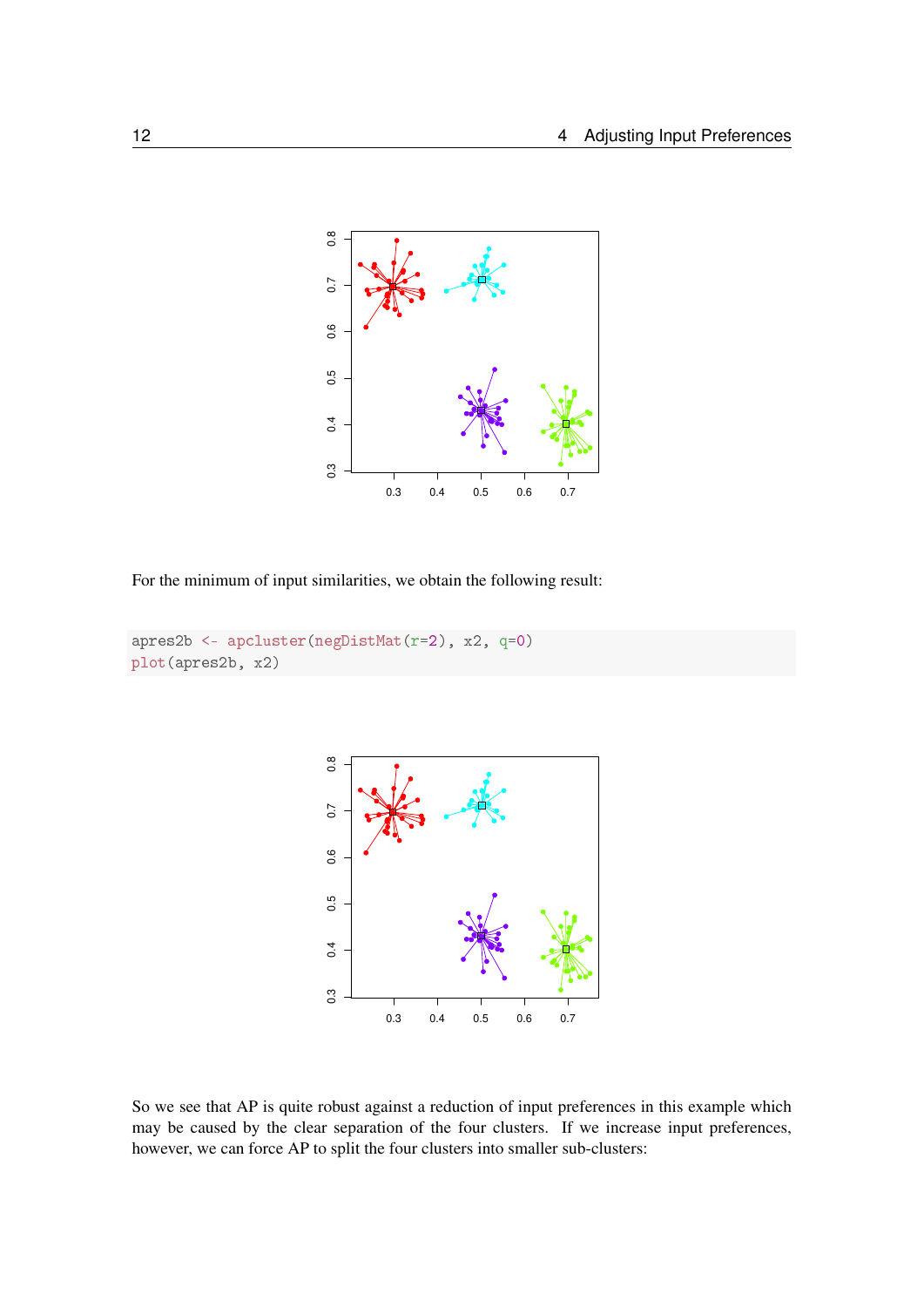For the minimum of input similarities, we obtain the following result:

```
apres2b <- apcluster(negDistMat(r=2), x2, q=0)
plot(apres2b, x2)
```

So we see that AP is quite robust against a reduction of input preferences in this example which may be caused by the clear separation of the four clusters. If we increase input preferences, however, we can force AP to split the four clusters into smaller sub-clusters: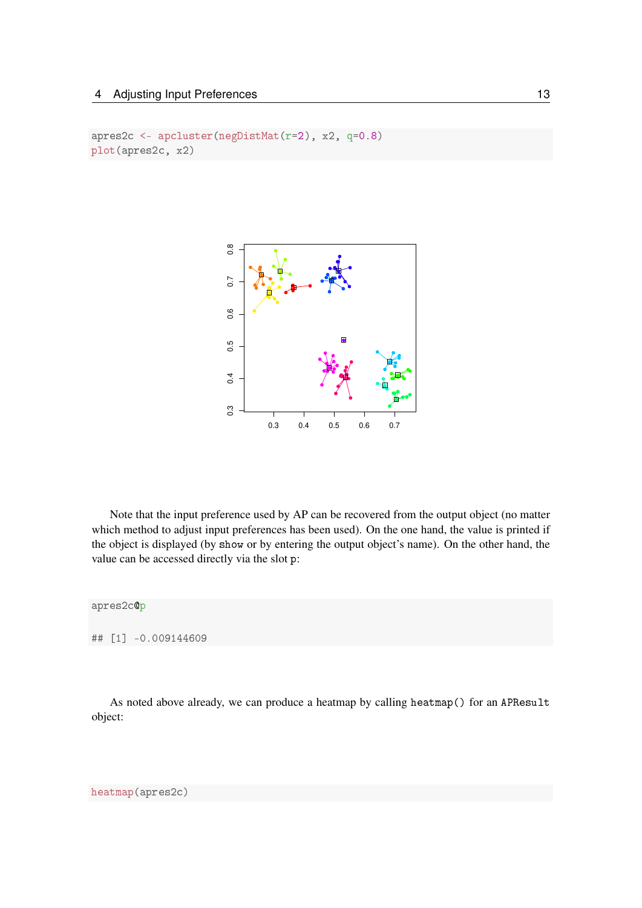```
apres2c <- apcluster(negDistMat(r=2), x2, q=0.8)
plot(apres2c, x2)
```

Note that the input preference used by AP can be recovered from the output object (no matter which method to adjust input preferences has been used). On the one hand, the value is printed if the object is displayed (by `show` or by entering the output object's name). On the other hand, the value can be accessed directly via the slot `p`:

```
apres2c@p

## [1] -0.009144609
```

As noted above already, we can produce a heatmap by calling `heatmap()` for an `APResult` object:

```
heatmap(apres2c)
```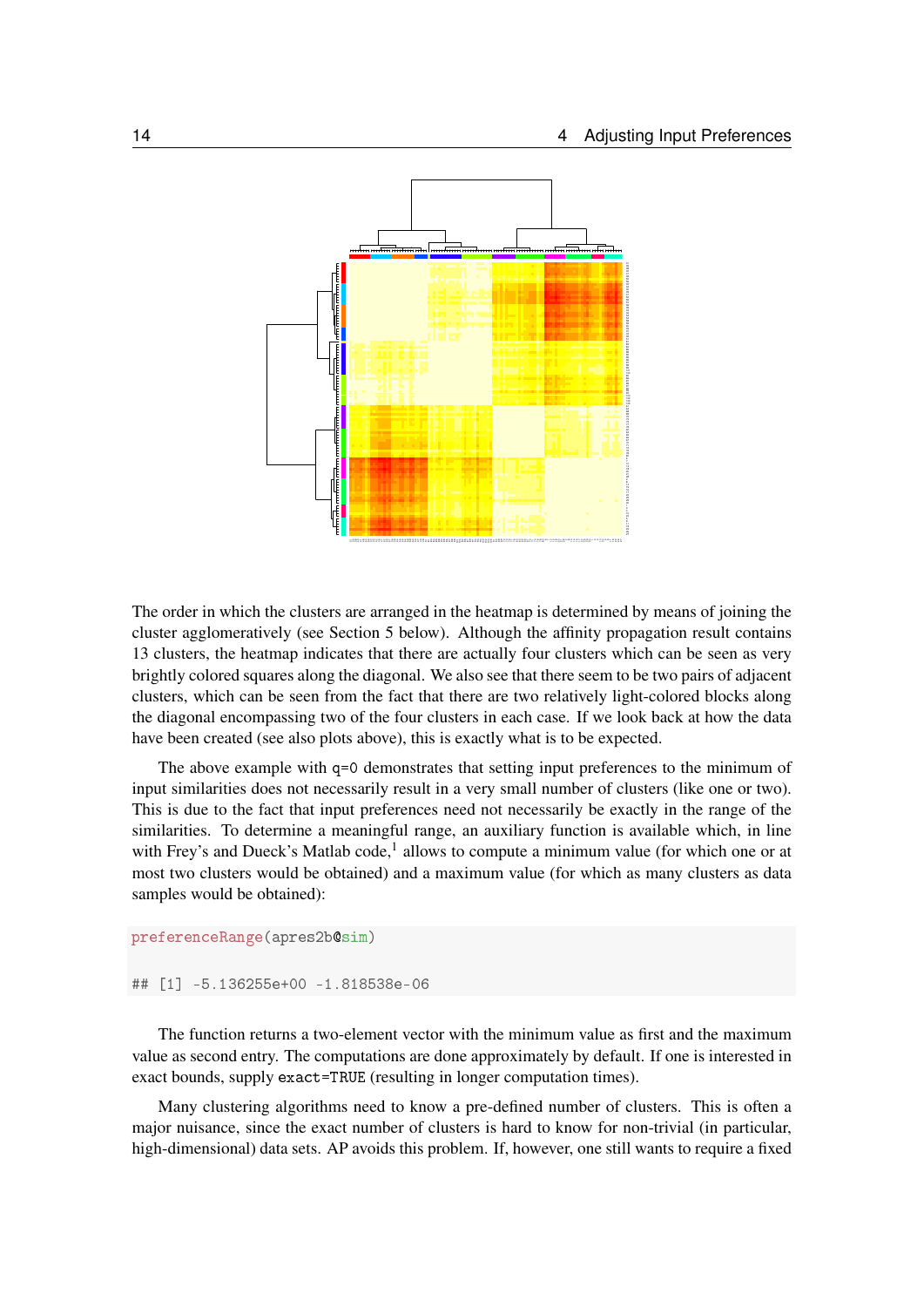The order in which the clusters are arranged in the heatmap is determined by means of joining the cluster agglomeratively (see Section 5 below). Although the affinity propagation result contains 13 clusters, the heatmap indicates that there are actually four clusters which can be seen as very brightly colored squares along the diagonal. We also see that there seem to be two pairs of adjacent clusters, which can be seen from the fact that there are two relatively light-colored blocks along the diagonal encompassing two of the four clusters in each case. If we look back at how the data have been created (see also plots above), this is exactly what is to be expected.

The above example with `q=0` demonstrates that setting input preferences to the minimum of input similarities does not necessarily result in a very small number of clusters (like one or two). This is due to the fact that input preferences need not necessarily be exactly in the range of the similarities. To determine a meaningful range, an auxiliary function is available which, in line with Frey's and Dueck's Matlab code,[1] allows to compute a minimum value (for which one or at most two clusters would be obtained) and a maximum value (for which as many clusters as data samples would be obtained):

```
preferenceRange(apres2b@sim)

## [1] -5.136255e+00 -1.818538e-06
```

The function returns a two-element vector with the minimum value as first and the maximum value as second entry. The computations are done approximately by default. If one is interested in exact bounds, supply `exact=TRUE` (resulting in longer computation times).

Many clustering algorithms need to know a pre-defined number of clusters. This is often a major nuisance, since the exact number of clusters is hard to know for non-trivial (in particular, high-dimensional) data sets. AP avoids this problem. If, however, one still wants to require a fixed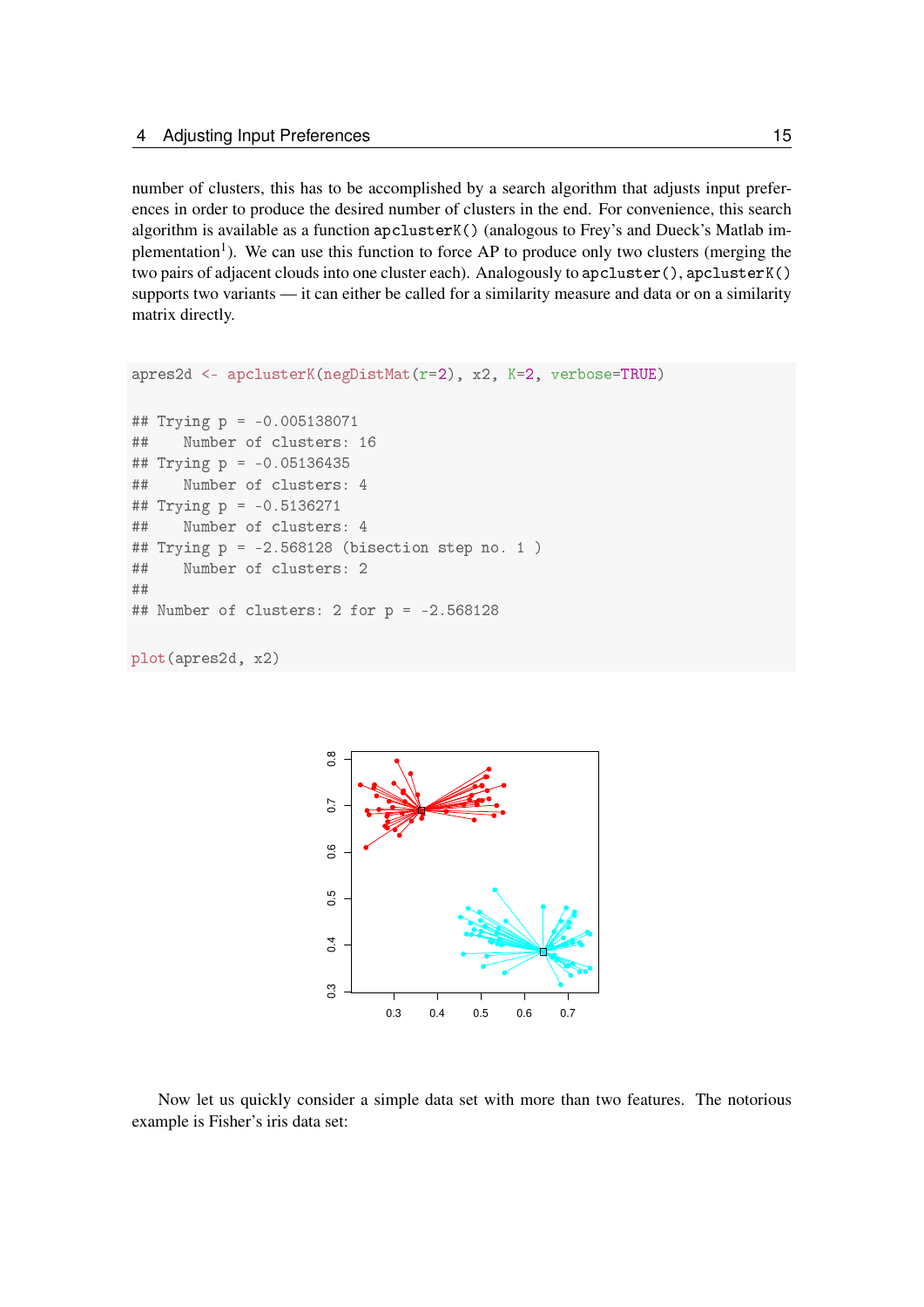number of clusters, this has to be accomplished by a search algorithm that adjusts input preferences in order to produce the desired number of clusters in the end. For convenience, this search algorithm is available as a function apclusterK() (analogous to Frey's and Dueck's Matlab implementation[1]). We can use this function to force AP to produce only two clusters (merging the two pairs of adjacent clouds into one cluster each). Analogously to apcluster(), apclusterK() supports two variants — it can either be called for a similarity measure and data or on a similarity matrix directly.

```
apres2d <- apclusterK(negDistMat(r=2), x2, K=2, verbose=TRUE)

## Trying p = -0.005138071
##    Number of clusters: 16
## Trying p = -0.05136435
##    Number of clusters: 4
## Trying p = -0.5136271
##    Number of clusters: 4
## Trying p = -2.568128 (bisection step no. 1 )
##    Number of clusters: 2
##
## Number of clusters: 2 for p = -2.568128

plot(apres2d, x2)
```

Now let us quickly consider a simple data set with more than two features. The notorious example is Fisher's iris data set: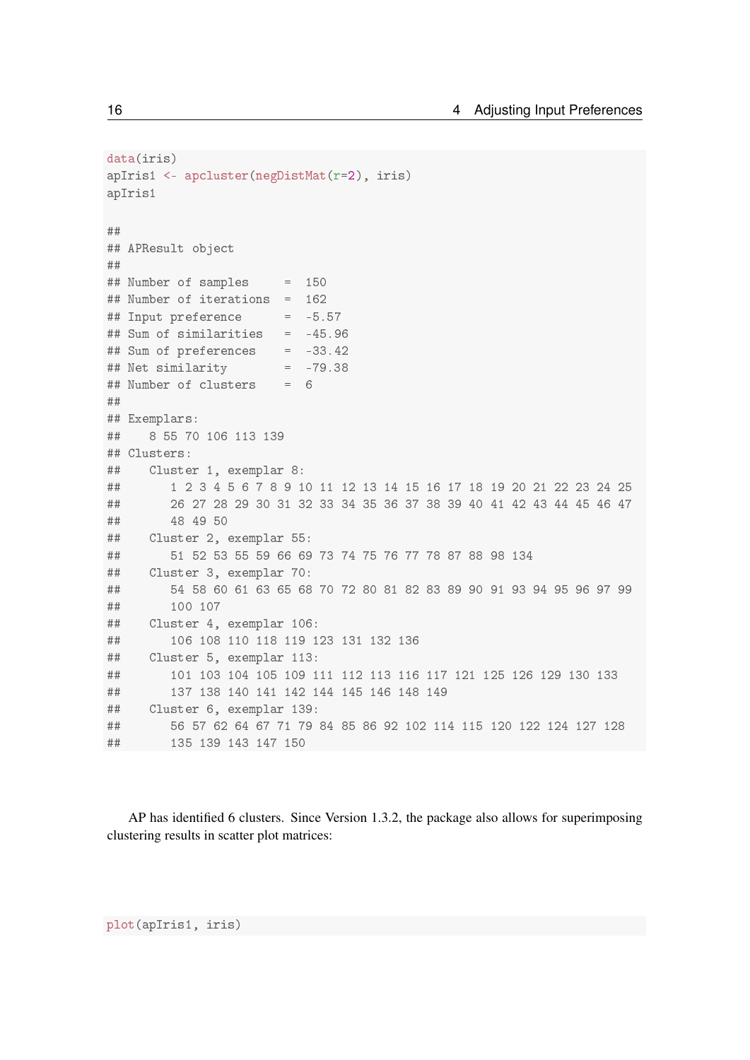```
data(iris)
apIris1 <- apcluster(negDistMat(r=2), iris)
apIris1

##
## APResult object
##
## Number of samples     =  150
## Number of iterations  =  162
## Input preference      =  -5.57
## Sum of similarities   =  -45.96
## Sum of preferences    =  -33.42
## Net similarity        =  -79.38
## Number of clusters    =  6
##
## Exemplars:
##    8 55 70 106 113 139
## Clusters:
##    Cluster 1, exemplar 8:
##       1 2 3 4 5 6 7 8 9 10 11 12 13 14 15 16 17 18 19 20 21 22 23 24 25
##       26 27 28 29 30 31 32 33 34 35 36 37 38 39 40 41 42 43 44 45 46 47
##       48 49 50
##    Cluster 2, exemplar 55:
##       51 52 53 55 59 66 69 73 74 75 76 77 78 87 88 98 134
##    Cluster 3, exemplar 70:
##       54 58 60 61 63 65 68 70 72 80 81 82 83 89 90 91 93 94 95 96 97 99
##       100 107
##    Cluster 4, exemplar 106:
##       106 108 110 118 119 123 131 132 136
##    Cluster 5, exemplar 113:
##       101 103 104 105 109 111 112 113 116 117 121 125 126 129 130 133
##       137 138 140 141 142 144 145 146 148 149
##    Cluster 6, exemplar 139:
##       56 57 62 64 67 71 79 84 85 86 92 102 114 115 120 122 124 127 128
##       135 139 143 147 150
```

AP has identified 6 clusters. Since Version 1.3.2, the package also allows for superimposing clustering results in scatter plot matrices:

```
plot(apIris1, iris)
```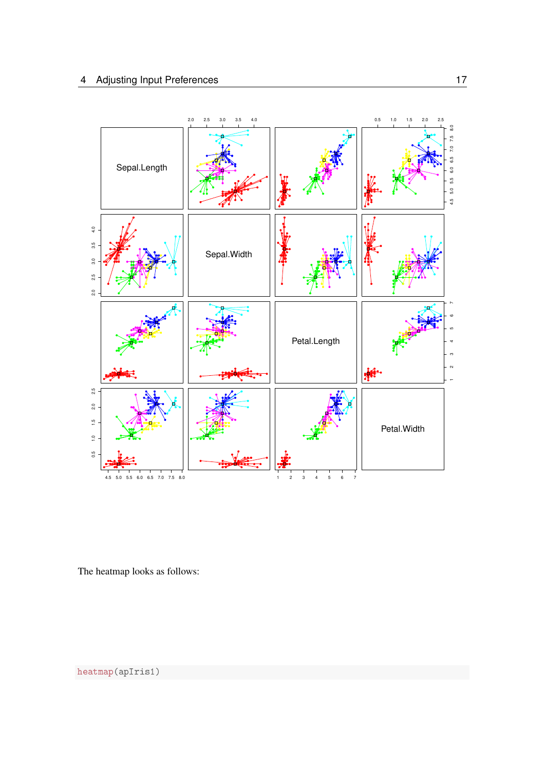The heatmap looks as follows:

```
heatmap(apIris1)
```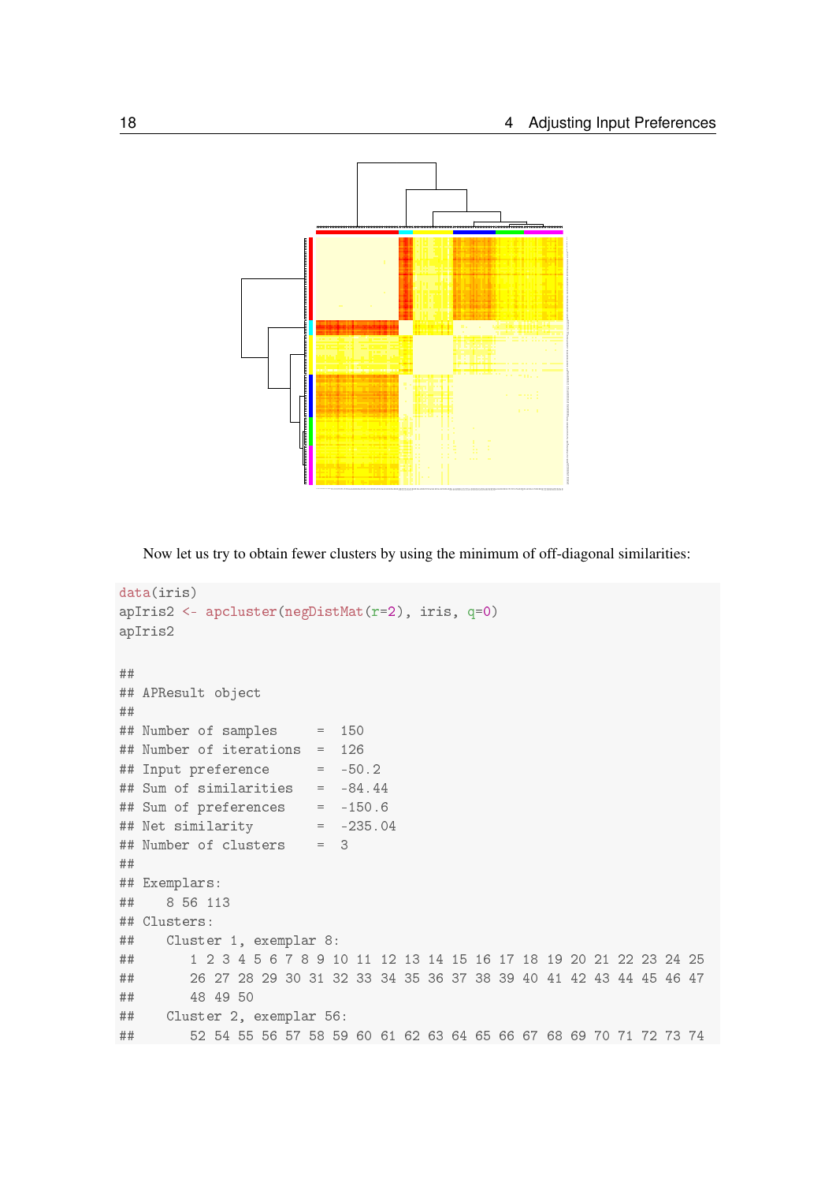Now let us try to obtain fewer clusters by using the minimum of off-diagonal similarities:

```
data(iris)
apIris2 <- apcluster(negDistMat(r=2), iris, q=0)
apIris2

##
## APResult object
##
## Number of samples     =  150
## Number of iterations  =  126
## Input preference      =  -50.2
## Sum of similarities   =  -84.44
## Sum of preferences    =  -150.6
## Net similarity        =  -235.04
## Number of clusters    =  3
##
## Exemplars:
##    8 56 113
## Clusters:
##    Cluster 1, exemplar 8:
##       1 2 3 4 5 6 7 8 9 10 11 12 13 14 15 16 17 18 19 20 21 22 23 24 25
##       26 27 28 29 30 31 32 33 34 35 36 37 38 39 40 41 42 43 44 45 46 47
##       48 49 50
##    Cluster 2, exemplar 56:
##       52 54 55 56 57 58 59 60 61 62 63 64 65 66 67 68 69 70 71 72 73 74
```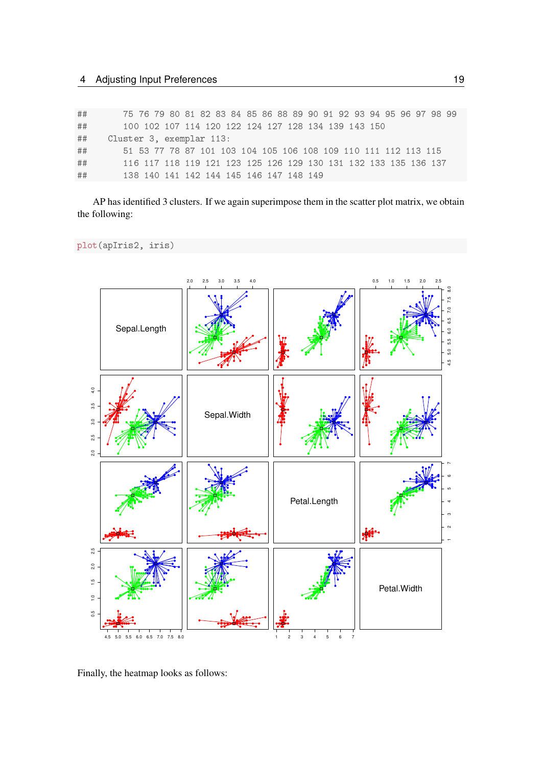```
##       75 76 79 80 81 82 83 84 85 86 88 89 90 91 92 93 94 95 96 97 98 99
##       100 102 107 114 120 122 124 127 128 134 139 143 150
##    Cluster 3, exemplar 113:
##       51 53 77 78 87 101 103 104 105 106 108 109 110 111 112 113 115
##       116 117 118 119 121 123 125 126 129 130 131 132 133 135 136 137
##       138 140 141 142 144 145 146 147 148 149
```

AP has identified 3 clusters. If we again superimpose them in the scatter plot matrix, we obtain the following:

```
plot(apIris2, iris)
```

Finally, the heatmap looks as follows: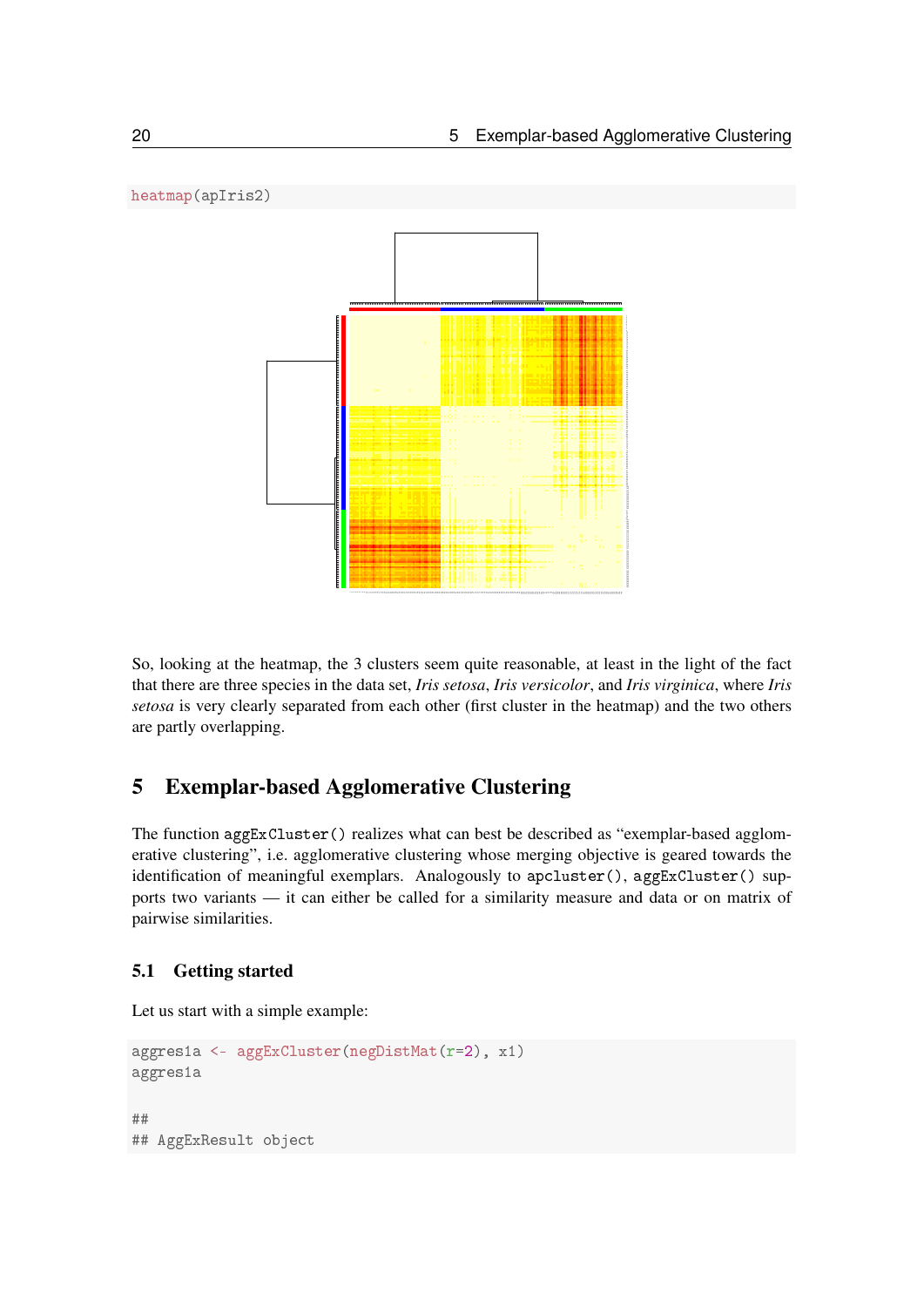```
heatmap(apIris2)
```

So, looking at the heatmap, the 3 clusters seem quite reasonable, at least in the light of the fact that there are three species in the data set, *Iris setosa*, *Iris versicolor*, and *Iris virginica*, where *Iris setosa* is very clearly separated from each other (first cluster in the heatmap) and the two others are partly overlapping.

# 5 Exemplar-based Agglomerative Clustering

The function `aggExCluster()` realizes what can best be described as "exemplar-based agglomerative clustering", i.e. agglomerative clustering whose merging objective is geared towards the identification of meaningful exemplars. Analogously to `apcluster()`, `aggExCluster()` supports two variants — it can either be called for a similarity measure and data or on matrix of pairwise similarities.

## 5.1 Getting started

Let us start with a simple example:

```
aggres1a <- aggExCluster(negDistMat(r=2), x1)
aggres1a

##
## AggExResult object
```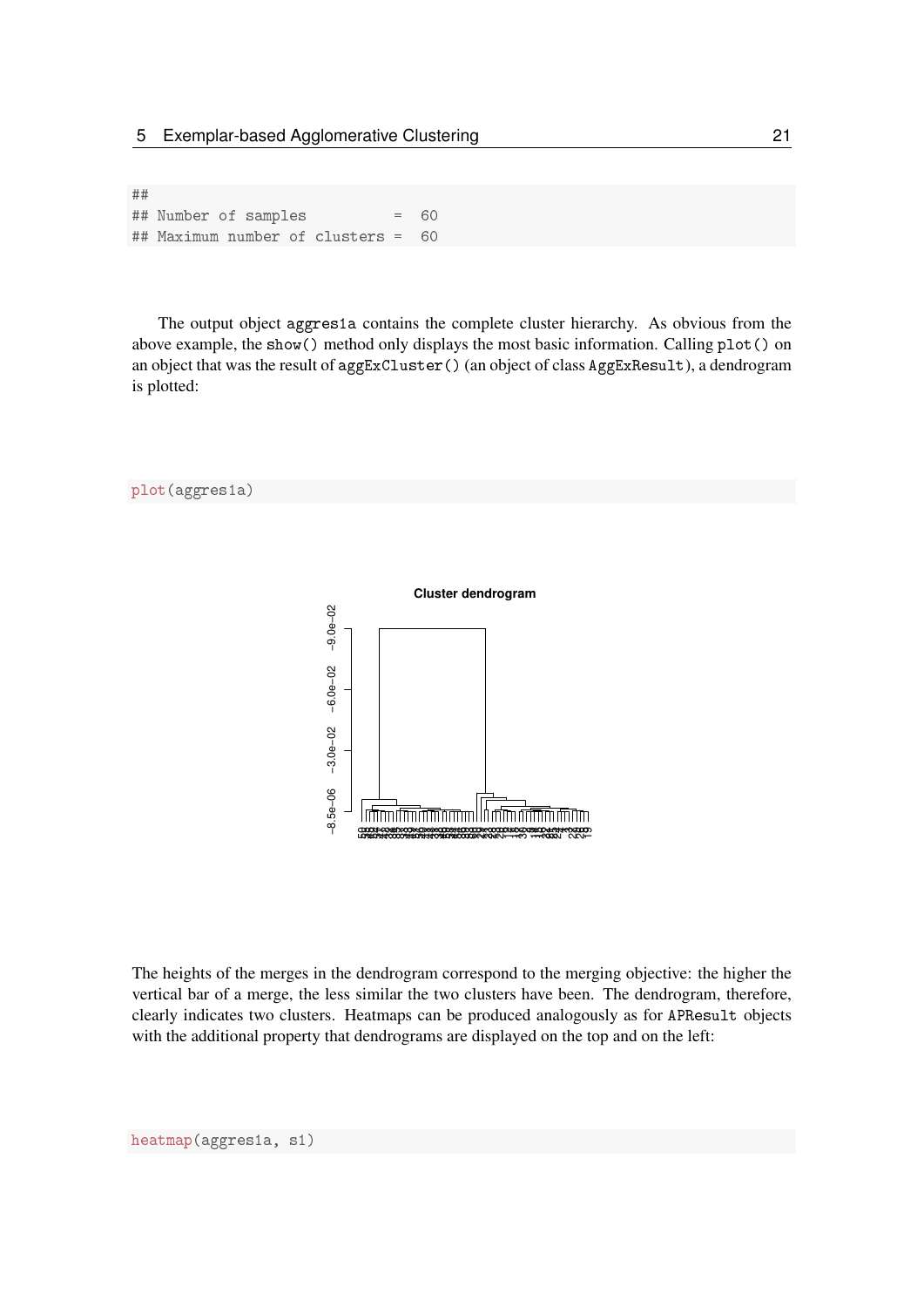```
##
## Number of samples          =  60
## Maximum number of clusters =  60
```

The output object aggres1a contains the complete cluster hierarchy. As obvious from the above example, the show() method only displays the most basic information. Calling plot() on an object that was the result of aggExCluster() (an object of class AggExResult), a dendrogram is plotted:

```
plot(aggres1a)
```

The heights of the merges in the dendrogram correspond to the merging objective: the higher the vertical bar of a merge, the less similar the two clusters have been. The dendrogram, therefore, clearly indicates two clusters. Heatmaps can be produced analogously as for APResult objects with the additional property that dendrograms are displayed on the top and on the left:

```
heatmap(aggres1a, s1)
```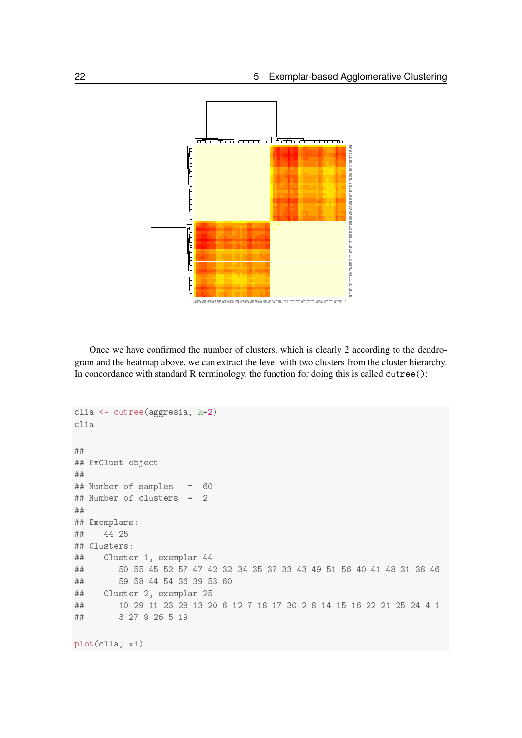Once we have confirmed the number of clusters, which is clearly 2 according to the dendrogram and the heatmap above, we can extract the level with two clusters from the cluster hierarchy. In concordance with standard R terminology, the function for doing this is called `cutree()`:

```
cl1a <- cutree(aggres1a, k=2)
cl1a

##
## ExClust object
##
## Number of samples   =  60
## Number of clusters  =  2
##
## Exemplars:
##    44 25
## Clusters:
##    Cluster 1, exemplar 44:
##       50 55 45 52 57 47 42 32 34 35 37 33 43 49 51 56 40 41 48 31 38 46
##       59 58 44 54 36 39 53 60
##    Cluster 2, exemplar 25:
##       10 29 11 23 28 13 20 6 12 7 18 17 30 2 8 14 15 16 22 21 25 24 4 1
##       3 27 9 26 5 19

plot(cl1a, x1)
```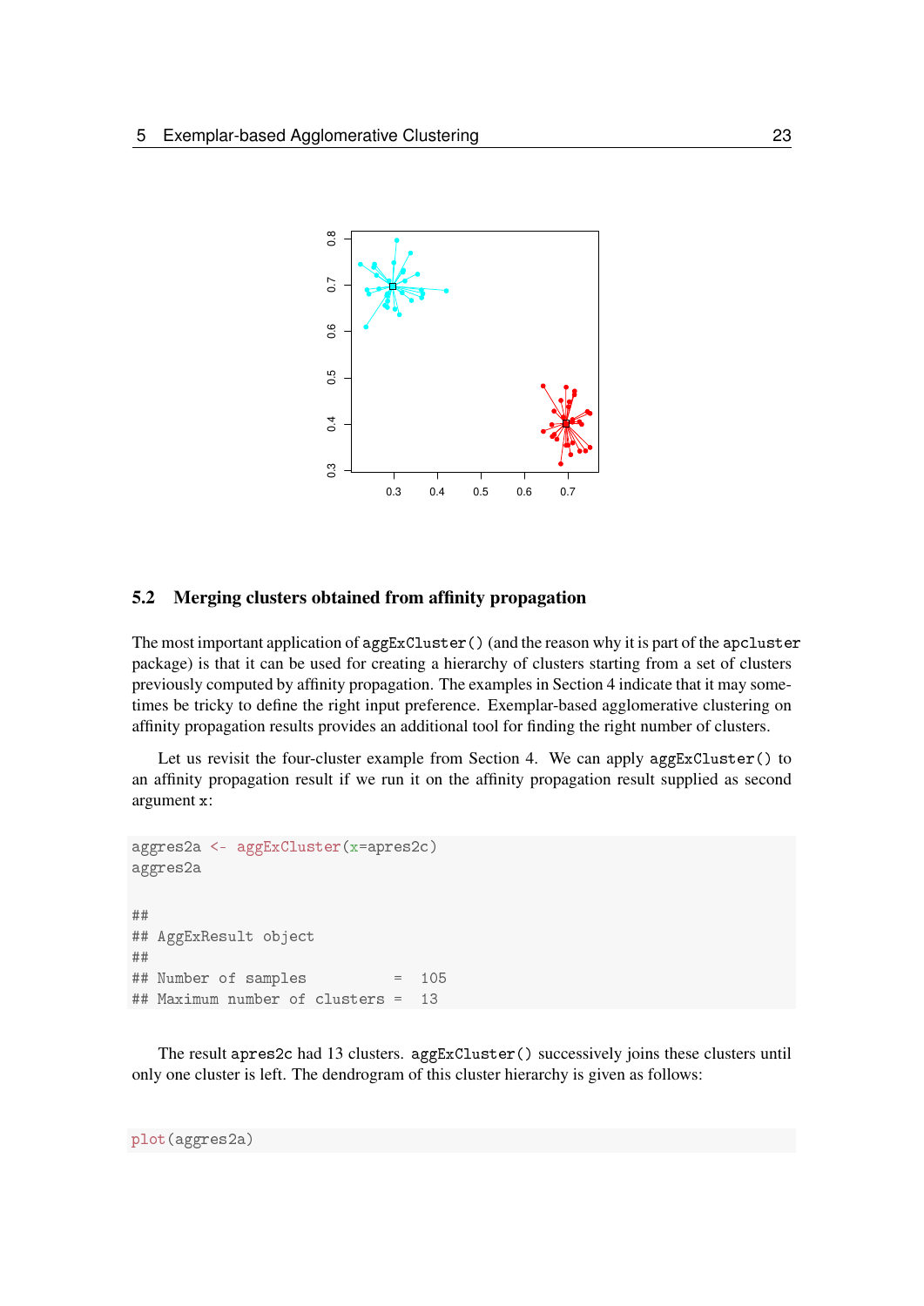## 5.2 Merging clusters obtained from affinity propagation

The most important application of `aggExCluster()` (and the reason why it is part of the `apcluster` package) is that it can be used for creating a hierarchy of clusters starting from a set of clusters previously computed by affinity propagation. The examples in Section 4 indicate that it may sometimes be tricky to define the right input preference. Exemplar-based agglomerative clustering on affinity propagation results provides an additional tool for finding the right number of clusters.

Let us revisit the four-cluster example from Section 4. We can apply `aggExCluster()` to an affinity propagation result if we run it on the affinity propagation result supplied as second argument `x`:

```
aggres2a <- aggExCluster(x=apres2c)
aggres2a

##
## AggExResult object
##
## Number of samples          =  105
## Maximum number of clusters =  13
```

The result `apres2c` had 13 clusters. `aggExCluster()` successively joins these clusters until only one cluster is left. The dendrogram of this cluster hierarchy is given as follows:

```
plot(aggres2a)
```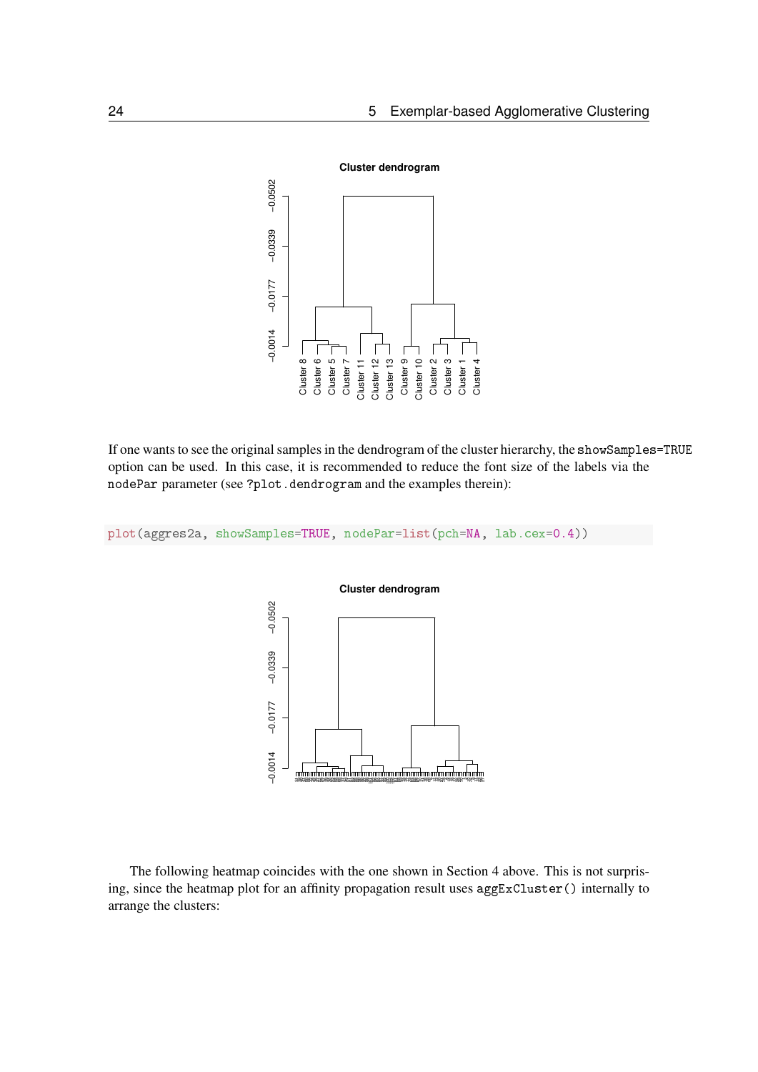If one wants to see the original samples in the dendrogram of the cluster hierarchy, the showSamples=TRUE option can be used. In this case, it is recommended to reduce the font size of the labels via the nodePar parameter (see ?plot.dendrogram and the examples therein):

```
plot(aggres2a, showSamples=TRUE, nodePar=list(pch=NA, lab.cex=0.4))
```

The following heatmap coincides with the one shown in Section 4 above. This is not surprising, since the heatmap plot for an affinity propagation result uses aggExCluster() internally to arrange the clusters: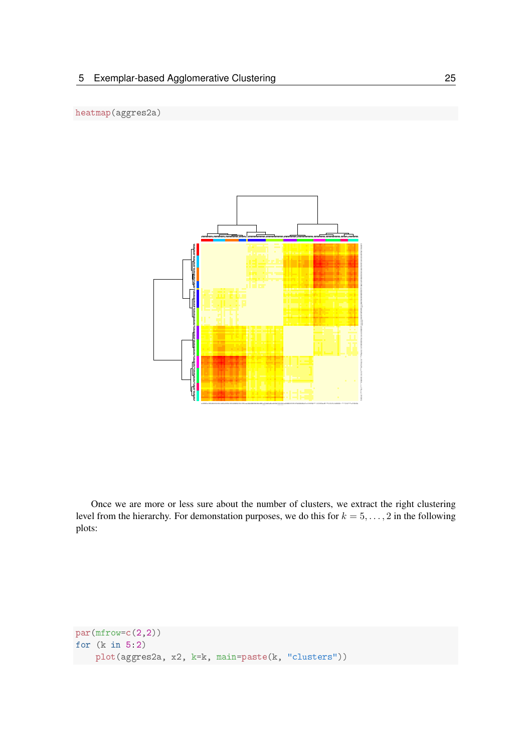```
heatmap(aggres2a)
```

Once we are more or less sure about the number of clusters, we extract the right clustering level from the hierarchy. For demonstation purposes, we do this for $k = 5, \ldots, 2$ in the following plots:

```
par(mfrow=c(2,2))
for (k in 5:2)
    plot(aggres2a, x2, k=k, main=paste(k, "clusters"))
```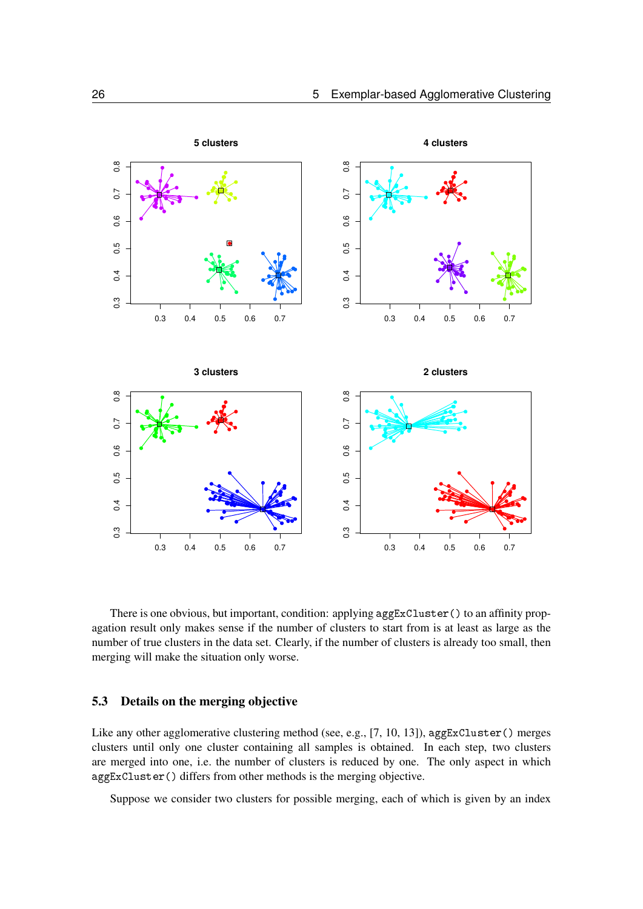There is one obvious, but important, condition: applying `aggExCluster()` to an affinity propagation result only makes sense if the number of clusters to start from is at least as large as the number of true clusters in the data set. Clearly, if the number of clusters is already too small, then merging will make the situation only worse.

## 5.3 Details on the merging objective

Like any other agglomerative clustering method (see, e.g., [7, 10, 13]), `aggExCluster()` merges clusters until only one cluster containing all samples is obtained. In each step, two clusters are merged into one, i.e. the number of clusters is reduced by one. The only aspect in which `aggExCluster()` differs from other methods is the merging objective.

Suppose we consider two clusters for possible merging, each of which is given by an index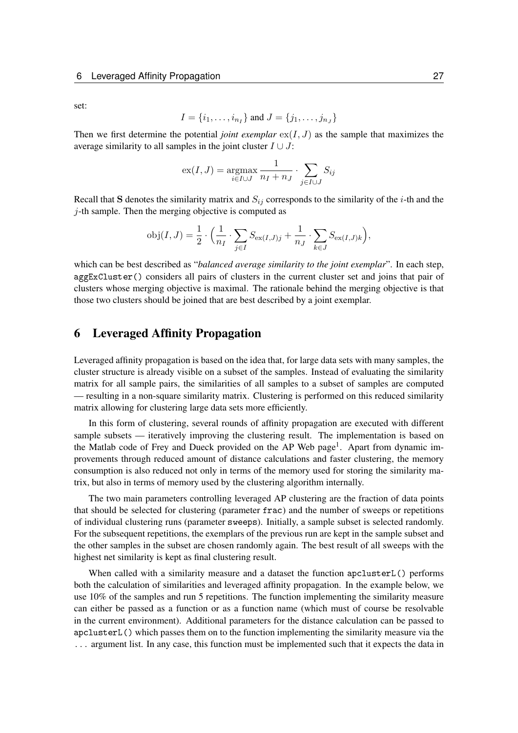set:

$$I = \{i_1, \ldots, i_{n_I}\} \text{ and } J = \{j_1, \ldots, j_{n_J}\}$$

Then we first determine the potential *joint exemplar* $\text{ex}(I, J)$ as the sample that maximizes the average similarity to all samples in the joint cluster $I \cup J$:

$$\text{ex}(I, J) = \underset{i \in I \cup J}{\text{argmax}} \frac{1}{n_I + n_J} \cdot \sum_{j \in I \cup J} S_{ij}$$

Recall that $\mathbf{S}$ denotes the similarity matrix and $S_{ij}$ corresponds to the similarity of the $i$-th and the $j$-th sample. Then the merging objective is computed as

$$\text{obj}(I, J) = \frac{1}{2} \cdot \Big( \frac{1}{n_I} \cdot \sum_{j \in I} S_{\text{ex}(I,J)j} + \frac{1}{n_J} \cdot \sum_{k \in J} S_{\text{ex}(I,J)k} \Big),$$

which can be best described as "*balanced average similarity to the joint exemplar*". In each step, `aggExCluster()` considers all pairs of clusters in the current cluster set and joins that pair of clusters whose merging objective is maximal. The rationale behind the merging objective is that those two clusters should be joined that are best described by a joint exemplar.

# 6 Leveraged Affinity Propagation

Leveraged affinity propagation is based on the idea that, for large data sets with many samples, the cluster structure is already visible on a subset of the samples. Instead of evaluating the similarity matrix for all sample pairs, the similarities of all samples to a subset of samples are computed — resulting in a non-square similarity matrix. Clustering is performed on this reduced similarity matrix allowing for clustering large data sets more efficiently.

In this form of clustering, several rounds of affinity propagation are executed with different sample subsets — iteratively improving the clustering result. The implementation is based on the Matlab code of Frey and Dueck provided on the AP Web page[1]. Apart from dynamic improvements through reduced amount of distance calculations and faster clustering, the memory consumption is also reduced not only in terms of the memory used for storing the similarity matrix, but also in terms of memory used by the clustering algorithm internally.

The two main parameters controlling leveraged AP clustering are the fraction of data points that should be selected for clustering (parameter `frac`) and the number of sweeps or repetitions of individual clustering runs (parameter `sweeps`). Initially, a sample subset is selected randomly. For the subsequent repetitions, the exemplars of the previous run are kept in the sample subset and the other samples in the subset are chosen randomly again. The best result of all sweeps with the highest net similarity is kept as final clustering result.

When called with a similarity measure and a dataset the function `apclusterL()` performs both the calculation of similarities and leveraged affinity propagation. In the example below, we use 10% of the samples and run 5 repetitions. The function implementing the similarity measure can either be passed as a function or as a function name (which must of course be resolvable in the current environment). Additional parameters for the distance calculation can be passed to `apclusterL()` which passes them on to the function implementing the similarity measure via the ... argument list. In any case, this function must be implemented such that it expects the data in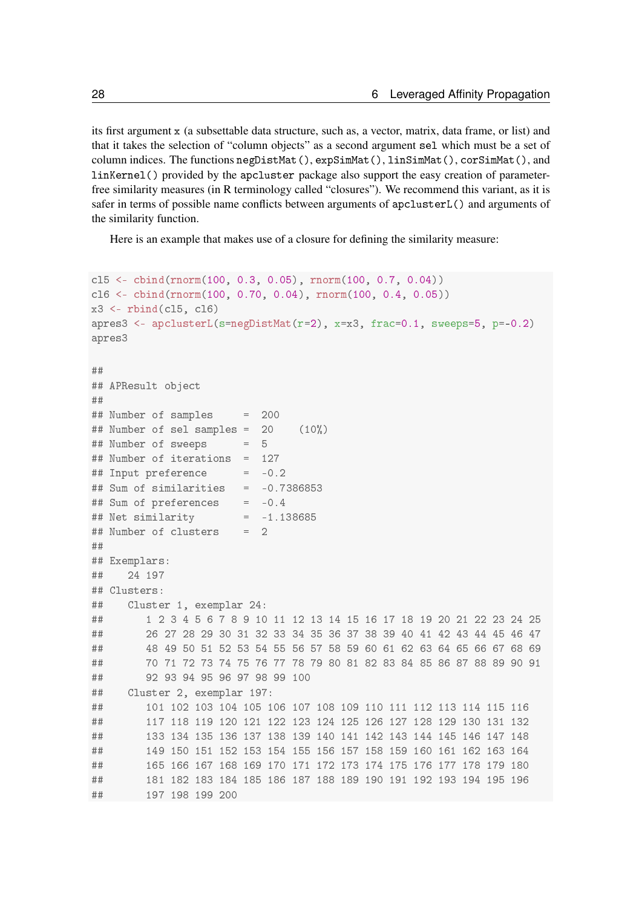its first argument `x` (a subsettable data structure, such as, a vector, matrix, data frame, or list) and that it takes the selection of "column objects" as a second argument `sel` which must be a set of column indices. The functions `negDistMat()`, `expSimMat()`, `linSimMat()`, `corSimMat()`, and `linKernel()` provided by the `apcluster` package also support the easy creation of parameter-free similarity measures (in R terminology called "closures"). We recommend this variant, as it is safer in terms of possible name conflicts between arguments of `apclusterL()` and arguments of the similarity function.

Here is an example that makes use of a closure for defining the similarity measure:

```
cl5 <- cbind(rnorm(100, 0.3, 0.05), rnorm(100, 0.7, 0.04))
cl6 <- cbind(rnorm(100, 0.70, 0.04), rnorm(100, 0.4, 0.05))
x3 <- rbind(cl5, cl6)
apres3 <- apclusterL(s=negDistMat(r=2), x=x3, frac=0.1, sweeps=5, p=-0.2)
apres3

##
## APResult object
##
## Number of samples     =  200
## Number of sel samples =  20    (10%)
## Number of sweeps      =  5
## Number of iterations  =  127
## Input preference      =  -0.2
## Sum of similarities   =  -0.7386853
## Sum of preferences    =  -0.4
## Net similarity        =  -1.138685
## Number of clusters    =  2
##
## Exemplars:
##    24 197
## Clusters:
##    Cluster 1, exemplar 24:
##       1 2 3 4 5 6 7 8 9 10 11 12 13 14 15 16 17 18 19 20 21 22 23 24 25
##       26 27 28 29 30 31 32 33 34 35 36 37 38 39 40 41 42 43 44 45 46 47
##       48 49 50 51 52 53 54 55 56 57 58 59 60 61 62 63 64 65 66 67 68 69
##       70 71 72 73 74 75 76 77 78 79 80 81 82 83 84 85 86 87 88 89 90 91
##       92 93 94 95 96 97 98 99 100
##    Cluster 2, exemplar 197:
##       101 102 103 104 105 106 107 108 109 110 111 112 113 114 115 116
##       117 118 119 120 121 122 123 124 125 126 127 128 129 130 131 132
##       133 134 135 136 137 138 139 140 141 142 143 144 145 146 147 148
##       149 150 151 152 153 154 155 156 157 158 159 160 161 162 163 164
##       165 166 167 168 169 170 171 172 173 174 175 176 177 178 179 180
##       181 182 183 184 185 186 187 188 189 190 191 192 193 194 195 196
##       197 198 199 200
```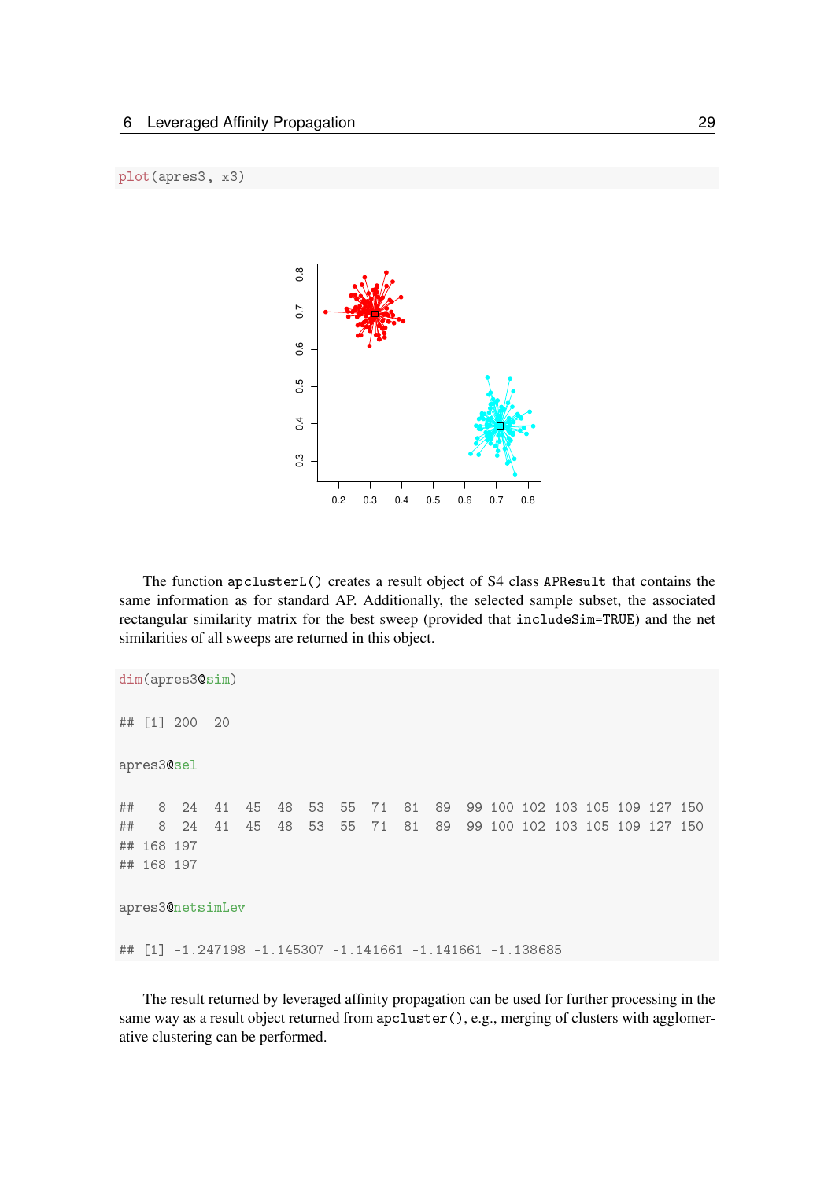```
plot(apres3, x3)
```

The function `apclusterL()` creates a result object of S4 class `APResult` that contains the same information as for standard AP. Additionally, the selected sample subset, the associated rectangular similarity matrix for the best sweep (provided that `includeSim=TRUE`) and the net similarities of all sweeps are returned in this object.

```
dim(apres3@sim)

## [1] 200  20

apres3@sel

##   8  24  41  45  48  53  55  71  81  89  99 100 102 103 105 109 127 150
##   8  24  41  45  48  53  55  71  81  89  99 100 102 103 105 109 127 150
## 168 197
## 168 197

apres3@netsimLev

## [1] -1.247198 -1.145307 -1.141661 -1.141661 -1.138685
```

The result returned by leveraged affinity propagation can be used for further processing in the same way as a result object returned from `apcluster()`, e.g., merging of clusters with agglomerative clustering can be performed.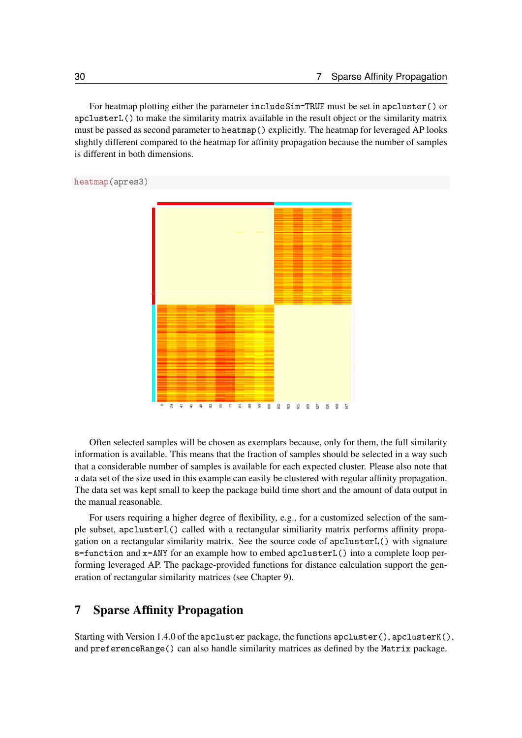For heatmap plotting either the parameter includeSim=TRUE must be set in apcluster() or apclusterL() to make the similarity matrix available in the result object or the similarity matrix must be passed as second parameter to heatmap() explicitly. The heatmap for leveraged AP looks slightly different compared to the heatmap for affinity propagation because the number of samples is different in both dimensions.

```
heatmap(apres3)
```

Often selected samples will be chosen as exemplars because, only for them, the full similarity information is available. This means that the fraction of samples should be selected in a way such that a considerable number of samples is available for each expected cluster. Please also note that a data set of the size used in this example can easily be clustered with regular affinity propagation. The data set was kept small to keep the package build time short and the amount of data output in the manual reasonable.

For users requiring a higher degree of flexibility, e.g., for a customized selection of the sample subset, apclusterL() called with a rectangular similiarity matrix performs affinity propagation on a rectangular similarity matrix. See the source code of apclusterL() with signature s=function and x=ANY for an example how to embed apclusterL() into a complete loop performing leveraged AP. The package-provided functions for distance calculation support the generation of rectangular similarity matrices (see Chapter 9).

# 7 Sparse Affinity Propagation

Starting with Version 1.4.0 of the apcluster package, the functions apcluster(), apclusterK(), and preferenceRange() can also handle similarity matrices as defined by the Matrix package.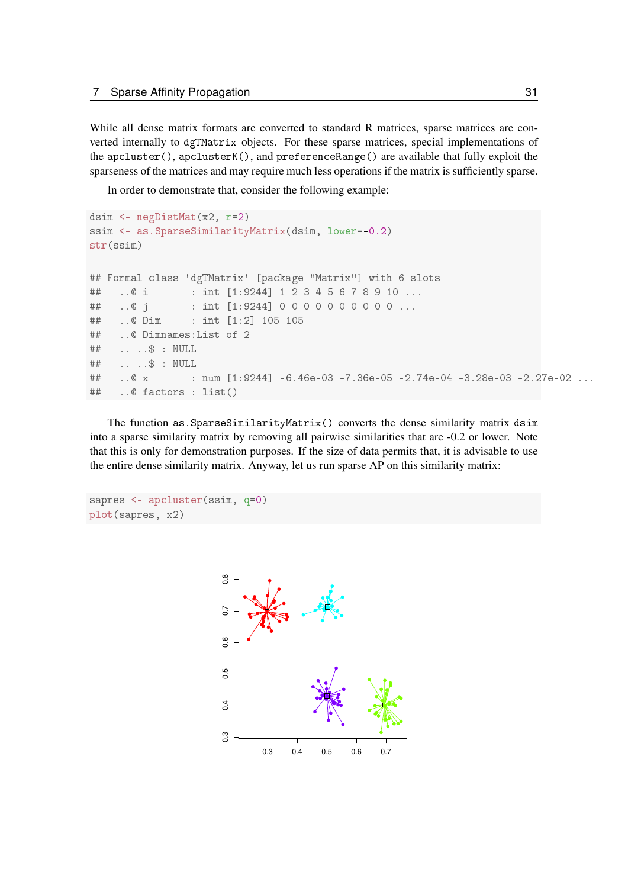While all dense matrix formats are converted to standard R matrices, sparse matrices are converted internally to `dgTMatrix` objects. For these sparse matrices, special implementations of the `apcluster()`, `apclusterK()`, and `preferenceRange()` are available that fully exploit the sparseness of the matrices and may require much less operations if the matrix is sufficiently sparse.

In order to demonstrate that, consider the following example:

```
dsim <- negDistMat(x2, r=2)
ssim <- as.SparseSimilarityMatrix(dsim, lower=-0.2)
str(ssim)

## Formal class 'dgTMatrix' [package "Matrix"] with 6 slots
##   ..@ i       : int [1:9244] 1 2 3 4 5 6 7 8 9 10 ...
##   ..@ j       : int [1:9244] 0 0 0 0 0 0 0 0 0 0 ...
##   ..@ Dim     : int [1:2] 105 105
##   ..@ Dimnames:List of 2
##   .. ..$ : NULL
##   .. ..$ : NULL
##   ..@ x       : num [1:9244] -6.46e-03 -7.36e-05 -2.74e-04 -3.28e-03 -2.27e-02 ...
##   ..@ factors : list()
```

The function `as.SparseSimilarityMatrix()` converts the dense similarity matrix `dsim` into a sparse similarity matrix by removing all pairwise similarities that are -0.2 or lower. Note that this is only for demonstration purposes. If the size of data permits that, it is advisable to use the entire dense similarity matrix. Anyway, let us run sparse AP on this similarity matrix:

```
sapres <- apcluster(ssim, q=0)
plot(sapres, x2)
```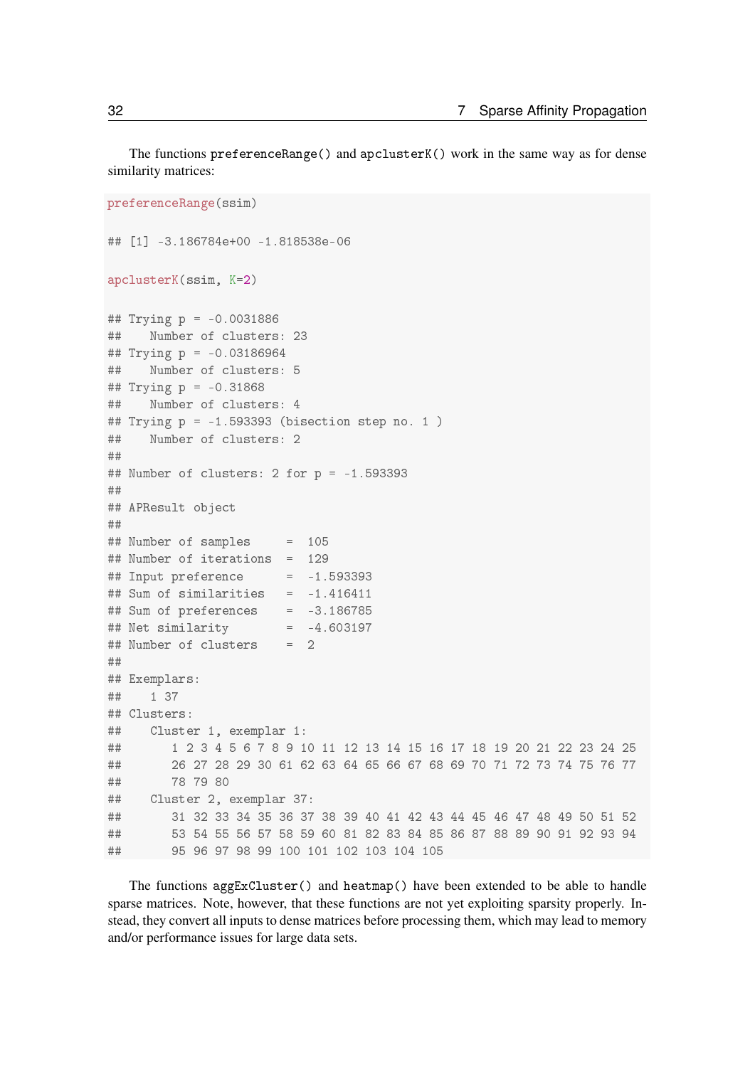The functions `preferenceRange()` and `apclusterK()` work in the same way as for dense similarity matrices:

```
preferenceRange(ssim)

## [1] -3.186784e+00 -1.818538e-06

apclusterK(ssim, K=2)

## Trying p = -0.0031886
##    Number of clusters: 23
## Trying p = -0.03186964
##    Number of clusters: 5
## Trying p = -0.31868
##    Number of clusters: 4
## Trying p = -1.593393 (bisection step no. 1 )
##    Number of clusters: 2
##
## Number of clusters: 2 for p = -1.593393
##
## APResult object
##
## Number of samples     =  105
## Number of iterations  =  129
## Input preference      =  -1.593393
## Sum of similarities   =  -1.416411
## Sum of preferences    =  -3.186785
## Net similarity        =  -4.603197
## Number of clusters    =  2
##
## Exemplars:
##    1 37
## Clusters:
##    Cluster 1, exemplar 1:
##       1 2 3 4 5 6 7 8 9 10 11 12 13 14 15 16 17 18 19 20 21 22 23 24 25
##       26 27 28 29 30 61 62 63 64 65 66 67 68 69 70 71 72 73 74 75 76 77
##       78 79 80
##    Cluster 2, exemplar 37:
##       31 32 33 34 35 36 37 38 39 40 41 42 43 44 45 46 47 48 49 50 51 52
##       53 54 55 56 57 58 59 60 81 82 83 84 85 86 87 88 89 90 91 92 93 94
##       95 96 97 98 99 100 101 102 103 104 105
```

The functions `aggExCluster()` and `heatmap()` have been extended to be able to handle sparse matrices. Note, however, that these functions are not yet exploiting sparsity properly. Instead, they convert all inputs to dense matrices before processing them, which may lead to memory and/or performance issues for large data sets.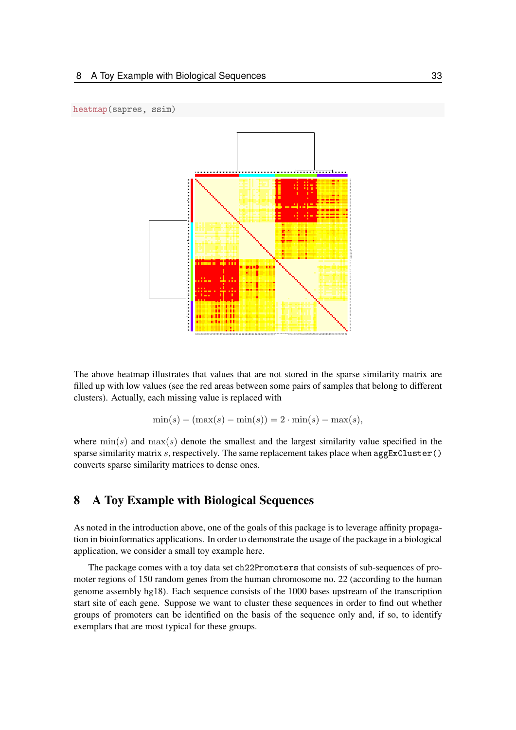```
heatmap(sapres, ssim)
```

The above heatmap illustrates that values that are not stored in the sparse similarity matrix are filled up with low values (see the red areas between some pairs of samples that belong to different clusters). Actually, each missing value is replaced with

$$\min(s) - (\max(s) - \min(s)) = 2 \cdot \min(s) - \max(s),$$

where $\min(s)$ and $\max(s)$ denote the smallest and the largest similarity value specified in the sparse similarity matrix $s$, respectively. The same replacement takes place when `aggExCluster()` converts sparse similarity matrices to dense ones.

## 8 A Toy Example with Biological Sequences

As noted in the introduction above, one of the goals of this package is to leverage affinity propagation in bioinformatics applications. In order to demonstrate the usage of the package in a biological application, we consider a small toy example here.

The package comes with a toy data set `ch22Promoters` that consists of sub-sequences of promoter regions of 150 random genes from the human chromosome no. 22 (according to the human genome assembly hg18). Each sequence consists of the 1000 bases upstream of the transcription start site of each gene. Suppose we want to cluster these sequences in order to find out whether groups of promoters can be identified on the basis of the sequence only and, if so, to identify exemplars that are most typical for these groups.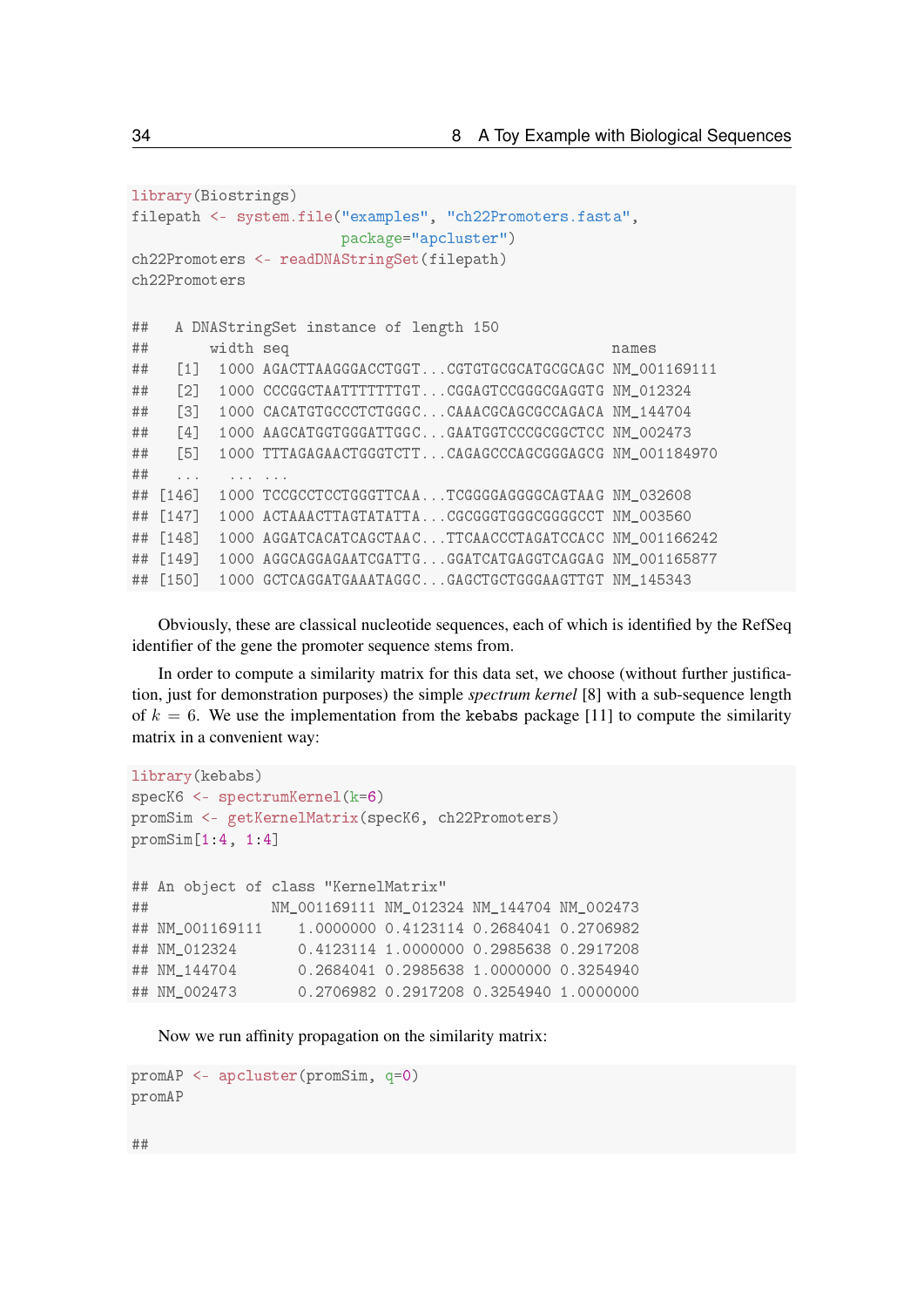```
library(Biostrings)
filepath <- system.file("examples", "ch22Promoters.fasta",
                        package="apcluster")
ch22Promoters <- readDNAStringSet(filepath)
ch22Promoters

##   A DNAStringSet instance of length 150
##       width seq                                         names
##   [1]  1000 AGACTTAAGGGACCTGGT...CGTGTGCGCATGCGCAGC NM_001169111
##   [2]  1000 CCCGGCTAATTTTTTTGT...CGGAGTCCGGGCGAGGTG NM_012324
##   [3]  1000 CACATGTGCCCTCTGGGC...CAAACGCAGCGCCAGACA NM_144704
##   [4]  1000 AAGCATGGTGGGATTGGC...GAATGGTCCCGCGGCTCC NM_002473
##   [5]  1000 TTTAGAGAACTGGGTCTT...CAGAGCCCAGCGGGAGCG NM_001184970
##   ...   ... ...
## [146]  1000 TCCGCCTCCTGGGTTCAA...TCGGGGAGGGGCAGTAAG NM_032608
## [147]  1000 ACTAAACTTAGTATATTA...CGCGGGTGGGCGGGGCCT NM_003560
## [148]  1000 AGGATCACATCAGCTAAC...TTCAACCCTAGATCCACC NM_001166242
## [149]  1000 AGGCAGGAGAATCGATTG...GGATCATGAGGTCAGGAG NM_001165877
## [150]  1000 GCTCAGGATGAAATAGGC...GAGCTGCTGGGAAGTTGT NM_145343
```

Obviously, these are classical nucleotide sequences, each of which is identified by the RefSeq identifier of the gene the promoter sequence stems from.

In order to compute a similarity matrix for this data set, we choose (without further justification, just for demonstration purposes) the simple *spectrum kernel* [8] with a sub-sequence length of $k = 6$. We use the implementation from the `kebabs` package [11] to compute the similarity matrix in a convenient way:

```
library(kebabs)
specK6 <- spectrumKernel(k=6)
promSim <- getKernelMatrix(specK6, ch22Promoters)
promSim[1:4, 1:4]

## An object of class "KernelMatrix"
##              NM_001169111 NM_012324 NM_144704 NM_002473
## NM_001169111    1.0000000 0.4123114 0.2684041 0.2706982
## NM_012324       0.4123114 1.0000000 0.2985638 0.2917208
## NM_144704       0.2684041 0.2985638 1.0000000 0.3254940
## NM_002473       0.2706982 0.2917208 0.3254940 1.0000000
```

Now we run affinity propagation on the similarity matrix:

```
promAP <- apcluster(promSim, q=0)
promAP

##
```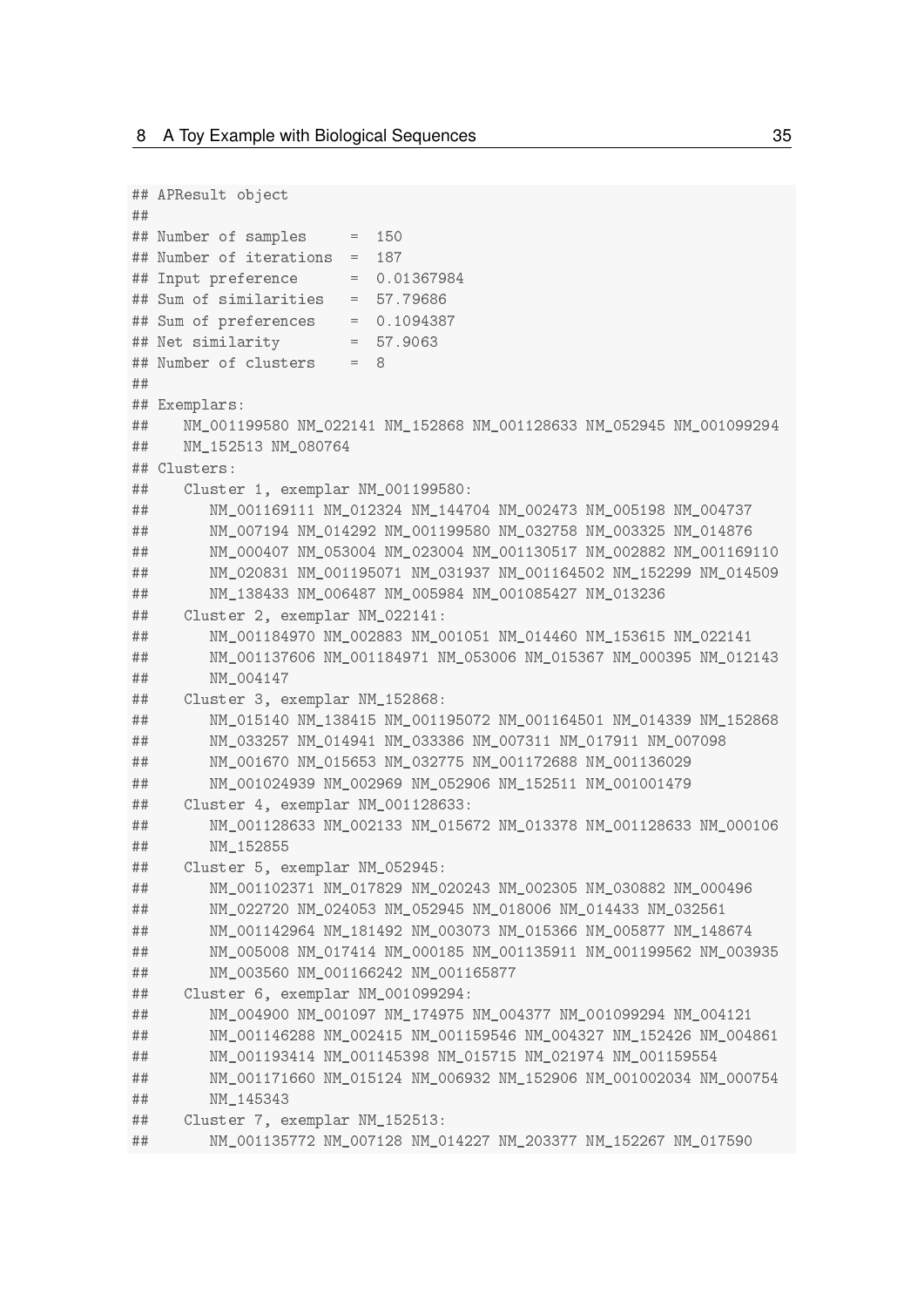```
## APResult object
##
## Number of samples     =  150
## Number of iterations  =  187
## Input preference      =  0.01367984
## Sum of similarities   =  57.79686
## Sum of preferences    =  0.1094387
## Net similarity        =  57.9063
## Number of clusters    =  8
##
## Exemplars:
##    NM_001199580 NM_022141 NM_152868 NM_001128633 NM_052945 NM_001099294
##    NM_152513 NM_080764
## Clusters:
##    Cluster 1, exemplar NM_001199580:
##       NM_001169111 NM_012324 NM_144704 NM_002473 NM_005198 NM_004737
##       NM_007194 NM_014292 NM_001199580 NM_032758 NM_003325 NM_014876
##       NM_000407 NM_053004 NM_023004 NM_001130517 NM_002882 NM_001169110
##       NM_020831 NM_001195071 NM_031937 NM_001164502 NM_152299 NM_014509
##       NM_138433 NM_006487 NM_005984 NM_001085427 NM_013236
##    Cluster 2, exemplar NM_022141:
##       NM_001184970 NM_002883 NM_001051 NM_014460 NM_153615 NM_022141
##       NM_001137606 NM_001184971 NM_053006 NM_015367 NM_000395 NM_012143
##       NM_004147
##    Cluster 3, exemplar NM_152868:
##       NM_015140 NM_138415 NM_001195072 NM_001164501 NM_014339 NM_152868
##       NM_033257 NM_014941 NM_033386 NM_007311 NM_017911 NM_007098
##       NM_001670 NM_015653 NM_032775 NM_001172688 NM_001136029
##       NM_001024939 NM_002969 NM_052906 NM_152511 NM_001001479
##    Cluster 4, exemplar NM_001128633:
##       NM_001128633 NM_002133 NM_015672 NM_013378 NM_001128633 NM_000106
##       NM_152855
##    Cluster 5, exemplar NM_052945:
##       NM_001102371 NM_017829 NM_020243 NM_002305 NM_030882 NM_000496
##       NM_022720 NM_024053 NM_052945 NM_018006 NM_014433 NM_032561
##       NM_001142964 NM_181492 NM_003073 NM_015366 NM_005877 NM_148674
##       NM_005008 NM_017414 NM_000185 NM_001135911 NM_001199562 NM_003935
##       NM_003560 NM_001166242 NM_001165877
##    Cluster 6, exemplar NM_001099294:
##       NM_004900 NM_001097 NM_174975 NM_004377 NM_001099294 NM_004121
##       NM_001146288 NM_002415 NM_001159546 NM_004327 NM_152426 NM_004861
##       NM_001193414 NM_001145398 NM_015715 NM_021974 NM_001159554
##       NM_001171660 NM_015124 NM_006932 NM_152906 NM_001002034 NM_000754
##       NM_145343
##    Cluster 7, exemplar NM_152513:
##       NM_001135772 NM_007128 NM_014227 NM_203377 NM_152267 NM_017590
```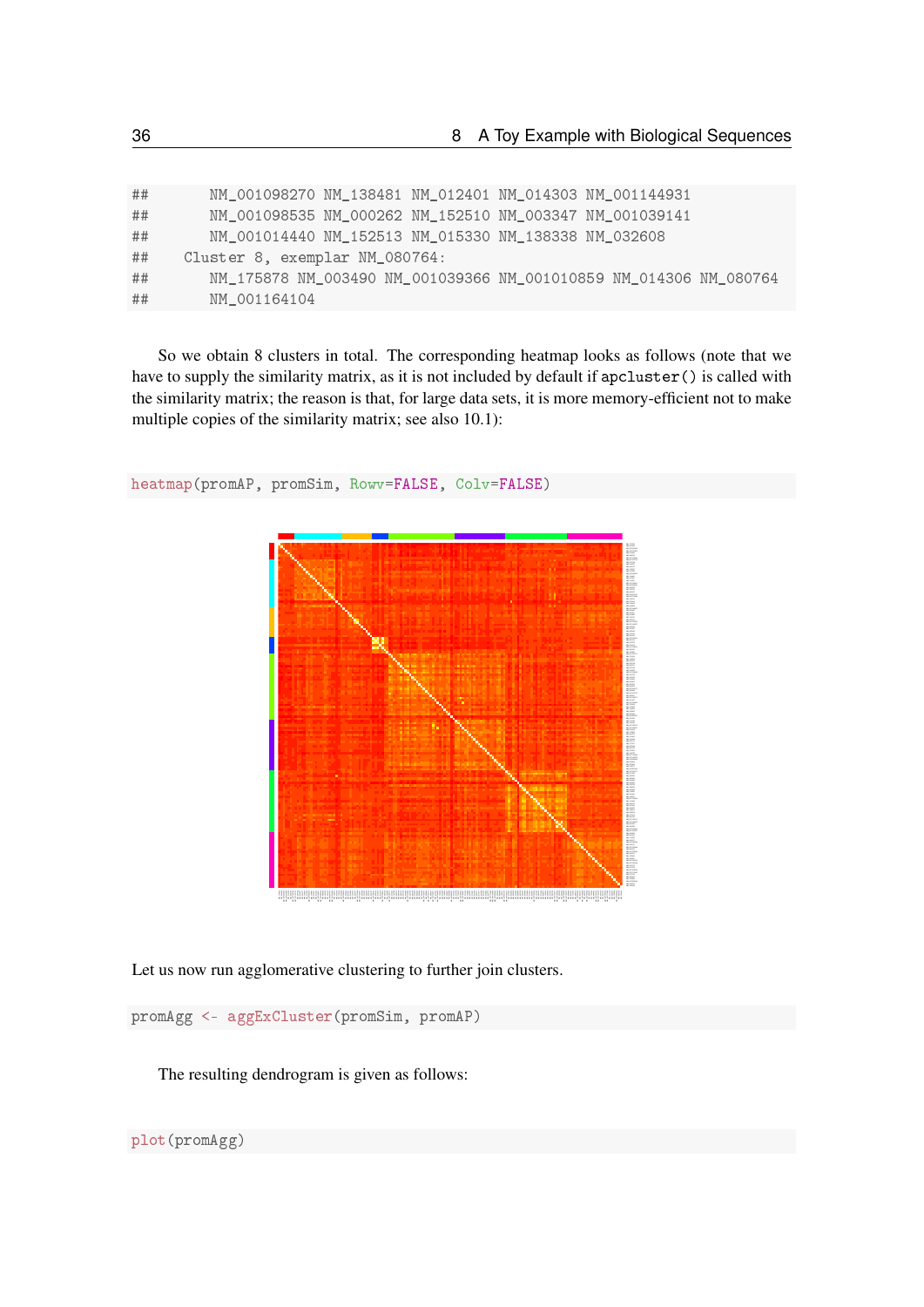```
##       NM_001098270 NM_138481 NM_012401 NM_014303 NM_001144931
##       NM_001098535 NM_000262 NM_152510 NM_003347 NM_001039141
##       NM_001014440 NM_152513 NM_015330 NM_138338 NM_032608
##    Cluster 8, exemplar NM_080764:
##       NM_175878 NM_003490 NM_001039366 NM_001010859 NM_014306 NM_080764
##       NM_001164104
```

So we obtain 8 clusters in total. The corresponding heatmap looks as follows (note that we have to supply the similarity matrix, as it is not included by default if `apcluster()` is called with the similarity matrix; the reason is that, for large data sets, it is more memory-efficient not to make multiple copies of the similarity matrix; see also 10.1):

```
heatmap(promAP, promSim, Rowv=FALSE, Colv=FALSE)
```

Let us now run agglomerative clustering to further join clusters.

```
promAgg <- aggExCluster(promSim, promAP)
```

The resulting dendrogram is given as follows:

```
plot(promAgg)
```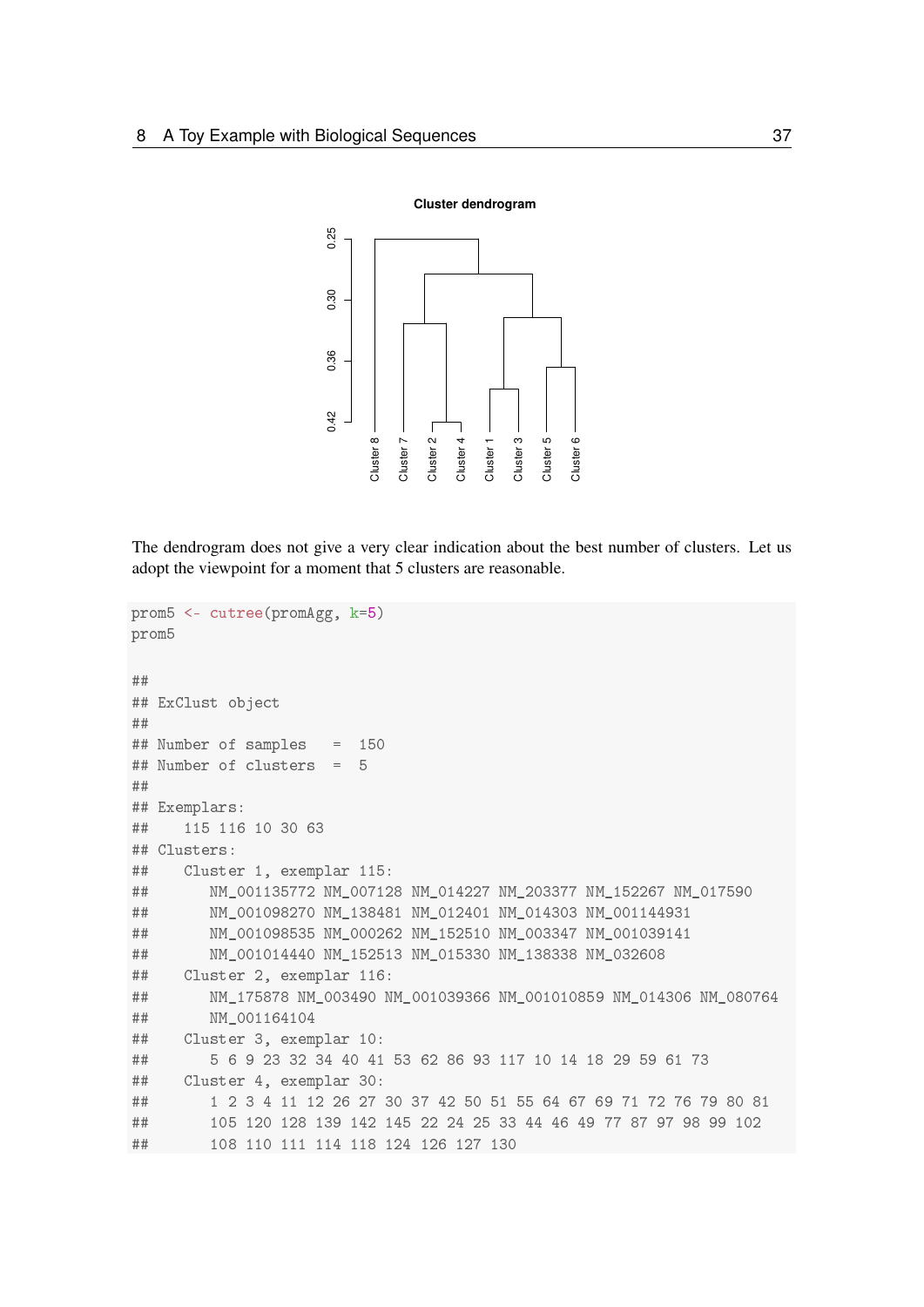The dendrogram does not give a very clear indication about the best number of clusters. Let us adopt the viewpoint for a moment that 5 clusters are reasonable.

```
prom5 <- cutree(promAgg, k=5)
prom5

##
## ExClust object
##
## Number of samples   =  150
## Number of clusters  =  5
##
## Exemplars:
##    115 116 10 30 63
## Clusters:
##    Cluster 1, exemplar 115:
##       NM_001135772 NM_007128 NM_014227 NM_203377 NM_152267 NM_017590
##       NM_001098270 NM_138481 NM_012401 NM_014303 NM_001144931
##       NM_001098535 NM_000262 NM_152510 NM_003347 NM_001039141
##       NM_001014440 NM_152513 NM_015330 NM_138338 NM_032608
##    Cluster 2, exemplar 116:
##       NM_175878 NM_003490 NM_001039366 NM_001010859 NM_014306 NM_080764
##       NM_001164104
##    Cluster 3, exemplar 10:
##       5 6 9 23 32 34 40 41 53 62 86 93 117 10 14 18 29 59 61 73
##    Cluster 4, exemplar 30:
##       1 2 3 4 11 12 26 27 30 37 42 50 51 55 64 67 69 71 72 76 79 80 81
##       105 120 128 139 142 145 22 24 25 33 44 46 49 77 87 97 98 99 102
##       108 110 111 114 118 124 126 127 130
```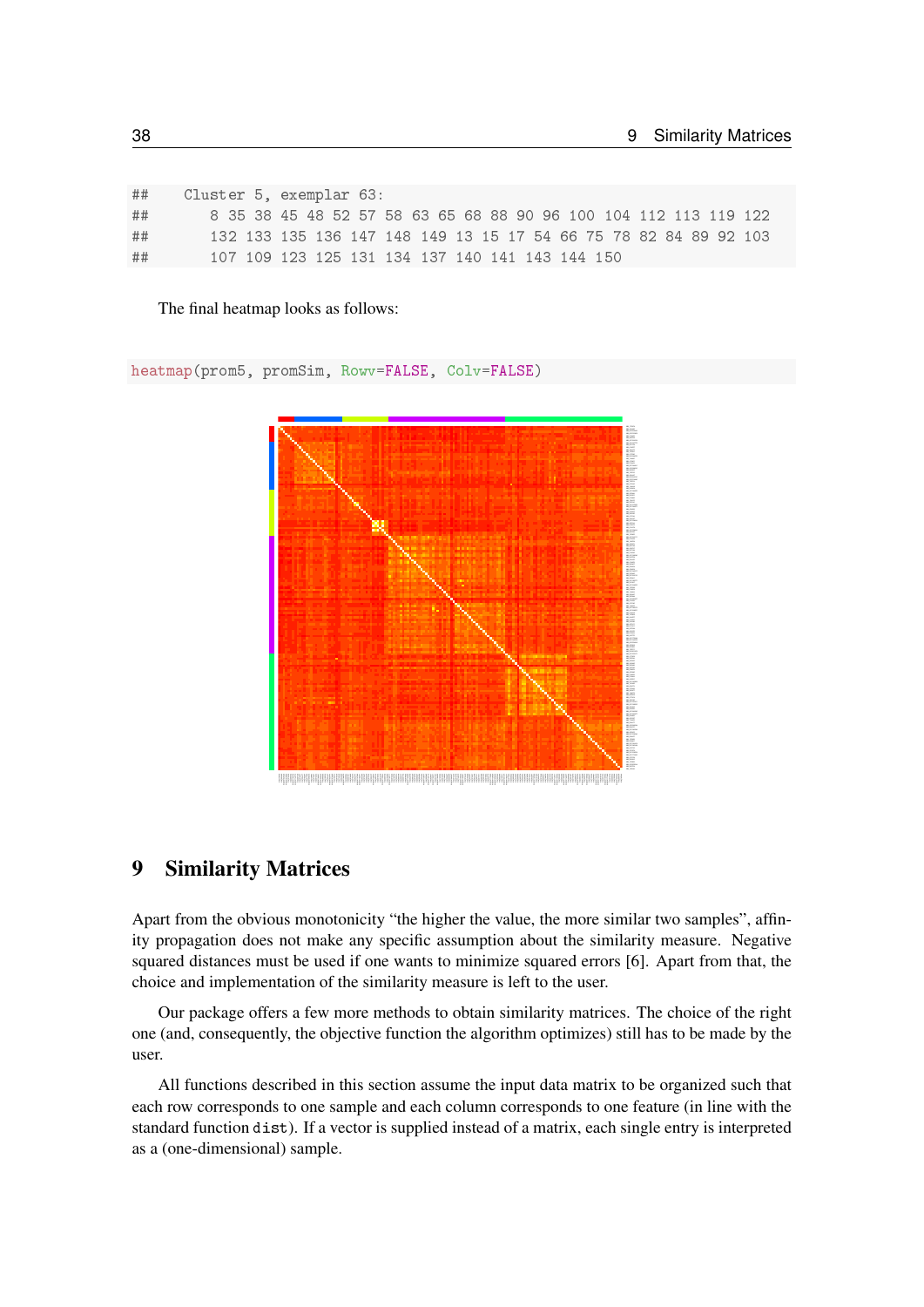```
##    Cluster 5, exemplar 63:
##       8 35 38 45 48 52 57 58 63 65 68 88 90 96 100 104 112 113 119 122
##       132 133 135 136 147 148 149 13 15 17 54 66 75 78 82 84 89 92 103
##       107 109 123 125 131 134 137 140 141 143 144 150
```

The final heatmap looks as follows:

```
heatmap(prom5, promSim, Rowv=FALSE, Colv=FALSE)
```

# 9 Similarity Matrices

Apart from the obvious monotonicity "the higher the value, the more similar two samples", affinity propagation does not make any specific assumption about the similarity measure. Negative squared distances must be used if one wants to minimize squared errors [6]. Apart from that, the choice and implementation of the similarity measure is left to the user.

Our package offers a few more methods to obtain similarity matrices. The choice of the right one (and, consequently, the objective function the algorithm optimizes) still has to be made by the user.

All functions described in this section assume the input data matrix to be organized such that each row corresponds to one sample and each column corresponds to one feature (in line with the standard function `dist`). If a vector is supplied instead of a matrix, each single entry is interpreted as a (one-dimensional) sample.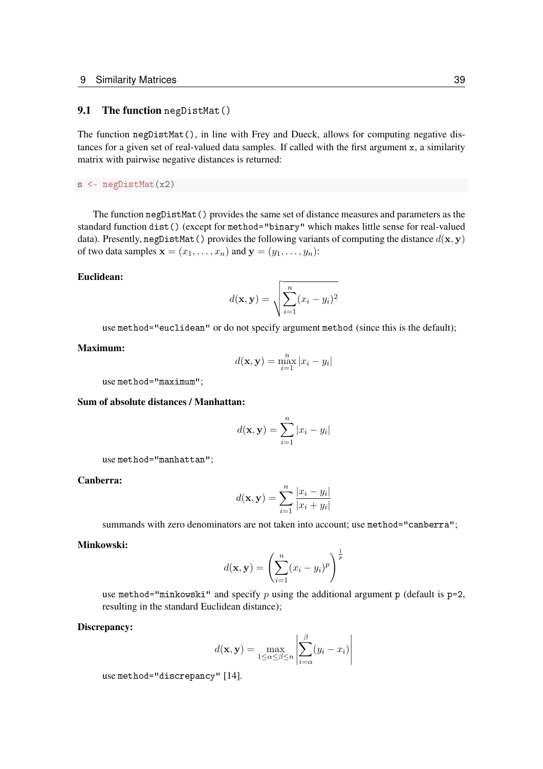## 9.1 The function `negDistMat()`

The function `negDistMat()`, in line with Frey and Dueck, allows for computing negative distances for a given set of real-valued data samples. If called with the first argument `x`, a similarity matrix with pairwise negative distances is returned:

```
s <- negDistMat(x2)
```

The function `negDistMat()` provides the same set of distance measures and parameters as the standard function `dist()` (except for `method="binary"` which makes little sense for real-valued data). Presently, `negDistMat()` provides the following variants of computing the distance $d(\mathbf{x},\mathbf{y})$ of two data samples $\mathbf{x} = (x_1,\dots,x_n)$ and $\mathbf{y} = (y_1,\dots,y_n)$:

**Euclidean:**

$$d(\mathbf{x},\mathbf{y}) = \sqrt{\sum_{i=1}^{n}(x_i - y_i)^2}$$

use `method="euclidean"` or do not specify argument `method` (since this is the default);

**Maximum:**

$$d(\mathbf{x},\mathbf{y}) = \max_{i=1}^{n} |x_i - y_i|$$

use `method="maximum"`;

**Sum of absolute distances / Manhattan:**

$$d(\mathbf{x},\mathbf{y}) = \sum_{i=1}^{n} |x_i - y_i|$$

use `method="manhattan"`;

**Canberra:**

$$d(\mathbf{x},\mathbf{y}) = \sum_{i=1}^{n} \frac{|x_i - y_i|}{|x_i + y_i|}$$

summands with zero denominators are not taken into account; use `method="canberra"`;

**Minkowski:**

$$d(\mathbf{x},\mathbf{y}) = \left(\sum_{i=1}^{n}(x_i - y_i)^p\right)^{\frac{1}{p}}$$

use `method="minkowski"` and specify $p$ using the additional argument `p` (default is `p=2`, resulting in the standard Euclidean distance);

**Discrepancy:**

$$d(\mathbf{x},\mathbf{y}) = \max_{1\leq\alpha\leq\beta\leq n} \left|\sum_{i=\alpha}^{\beta}(y_i - x_i)\right|$$

use `method="discrepancy"` [14].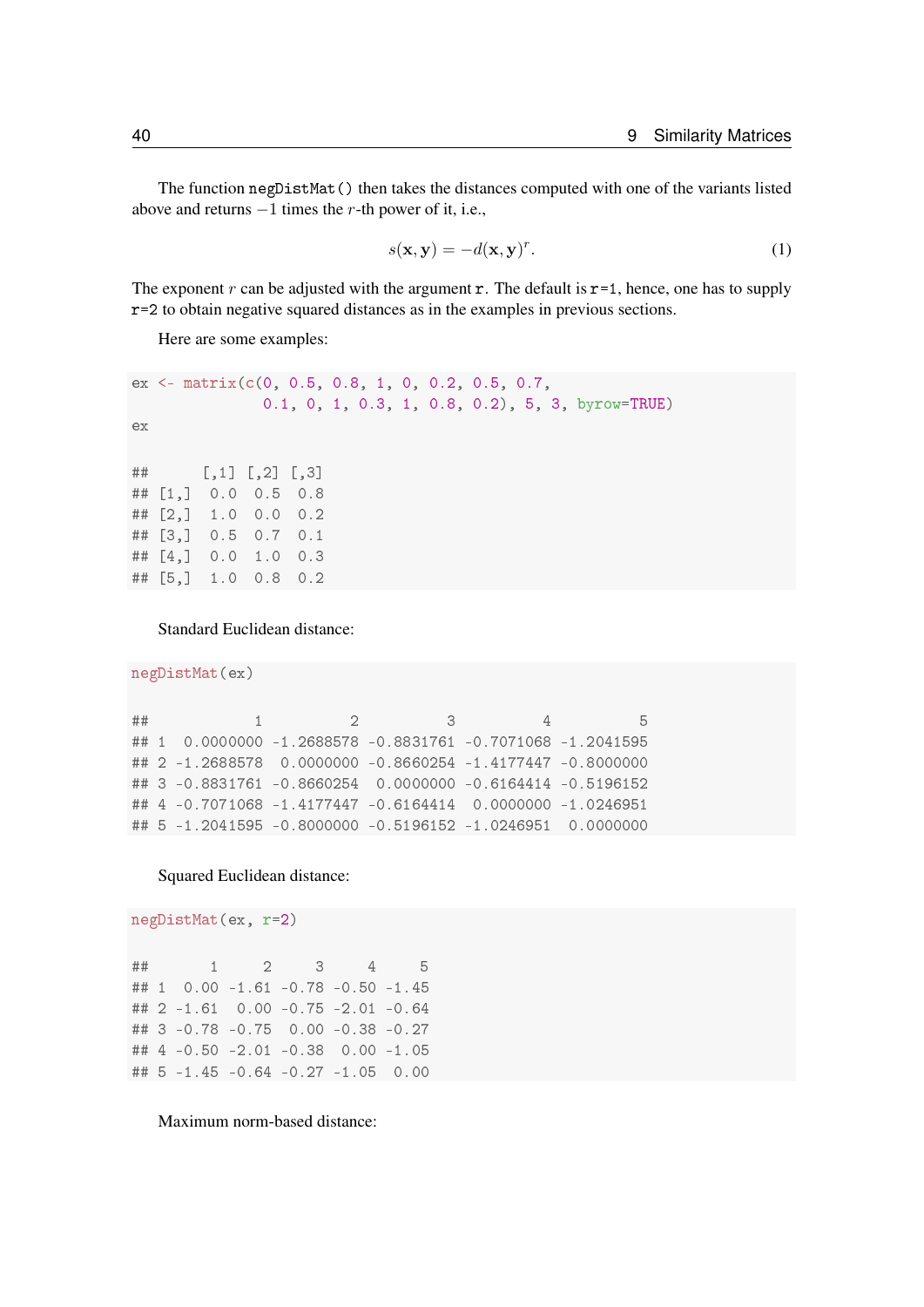The function `negDistMat()` then takes the distances computed with one of the variants listed above and returns $-1$ times the $r$-th power of it, i.e.,

$$s(\mathbf{x}, \mathbf{y}) = -d(\mathbf{x}, \mathbf{y})^r. \tag{1}$$

The exponent $r$ can be adjusted with the argument `r`. The default is `r=1`, hence, one has to supply `r=2` to obtain negative squared distances as in the examples in previous sections.

Here are some examples:

```
ex <- matrix(c(0, 0.5, 0.8, 1, 0, 0.2, 0.5, 0.7,
               0.1, 0, 1, 0.3, 1, 0.8, 0.2), 5, 3, byrow=TRUE)
ex

##      [,1] [,2] [,3]
## [1,]  0.0  0.5  0.8
## [2,]  1.0  0.0  0.2
## [3,]  0.5  0.7  0.1
## [4,]  0.0  1.0  0.3
## [5,]  1.0  0.8  0.2
```

Standard Euclidean distance:

```
negDistMat(ex)

##            1          2          3          4          5
## 1  0.0000000 -1.2688578 -0.8831761 -0.7071068 -1.2041595
## 2 -1.2688578  0.0000000 -0.8660254 -1.4177447 -0.8000000
## 3 -0.8831761 -0.8660254  0.0000000 -0.6164414 -0.5196152
## 4 -0.7071068 -1.4177447 -0.6164414  0.0000000 -1.0246951
## 5 -1.2041595 -0.8000000 -0.5196152 -1.0246951  0.0000000
```

Squared Euclidean distance:

```
negDistMat(ex, r=2)

##       1     2     3     4     5
## 1  0.00 -1.61 -0.78 -0.50 -1.45
## 2 -1.61  0.00 -0.75 -2.01 -0.64
## 3 -0.78 -0.75  0.00 -0.38 -0.27
## 4 -0.50 -2.01 -0.38  0.00 -1.05
## 5 -1.45 -0.64 -0.27 -1.05  0.00
```

Maximum norm-based distance: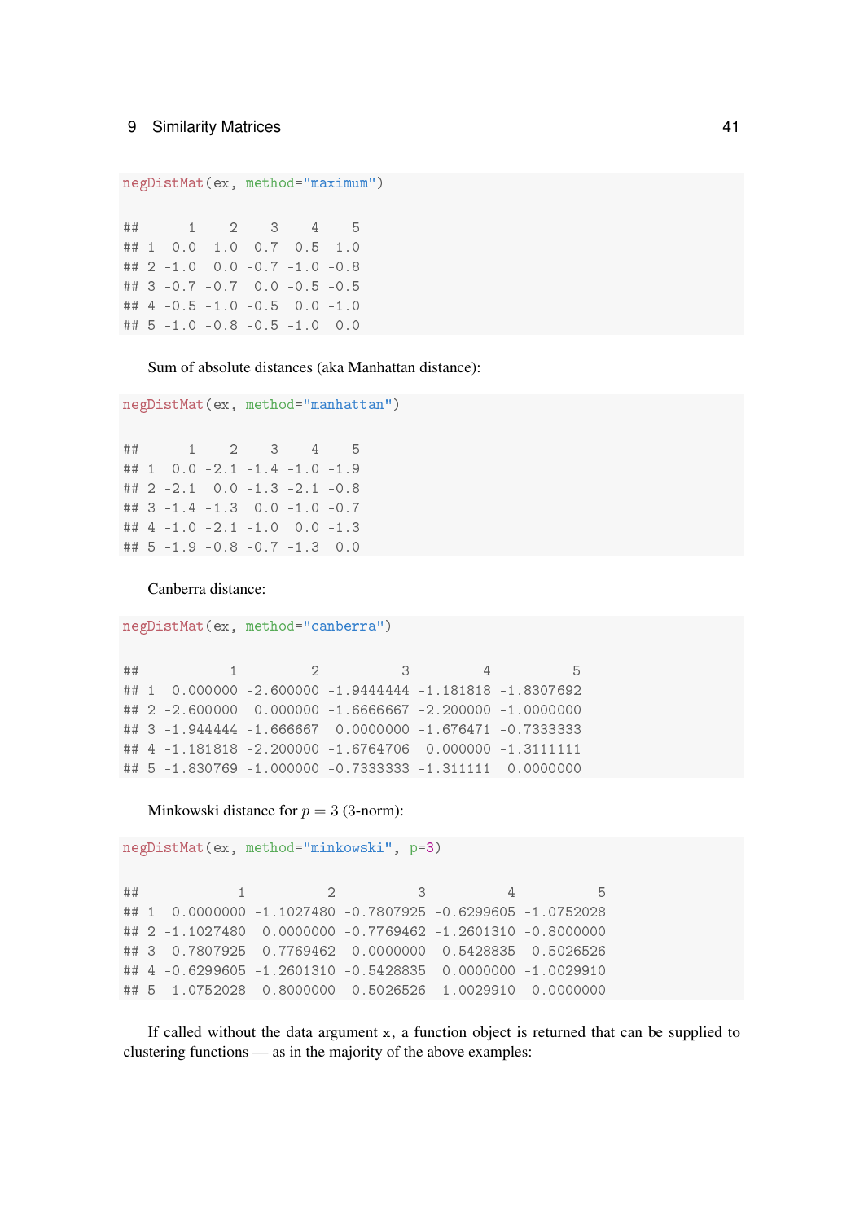```r
negDistMat(ex, method="maximum")
```

```
##      1    2    3    4    5
## 1  0.0 -1.0 -0.7 -0.5 -1.0
## 2 -1.0  0.0 -0.7 -1.0 -0.8
## 3 -0.7 -0.7  0.0 -0.5 -0.5
## 4 -0.5 -1.0 -0.5  0.0 -1.0
## 5 -1.0 -0.8 -0.5 -1.0  0.0
```

Sum of absolute distances (aka Manhattan distance):

```r
negDistMat(ex, method="manhattan")
```

```
##      1    2    3    4    5
## 1  0.0 -2.1 -1.4 -1.0 -1.9
## 2 -2.1  0.0 -1.3 -2.1 -0.8
## 3 -1.4 -1.3  0.0 -1.0 -0.7
## 4 -1.0 -2.1 -1.0  0.0 -1.3
## 5 -1.9 -0.8 -0.7 -1.3  0.0
```

Canberra distance:

```r
negDistMat(ex, method="canberra")
```

```
##           1         2          3         4          5
## 1  0.000000 -2.600000 -1.9444444 -1.181818 -1.8307692
## 2 -2.600000  0.000000 -1.6666667 -2.200000 -1.0000000
## 3 -1.944444 -1.666667  0.0000000 -1.676471 -0.7333333
## 4 -1.181818 -2.200000 -1.6764706  0.000000 -1.3111111
## 5 -1.830769 -1.000000 -0.7333333 -1.311111  0.0000000
```

Minkowski distance for $p = 3$ (3-norm):

```r
negDistMat(ex, method="minkowski", p=3)
```

```
##            1          2          3          4          5
## 1  0.0000000 -1.1027480 -0.7807925 -0.6299605 -1.0752028
## 2 -1.1027480  0.0000000 -0.7769462 -1.2601310 -0.8000000
## 3 -0.7807925 -0.7769462  0.0000000 -0.5428835 -0.5026526
## 4 -0.6299605 -1.2601310 -0.5428835  0.0000000 -1.0029910
## 5 -1.0752028 -0.8000000 -0.5026526 -1.0029910  0.0000000
```

If called without the data argument `x`, a function object is returned that can be supplied to clustering functions — as in the majority of the above examples: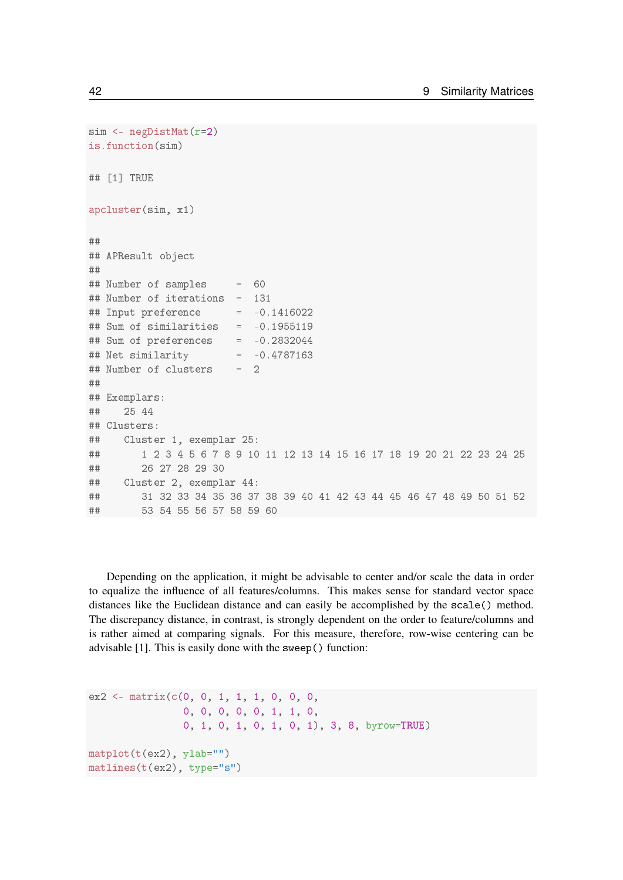```r
sim <- negDistMat(r=2)
is.function(sim)

## [1] TRUE

apcluster(sim, x1)

##
## APResult object
##
## Number of samples     =  60
## Number of iterations  =  131
## Input preference      =  -0.1416022
## Sum of similarities   =  -0.1955119
## Sum of preferences    =  -0.2832044
## Net similarity        =  -0.4787163
## Number of clusters    =  2
##
## Exemplars:
##    25 44
## Clusters:
##    Cluster 1, exemplar 25:
##       1 2 3 4 5 6 7 8 9 10 11 12 13 14 15 16 17 18 19 20 21 22 23 24 25
##       26 27 28 29 30
##    Cluster 2, exemplar 44:
##       31 32 33 34 35 36 37 38 39 40 41 42 43 44 45 46 47 48 49 50 51 52
##       53 54 55 56 57 58 59 60
```

Depending on the application, it might be advisable to center and/or scale the data in order to equalize the influence of all features/columns. This makes sense for standard vector space distances like the Euclidean distance and can easily be accomplished by the `scale()` method. The discrepancy distance, in contrast, is strongly dependent on the order to feature/columns and is rather aimed at comparing signals. For this measure, therefore, row-wise centering can be advisable [1]. This is easily done with the `sweep()` function:

```r
ex2 <- matrix(c(0, 0, 1, 1, 1, 0, 0, 0,
                0, 0, 0, 0, 0, 1, 1, 0,
                0, 1, 0, 1, 0, 1, 0, 1), 3, 8, byrow=TRUE)

matplot(t(ex2), ylab="")
matlines(t(ex2), type="s")
```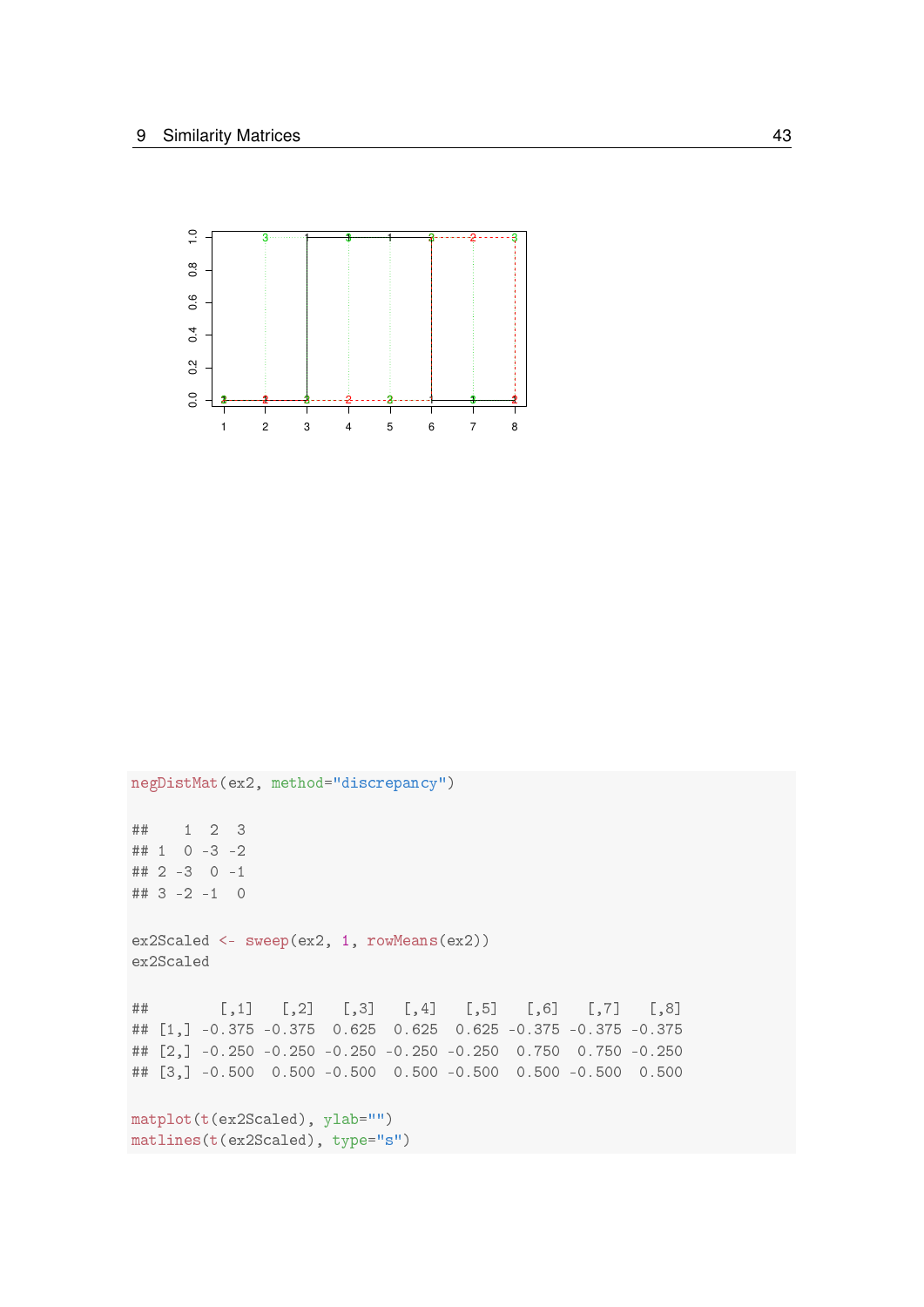```
negDistMat(ex2, method="discrepancy")

##    1  2  3
## 1  0 -3 -2
## 2 -3  0 -1
## 3 -2 -1  0

ex2Scaled <- sweep(ex2, 1, rowMeans(ex2))
ex2Scaled

##        [,1]   [,2]   [,3]   [,4]   [,5]   [,6]   [,7]   [,8]
## [1,] -0.375 -0.375  0.625  0.625  0.625 -0.375 -0.375 -0.375
## [2,] -0.250 -0.250 -0.250 -0.250 -0.250  0.750  0.750 -0.250
## [3,] -0.500  0.500 -0.500  0.500 -0.500  0.500 -0.500  0.500

matplot(t(ex2Scaled), ylab="")
matlines(t(ex2Scaled), type="s")
```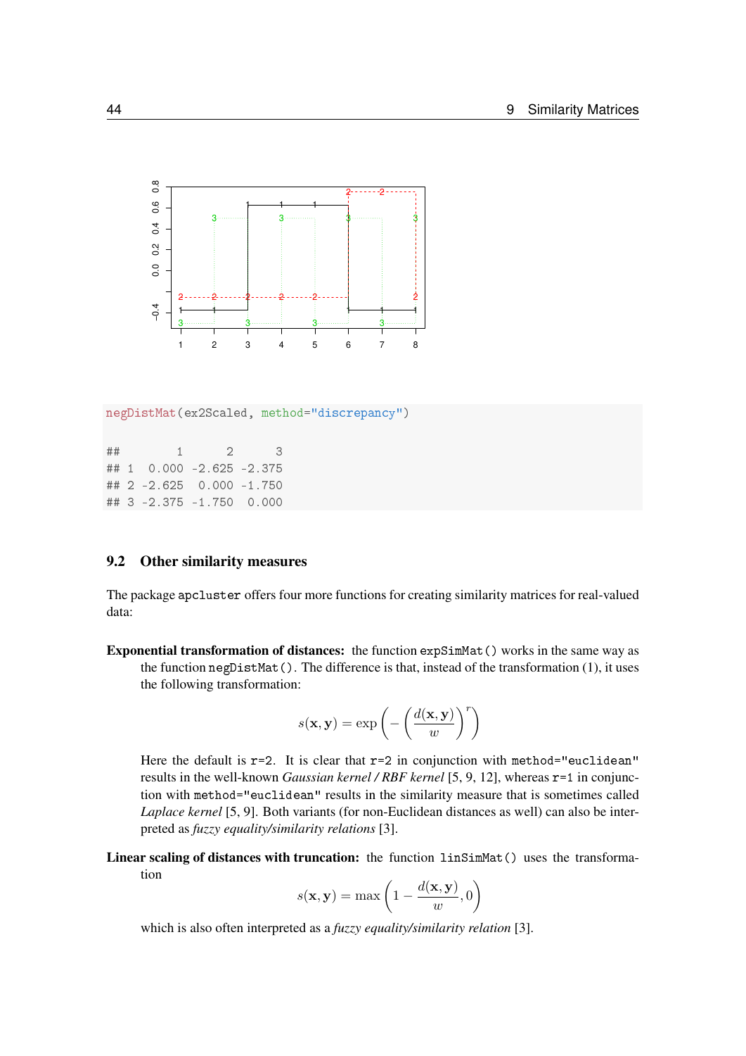```
negDistMat(ex2Scaled, method="discrepancy")
```

```
##        1      2      3
## 1  0.000 -2.625 -2.375
## 2 -2.625  0.000 -1.750
## 3 -2.375 -1.750  0.000
```

## 9.2 Other similarity measures

The package `apcluster` offers four more functions for creating similarity matrices for real-valued data:

**Exponential transformation of distances:** the function `expSimMat()` works in the same way as the function `negDistMat()`. The difference is that, instead of the transformation (1), it uses the following transformation:

$$s(\mathbf{x},\mathbf{y}) = \exp\left(-\left(\frac{d(\mathbf{x},\mathbf{y})}{w}\right)^r\right)$$

Here the default is `r=2`. It is clear that `r=2` in conjunction with `method="euclidean"` results in the well-known *Gaussian kernel / RBF kernel* [5, 9, 12], whereas `r=1` in conjunction with `method="euclidean"` results in the similarity measure that is sometimes called *Laplace kernel* [5, 9]. Both variants (for non-Euclidean distances as well) can also be interpreted as *fuzzy equality/similarity relations* [3].

**Linear scaling of distances with truncation:** the function `linSimMat()` uses the transformation

$$s(\mathbf{x},\mathbf{y}) = \max\left(1 - \frac{d(\mathbf{x},\mathbf{y})}{w}, 0\right)$$

which is also often interpreted as a *fuzzy equality/similarity relation* [3].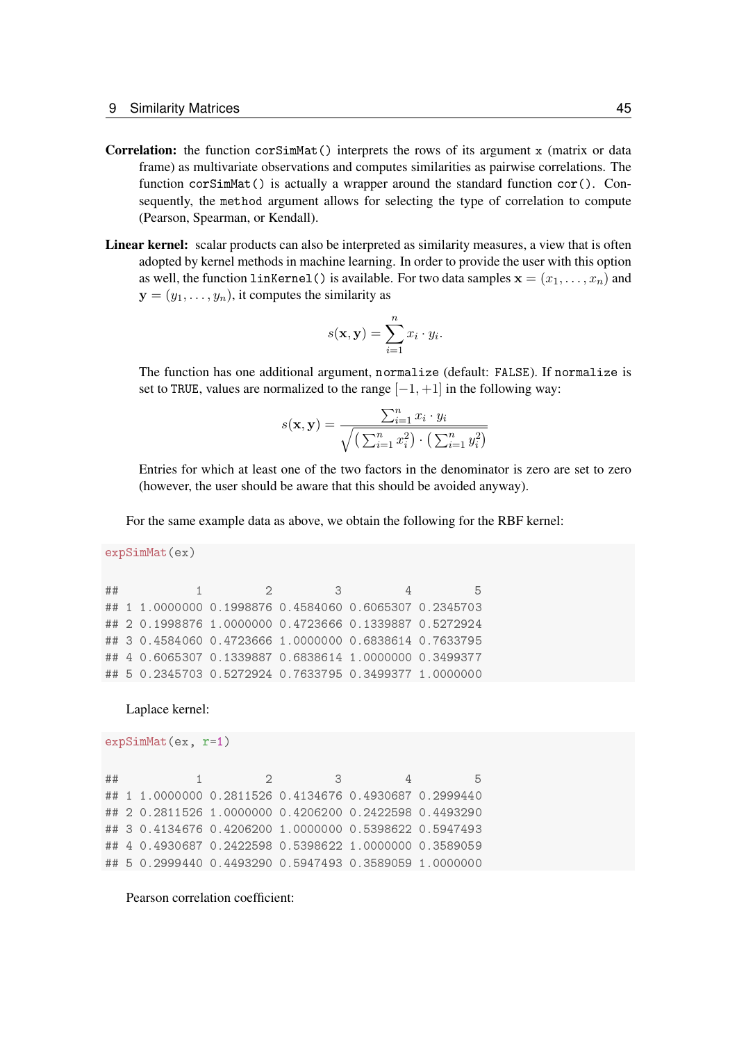**Correlation:** the function `corSimMat()` interprets the rows of its argument `x` (matrix or data frame) as multivariate observations and computes similarities as pairwise correlations. The function `corSimMat()` is actually a wrapper around the standard function `cor()`. Consequently, the `method` argument allows for selecting the type of correlation to compute (Pearson, Spearman, or Kendall).

**Linear kernel:** scalar products can also be interpreted as similarity measures, a view that is often adopted by kernel methods in machine learning. In order to provide the user with this option as well, the function `linKernel()` is available. For two data samples $\mathbf{x} = (x_1, \ldots, x_n)$ and $\mathbf{y} = (y_1, \ldots, y_n)$, it computes the similarity as

$$s(\mathbf{x}, \mathbf{y}) = \sum_{i=1}^{n} x_i \cdot y_i.$$

The function has one additional argument, `normalize` (default: `FALSE`). If `normalize` is set to `TRUE`, values are normalized to the range $[-1, +1]$ in the following way:

$$s(\mathbf{x}, \mathbf{y}) = \frac{\sum_{i=1}^{n} x_i \cdot y_i}{\sqrt{\left(\sum_{i=1}^{n} x_i^2\right) \cdot \left(\sum_{i=1}^{n} y_i^2\right)}}$$

Entries for which at least one of the two factors in the denominator is zero are set to zero (however, the user should be aware that this should be avoided anyway).

For the same example data as above, we obtain the following for the RBF kernel:

```
expSimMat(ex)

##           1         2         3         4         5
## 1 1.0000000 0.1998876 0.4584060 0.6065307 0.2345703
## 2 0.1998876 1.0000000 0.4723666 0.1339887 0.5272924
## 3 0.4584060 0.4723666 1.0000000 0.6838614 0.7633795
## 4 0.6065307 0.1339887 0.6838614 1.0000000 0.3499377
## 5 0.2345703 0.5272924 0.7633795 0.3499377 1.0000000
```

Laplace kernel:

```
expSimMat(ex, r=1)

##           1         2         3         4         5
## 1 1.0000000 0.2811526 0.4134676 0.4930687 0.2999440
## 2 0.2811526 1.0000000 0.4206200 0.2422598 0.4493290
## 3 0.4134676 0.4206200 1.0000000 0.5398622 0.5947493
## 4 0.4930687 0.2422598 0.5398622 1.0000000 0.3589059
## 5 0.2999440 0.4493290 0.5947493 0.3589059 1.0000000
```

Pearson correlation coefficient: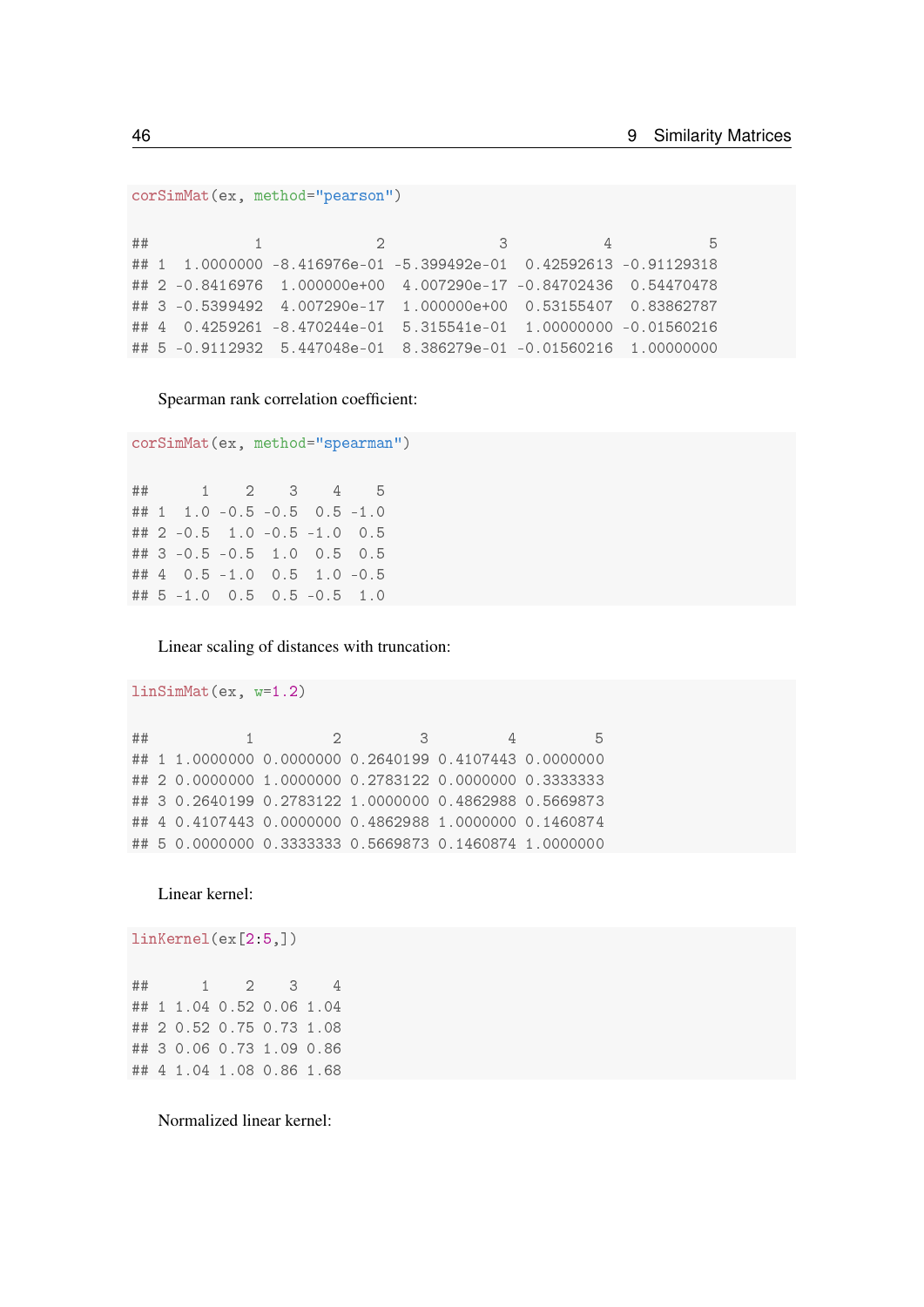```
corSimMat(ex, method="pearson")

##            1             2             3           4           5
## 1  1.0000000 -8.416976e-01 -5.399492e-01  0.42592613 -0.91129318
## 2 -0.8416976  1.000000e+00  4.007290e-17 -0.84702436  0.54470478
## 3 -0.5399492  4.007290e-17  1.000000e+00  0.53155407  0.83862787
## 4  0.4259261 -8.470244e-01  5.315541e-01  1.00000000 -0.01560216
## 5 -0.9112932  5.447048e-01  8.386279e-01 -0.01560216  1.00000000
```

Spearman rank correlation coefficient:

```
corSimMat(ex, method="spearman")

##      1    2    3    4    5
## 1  1.0 -0.5 -0.5  0.5 -1.0
## 2 -0.5  1.0 -0.5 -1.0  0.5
## 3 -0.5 -0.5  1.0  0.5  0.5
## 4  0.5 -1.0  0.5  1.0 -0.5
## 5 -1.0  0.5  0.5 -0.5  1.0
```

Linear scaling of distances with truncation:

```
linSimMat(ex, w=1.2)

##           1         2         3         4         5
## 1 1.0000000 0.0000000 0.2640199 0.4107443 0.0000000
## 2 0.0000000 1.0000000 0.2783122 0.0000000 0.3333333
## 3 0.2640199 0.2783122 1.0000000 0.4862988 0.5669873
## 4 0.4107443 0.0000000 0.4862988 1.0000000 0.1460874
## 5 0.0000000 0.3333333 0.5669873 0.1460874 1.0000000
```

Linear kernel:

```
linKernel(ex[2:5,])

##      1    2    3    4
## 1 1.04 0.52 0.06 1.04
## 2 0.52 0.75 0.73 1.08
## 3 0.06 0.73 1.09 0.86
## 4 1.04 1.08 0.86 1.68
```

Normalized linear kernel: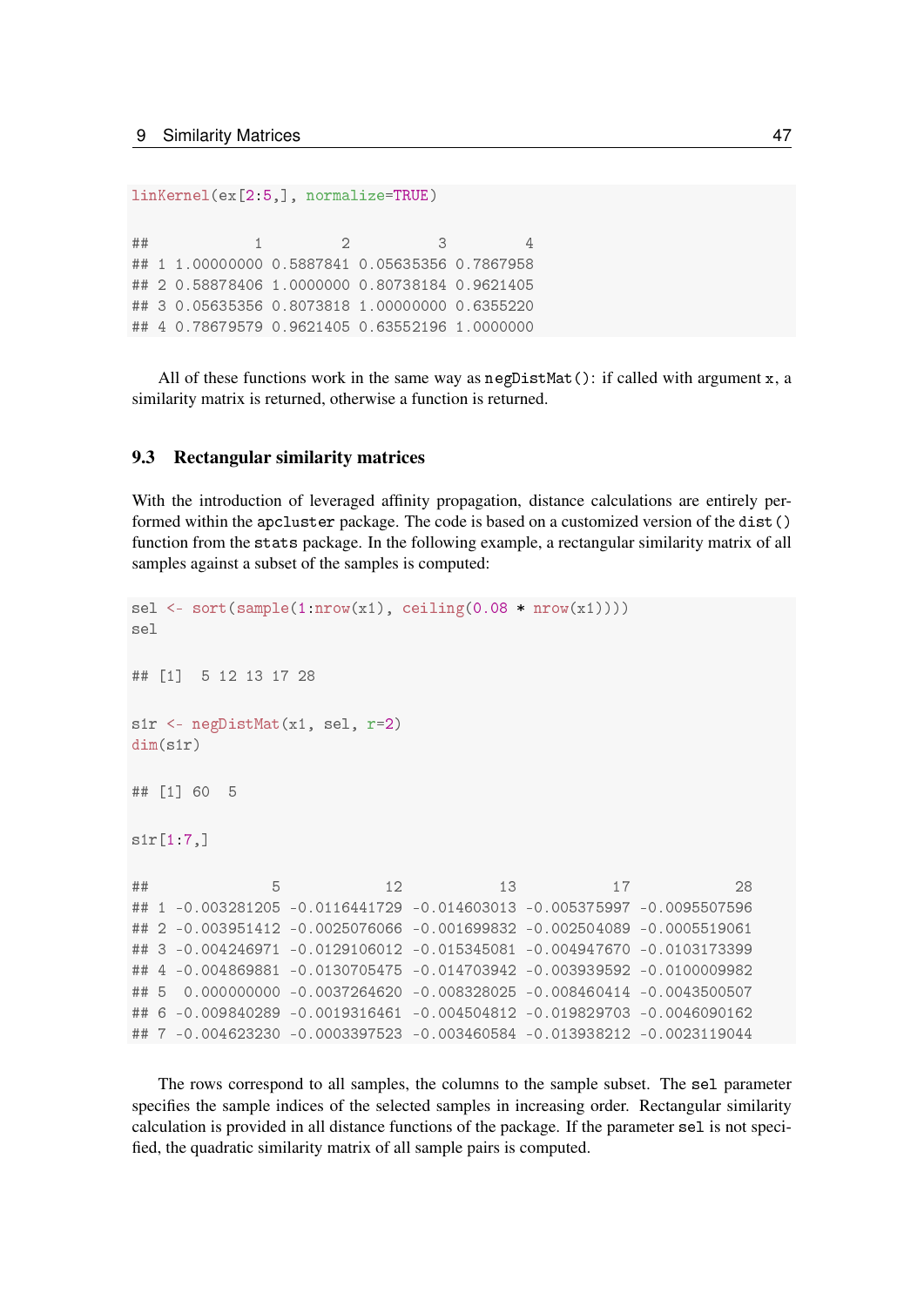```
linKernel(ex[2:5,], normalize=TRUE)

##            1         2          3         4
## 1 1.00000000 0.5887841 0.05635356 0.7867958
## 2 0.58878406 1.0000000 0.80738184 0.9621405
## 3 0.05635356 0.8073818 1.00000000 0.6355220
## 4 0.78679579 0.9621405 0.63552196 1.0000000
```

All of these functions work in the same way as `negDistMat()`: if called with argument `x`, a similarity matrix is returned, otherwise a function is returned.

### 9.3 Rectangular similarity matrices

With the introduction of leveraged affinity propagation, distance calculations are entirely performed within the `apcluster` package. The code is based on a customized version of the `dist()` function from the `stats` package. In the following example, a rectangular similarity matrix of all samples against a subset of the samples is computed:

```
sel <- sort(sample(1:nrow(x1), ceiling(0.08 * nrow(x1))))
sel

## [1]  5 12 13 17 28

s1r <- negDistMat(x1, sel, r=2)
dim(s1r)

## [1] 60  5

s1r[1:7,]

##              5            12           13           17            28
## 1 -0.003281205 -0.0116441729 -0.014603013 -0.005375997 -0.0095507596
## 2 -0.003951412 -0.0025076066 -0.001699832 -0.002504089 -0.0005519061
## 3 -0.004246971 -0.0129106012 -0.015345081 -0.004947670 -0.0103173399
## 4 -0.004869881 -0.0130705475 -0.014703942 -0.003939592 -0.0100009982
## 5  0.000000000 -0.0037264620 -0.008328025 -0.008460414 -0.0043500507
## 6 -0.009840289 -0.0019316461 -0.004504812 -0.019829703 -0.0046090162
## 7 -0.004623230 -0.0003397523 -0.003460584 -0.013938212 -0.0023119044
```

The rows correspond to all samples, the columns to the sample subset. The `sel` parameter specifies the sample indices of the selected samples in increasing order. Rectangular similarity calculation is provided in all distance functions of the package. If the parameter `sel` is not specified, the quadratic similarity matrix of all sample pairs is computed.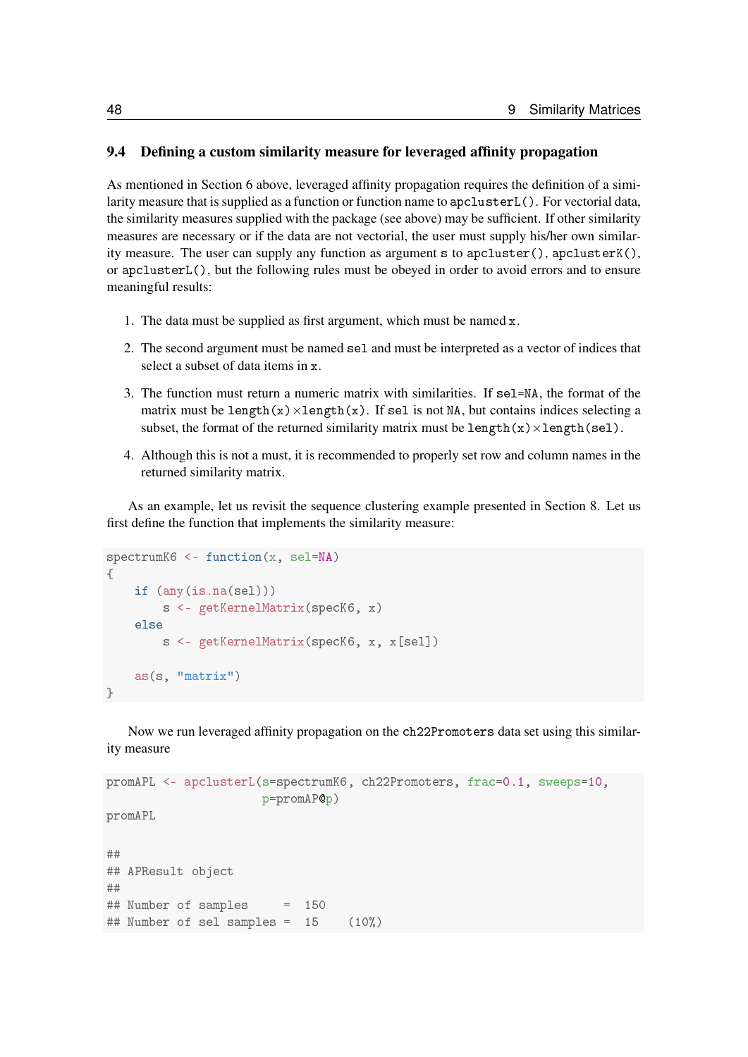## 9.4 Defining a custom similarity measure for leveraged affinity propagation

As mentioned in Section 6 above, leveraged affinity propagation requires the definition of a similarity measure that is supplied as a function or function name to `apclusterL()`. For vectorial data, the similarity measures supplied with the package (see above) may be sufficient. If other similarity measures are necessary or if the data are not vectorial, the user must supply his/her own similarity measure. The user can supply any function as argument `s` to `apcluster()`, `apclusterK()`, or `apclusterL()`, but the following rules must be obeyed in order to avoid errors and to ensure meaningful results:

1. The data must be supplied as first argument, which must be named `x`.
2. The second argument must be named `sel` and must be interpreted as a vector of indices that select a subset of data items in `x`.
3. The function must return a numeric matrix with similarities. If `sel=NA`, the format of the matrix must be `length(x)`×`length(x)`. If `sel` is not `NA`, but contains indices selecting a subset, the format of the returned similarity matrix must be `length(x)`×`length(sel)`.
4. Although this is not a must, it is recommended to properly set row and column names in the returned similarity matrix.

As an example, let us revisit the sequence clustering example presented in Section 8. Let us first define the function that implements the similarity measure:

```
spectrumK6 <- function(x, sel=NA)
{
    if (any(is.na(sel)))
        s <- getKernelMatrix(specK6, x)
    else
        s <- getKernelMatrix(specK6, x, x[sel])

    as(s, "matrix")
}
```

Now we run leveraged affinity propagation on the `ch22Promoters` data set using this similarity measure

```
promAPL <- apclusterL(s=spectrumK6, ch22Promoters, frac=0.1, sweeps=10,
                      p=promAP@p)
promAPL

##
## APResult object
##
## Number of samples     =  150
## Number of sel samples =  15    (10%)
```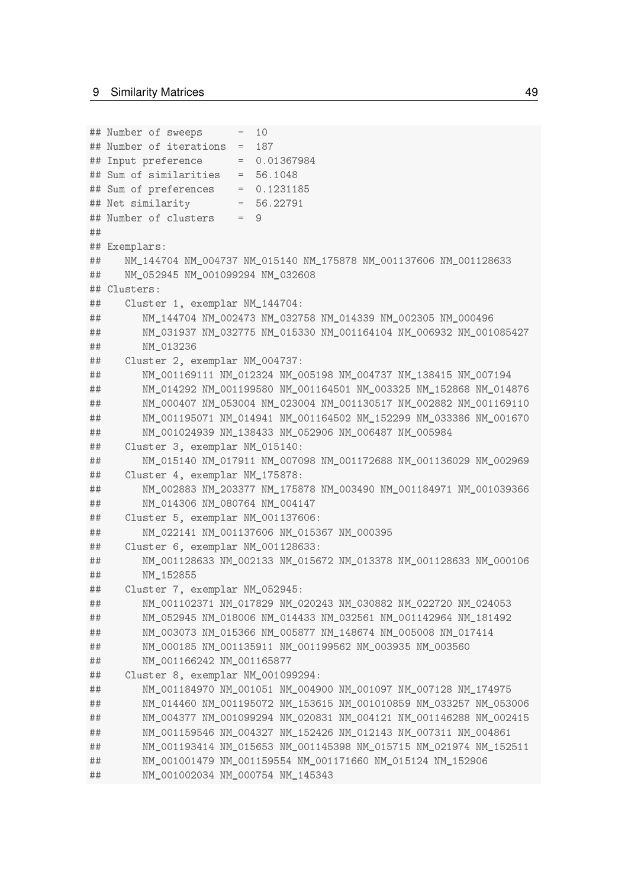```
## Number of sweeps      =  10
## Number of iterations  =  187
## Input preference      =  0.01367984
## Sum of similarities   =  56.1048
## Sum of preferences    =  0.1231185
## Net similarity        =  56.22791
## Number of clusters    =  9
##
## Exemplars:
##    NM_144704 NM_004737 NM_015140 NM_175878 NM_001137606 NM_001128633
##    NM_052945 NM_001099294 NM_032608
## Clusters:
##    Cluster 1, exemplar NM_144704:
##       NM_144704 NM_002473 NM_032758 NM_014339 NM_002305 NM_000496
##       NM_031937 NM_032775 NM_015330 NM_001164104 NM_006932 NM_001085427
##       NM_013236
##    Cluster 2, exemplar NM_004737:
##       NM_001169111 NM_012324 NM_005198 NM_004737 NM_138415 NM_007194
##       NM_014292 NM_001199580 NM_001164501 NM_003325 NM_152868 NM_014876
##       NM_000407 NM_053004 NM_023004 NM_001130517 NM_002882 NM_001169110
##       NM_001195071 NM_014941 NM_001164502 NM_152299 NM_033386 NM_001670
##       NM_001024939 NM_138433 NM_052906 NM_006487 NM_005984
##    Cluster 3, exemplar NM_015140:
##       NM_015140 NM_017911 NM_007098 NM_001172688 NM_001136029 NM_002969
##    Cluster 4, exemplar NM_175878:
##       NM_002883 NM_203377 NM_175878 NM_003490 NM_001184971 NM_001039366
##       NM_014306 NM_080764 NM_004147
##    Cluster 5, exemplar NM_001137606:
##       NM_022141 NM_001137606 NM_015367 NM_000395
##    Cluster 6, exemplar NM_001128633:
##       NM_001128633 NM_002133 NM_015672 NM_013378 NM_001128633 NM_000106
##       NM_152855
##    Cluster 7, exemplar NM_052945:
##       NM_001102371 NM_017829 NM_020243 NM_030882 NM_022720 NM_024053
##       NM_052945 NM_018006 NM_014433 NM_032561 NM_001142964 NM_181492
##       NM_003073 NM_015366 NM_005877 NM_148674 NM_005008 NM_017414
##       NM_000185 NM_001135911 NM_001199562 NM_003935 NM_003560
##       NM_001166242 NM_001165877
##    Cluster 8, exemplar NM_001099294:
##       NM_001184970 NM_001051 NM_004900 NM_001097 NM_007128 NM_174975
##       NM_014460 NM_001195072 NM_153615 NM_001010859 NM_033257 NM_053006
##       NM_004377 NM_001099294 NM_020831 NM_004121 NM_001146288 NM_002415
##       NM_001159546 NM_004327 NM_152426 NM_012143 NM_007311 NM_004861
##       NM_001193414 NM_015653 NM_001145398 NM_015715 NM_021974 NM_152511
##       NM_001001479 NM_001159554 NM_001171660 NM_015124 NM_152906
##       NM_001002034 NM_000754 NM_145343
```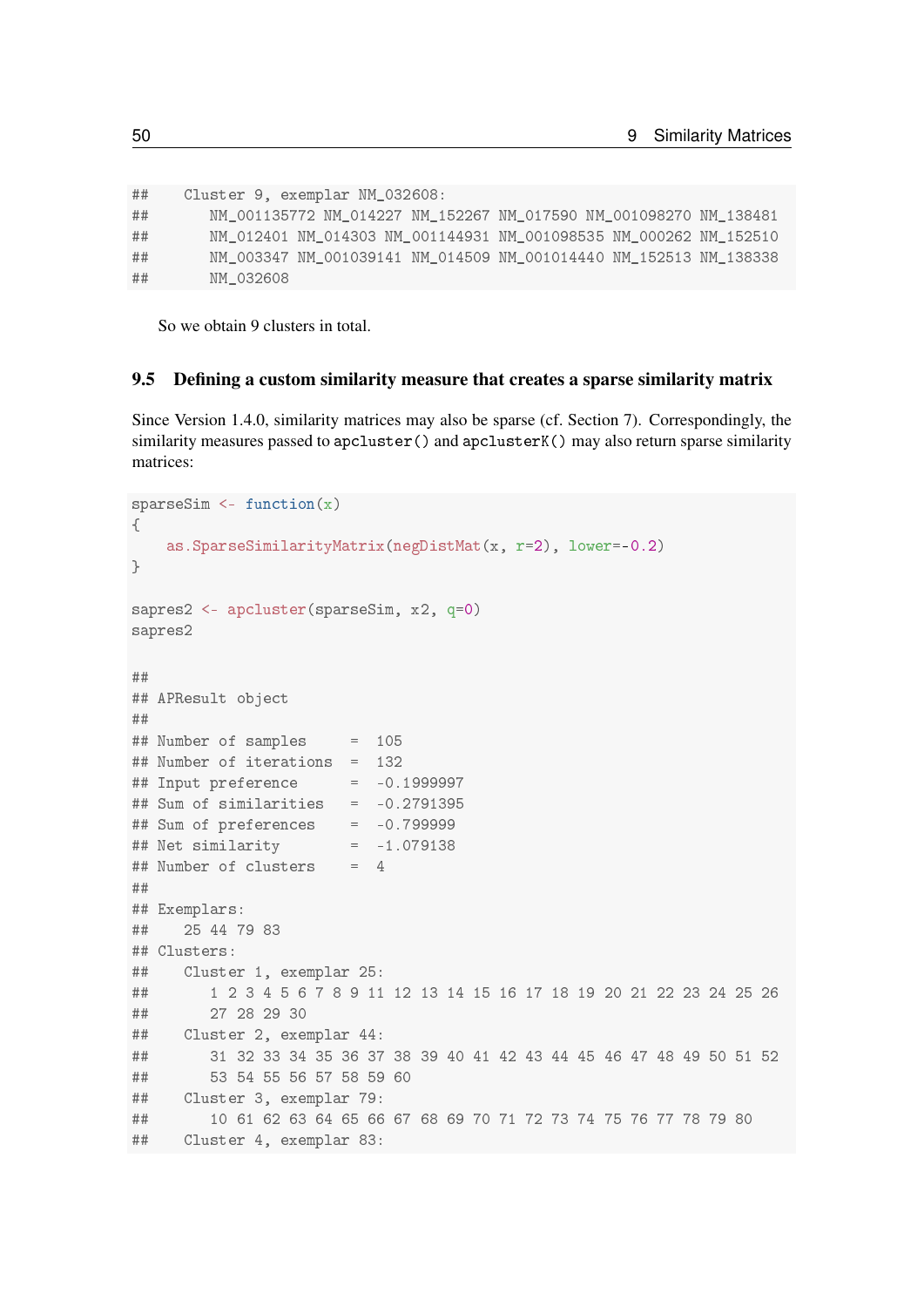```
##    Cluster 9, exemplar NM_032608:
##       NM_001135772 NM_014227 NM_152267 NM_017590 NM_001098270 NM_138481
##       NM_012401 NM_014303 NM_001144931 NM_001098535 NM_000262 NM_152510
##       NM_003347 NM_001039141 NM_014509 NM_001014440 NM_152513 NM_138338
##       NM_032608
```

So we obtain 9 clusters in total.

### 9.5 Defining a custom similarity measure that creates a sparse similarity matrix

Since Version 1.4.0, similarity matrices may also be sparse (cf. Section 7). Correspondingly, the similarity measures passed to `apcluster()` and `apclusterK()` may also return sparse similarity matrices:

```
sparseSim <- function(x)
{
    as.SparseSimilarityMatrix(negDistMat(x, r=2), lower=-0.2)
}

sapres2 <- apcluster(sparseSim, x2, q=0)
sapres2

##
## APResult object
##
## Number of samples     =  105
## Number of iterations  =  132
## Input preference      =  -0.1999997
## Sum of similarities   =  -0.2791395
## Sum of preferences    =  -0.799999
## Net similarity        =  -1.079138
## Number of clusters    =  4
##
## Exemplars:
##    25 44 79 83
## Clusters:
##    Cluster 1, exemplar 25:
##       1 2 3 4 5 6 7 8 9 11 12 13 14 15 16 17 18 19 20 21 22 23 24 25 26
##       27 28 29 30
##    Cluster 2, exemplar 44:
##       31 32 33 34 35 36 37 38 39 40 41 42 43 44 45 46 47 48 49 50 51 52
##       53 54 55 56 57 58 59 60
##    Cluster 3, exemplar 79:
##       10 61 62 63 64 65 66 67 68 69 70 71 72 73 74 75 76 77 78 79 80
##    Cluster 4, exemplar 83:
```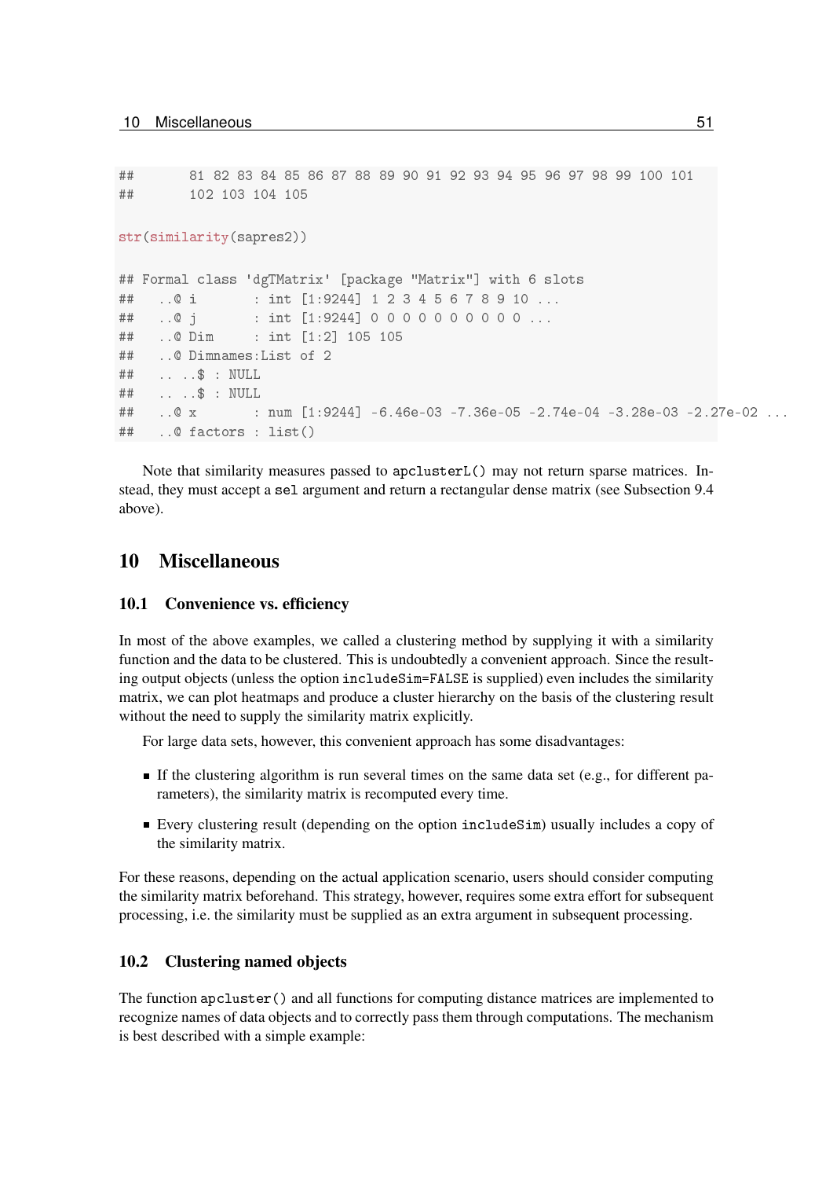```
##       81  82  83  84  85  86  87  88  89  90  91  92  93  94  95  96  97  98  99  100  101
##       102 103 104 105

str(similarity(sapres2))

## Formal class 'dgTMatrix' [package "Matrix"] with 6 slots
##   ..@ i       : int [1:9244] 1 2 3 4 5 6 7 8 9 10 ...
##   ..@ j       : int [1:9244] 0 0 0 0 0 0 0 0 0 0 ...
##   ..@ Dim     : int [1:2] 105 105
##   ..@ Dimnames:List of 2
##   .. ..$ : NULL
##   .. ..$ : NULL
##   ..@ x       : num [1:9244] -6.46e-03 -7.36e-05 -2.74e-04 -3.28e-03 -2.27e-02 ...
##   ..@ factors : list()
```

Note that similarity measures passed to `apclusterL()` may not return sparse matrices. Instead, they must accept a `sel` argument and return a rectangular dense matrix (see Subsection 9.4 above).

# 10 Miscellaneous

## 10.1 Convenience vs. efficiency

In most of the above examples, we called a clustering method by supplying it with a similarity function and the data to be clustered. This is undoubtedly a convenient approach. Since the resulting output objects (unless the option `includeSim=FALSE` is supplied) even includes the similarity matrix, we can plot heatmaps and produce a cluster hierarchy on the basis of the clustering result without the need to supply the similarity matrix explicitly.

For large data sets, however, this convenient approach has some disadvantages:

- If the clustering algorithm is run several times on the same data set (e.g., for different parameters), the similarity matrix is recomputed every time.
- Every clustering result (depending on the option `includeSim`) usually includes a copy of the similarity matrix.

For these reasons, depending on the actual application scenario, users should consider computing the similarity matrix beforehand. This strategy, however, requires some extra effort for subsequent processing, i.e. the similarity must be supplied as an extra argument in subsequent processing.

## 10.2 Clustering named objects

The function `apcluster()` and all functions for computing distance matrices are implemented to recognize names of data objects and to correctly pass them through computations. The mechanism is best described with a simple example: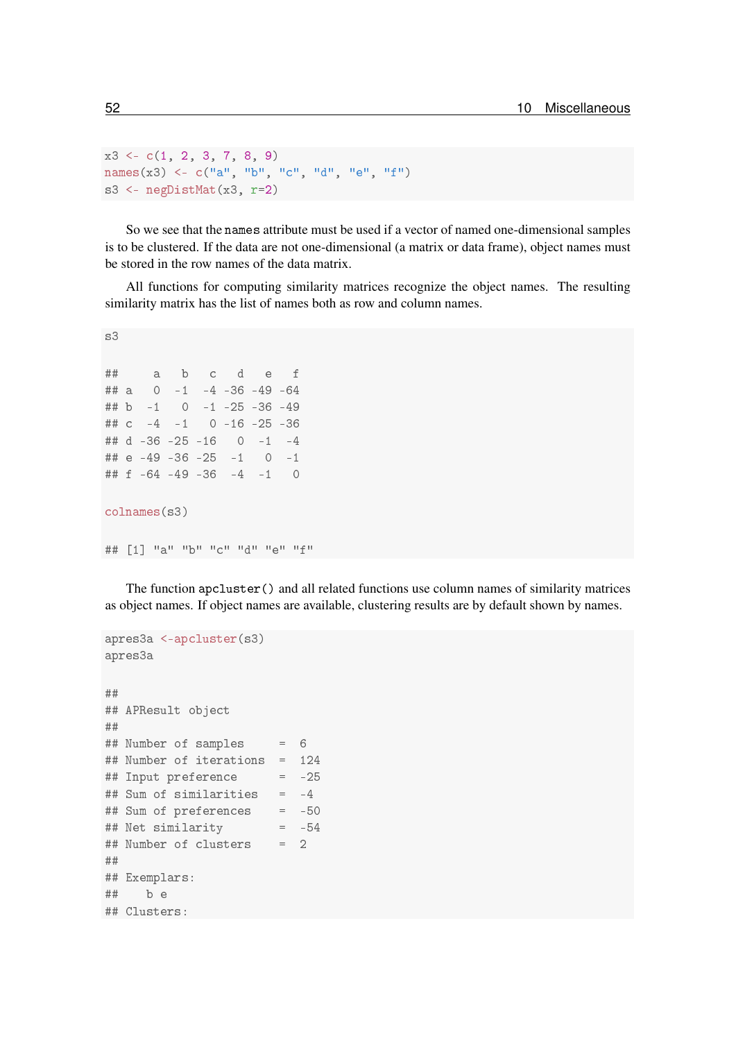```
x3 <- c(1, 2, 3, 7, 8, 9)
names(x3) <- c("a", "b", "c", "d", "e", "f")
s3 <- negDistMat(x3, r=2)
```

So we see that the `names` attribute must be used if a vector of named one-dimensional samples is to be clustered. If the data are not one-dimensional (a matrix or data frame), object names must be stored in the row names of the data matrix.

All functions for computing similarity matrices recognize the object names. The resulting similarity matrix has the list of names both as row and column names.

```
s3

##     a   b   c   d   e   f
## a   0  -1  -4 -36 -49 -64
## b  -1   0  -1 -25 -36 -49
## c  -4  -1   0 -16 -25 -36
## d -36 -25 -16   0  -1  -4
## e -49 -36 -25  -1   0  -1
## f -64 -49 -36  -4  -1   0

colnames(s3)

## [1] "a" "b" "c" "d" "e" "f"
```

The function `apcluster()` and all related functions use column names of similarity matrices as object names. If object names are available, clustering results are by default shown by names.

```
apres3a <-apcluster(s3)
apres3a

##
## APResult object
##
## Number of samples     =  6
## Number of iterations  =  124
## Input preference      =  -25
## Sum of similarities   =  -4
## Sum of preferences    =  -50
## Net similarity        =  -54
## Number of clusters    =  2
##
## Exemplars:
##    b e
## Clusters:
```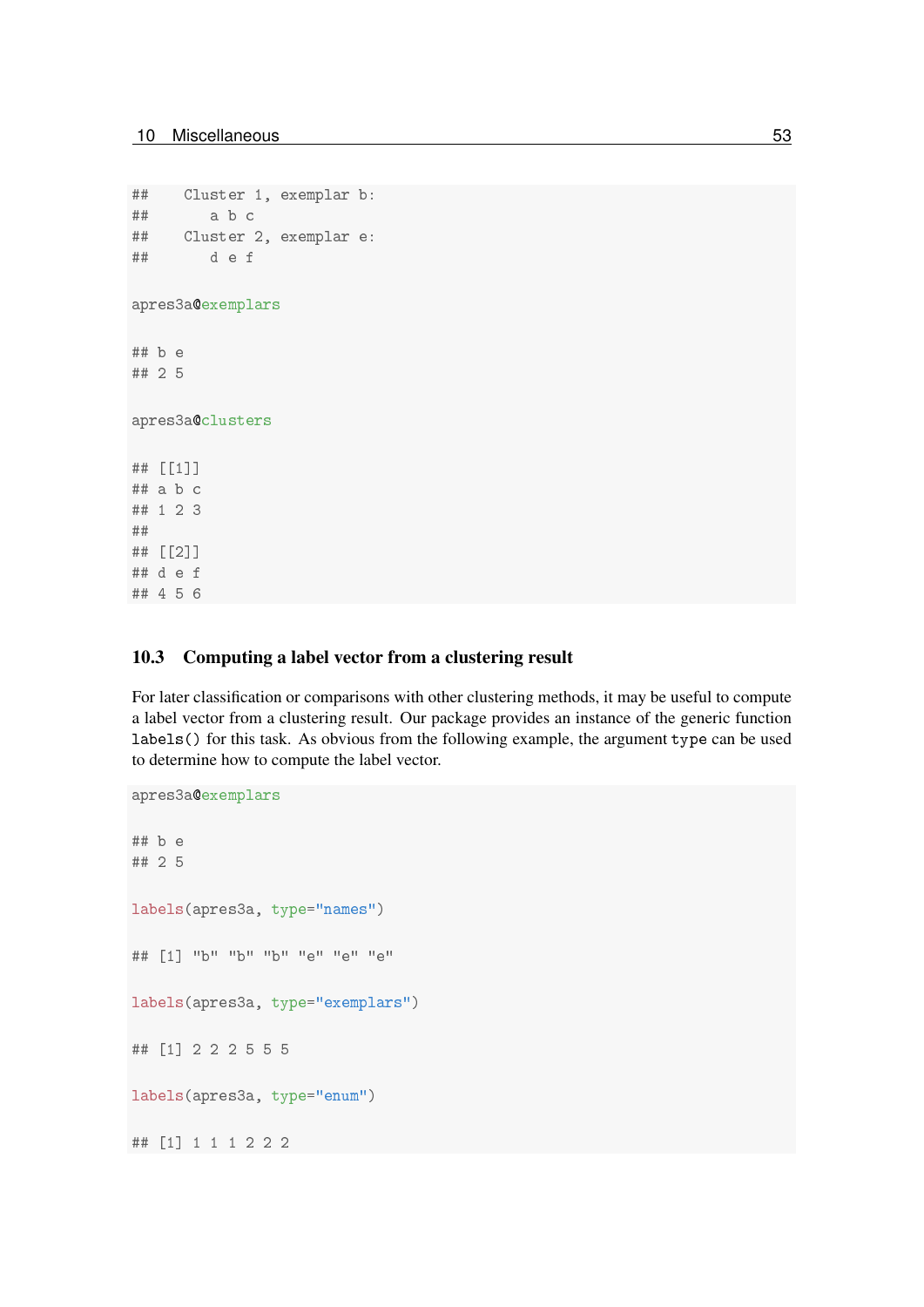```
##    Cluster 1, exemplar b:
##       a b c
##    Cluster 2, exemplar e:
##       d e f

apres3a@exemplars

## b e
## 2 5

apres3a@clusters

## [[1]]
## a b c
## 1 2 3
##
## [[2]]
## d e f
## 4 5 6
```

### 10.3 Computing a label vector from a clustering result

For later classification or comparisons with other clustering methods, it may be useful to compute a label vector from a clustering result. Our package provides an instance of the generic function `labels()` for this task. As obvious from the following example, the argument `type` can be used to determine how to compute the label vector.

```
apres3a@exemplars

## b e
## 2 5

labels(apres3a, type="names")

## [1] "b" "b" "b" "e" "e" "e"

labels(apres3a, type="exemplars")

## [1] 2 2 2 5 5 5

labels(apres3a, type="enum")

## [1] 1 1 1 2 2 2
```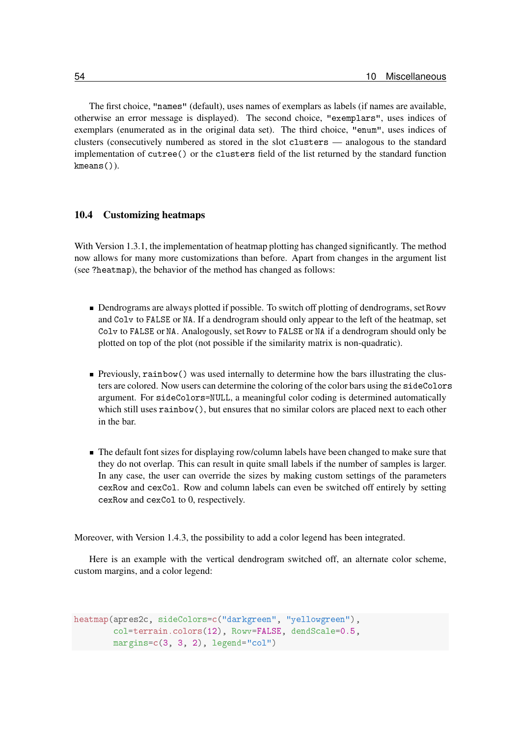The first choice, "names" (default), uses names of exemplars as labels (if names are available, otherwise an error message is displayed). The second choice, "exemplars", uses indices of exemplars (enumerated as in the original data set). The third choice, "enum", uses indices of clusters (consecutively numbered as stored in the slot clusters — analogous to the standard implementation of cutree() or the clusters field of the list returned by the standard function kmeans()).

## 10.4 Customizing heatmaps

With Version 1.3.1, the implementation of heatmap plotting has changed significantly. The method now allows for many more customizations than before. Apart from changes in the argument list (see ?heatmap), the behavior of the method has changed as follows:

- Dendrograms are always plotted if possible. To switch off plotting of dendrograms, set Rowv and Colv to FALSE or NA. If a dendrogram should only appear to the left of the heatmap, set Colv to FALSE or NA. Analogously, set Rowv to FALSE or NA if a dendrogram should only be plotted on top of the plot (not possible if the similarity matrix is non-quadratic).

- Previously, rainbow() was used internally to determine how the bars illustrating the clusters are colored. Now users can determine the coloring of the color bars using the sideColors argument. For sideColors=NULL, a meaningful color coding is determined automatically which still uses rainbow(), but ensures that no similar colors are placed next to each other in the bar.

- The default font sizes for displaying row/column labels have been changed to make sure that they do not overlap. This can result in quite small labels if the number of samples is larger. In any case, the user can override the sizes by making custom settings of the parameters cexRow and cexCol. Row and column labels can even be switched off entirely by setting cexRow and cexCol to 0, respectively.

Moreover, with Version 1.4.3, the possibility to add a color legend has been integrated.

Here is an example with the vertical dendrogram switched off, an alternate color scheme, custom margins, and a color legend:

```
heatmap(apres2c, sideColors=c("darkgreen", "yellowgreen"),
        col=terrain.colors(12), Rowv=FALSE, dendScale=0.5,
        margins=c(3, 3, 2), legend="col")
```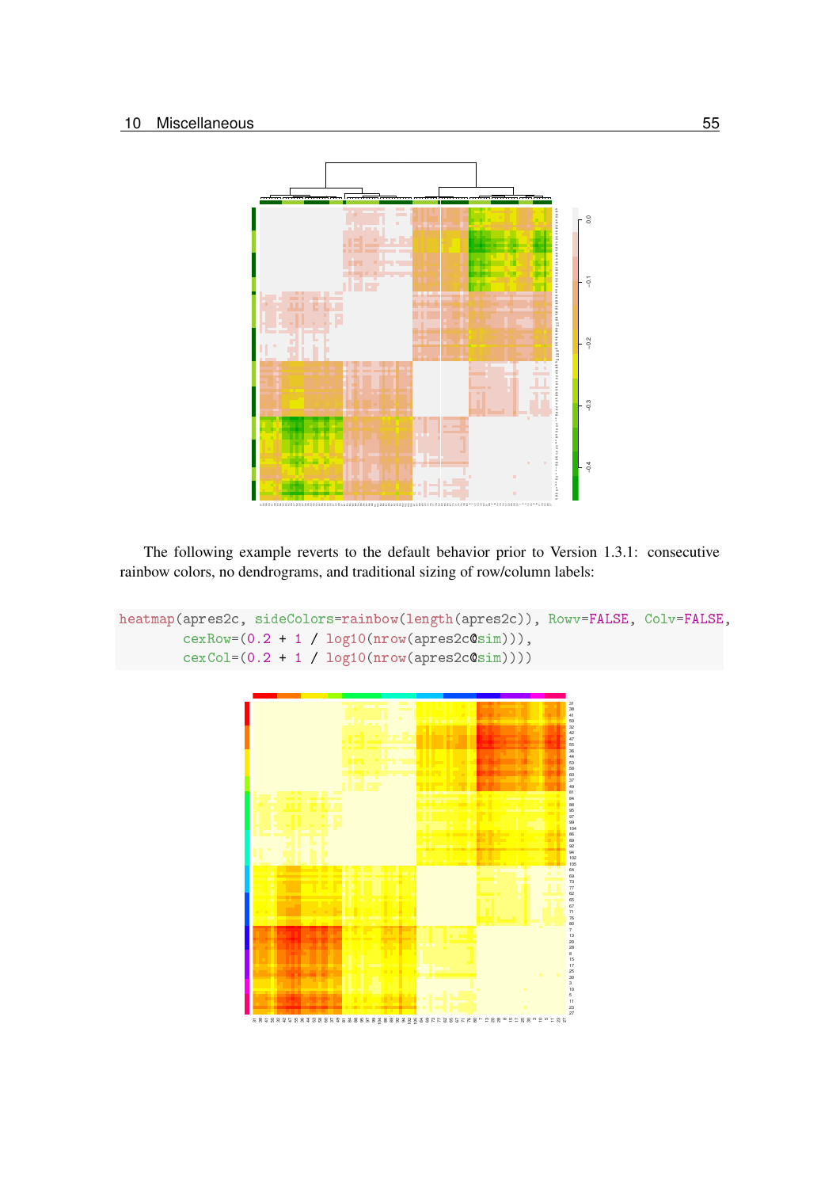The following example reverts to the default behavior prior to Version 1.3.1: consecutive rainbow colors, no dendrograms, and traditional sizing of row/column labels:

```
heatmap(apres2c, sideColors=rainbow(length(apres2c)), Rowv=FALSE, Colv=FALSE,
        cexRow=(0.2 + 1 / log10(nrow(apres2c@sim))),
        cexCol=(0.2 + 1 / log10(nrow(apres2c@sim))))
```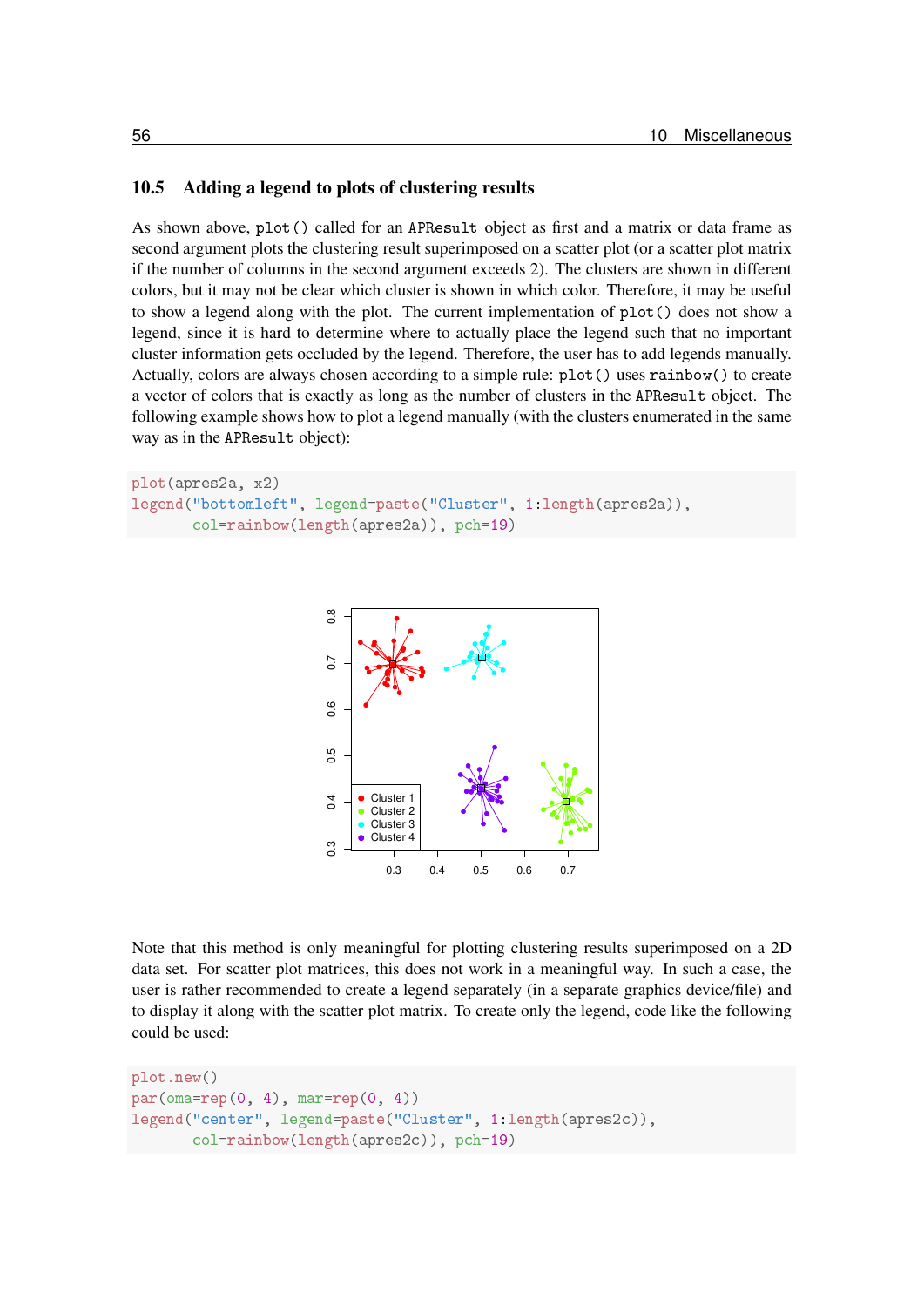## 10.5 Adding a legend to plots of clustering results

As shown above, `plot()` called for an `APResult` object as first and a matrix or data frame as second argument plots the clustering result superimposed on a scatter plot (or a scatter plot matrix if the number of columns in the second argument exceeds 2). The clusters are shown in different colors, but it may not be clear which cluster is shown in which color. Therefore, it may be useful to show a legend along with the plot. The current implementation of `plot()` does not show a legend, since it is hard to determine where to actually place the legend such that no important cluster information gets occluded by the legend. Therefore, the user has to add legends manually. Actually, colors are always chosen according to a simple rule: `plot()` uses `rainbow()` to create a vector of colors that is exactly as long as the number of clusters in the `APResult` object. The following example shows how to plot a legend manually (with the clusters enumerated in the same way as in the `APResult` object):

```
plot(apres2a, x2)
legend("bottomleft", legend=paste("Cluster", 1:length(apres2a)),
       col=rainbow(length(apres2a)), pch=19)
```

Note that this method is only meaningful for plotting clustering results superimposed on a 2D data set. For scatter plot matrices, this does not work in a meaningful way. In such a case, the user is rather recommended to create a legend separately (in a separate graphics device/file) and to display it along with the scatter plot matrix. To create only the legend, code like the following could be used:

```
plot.new()
par(oma=rep(0, 4), mar=rep(0, 4))
legend("center", legend=paste("Cluster", 1:length(apres2c)),
       col=rainbow(length(apres2c)), pch=19)
```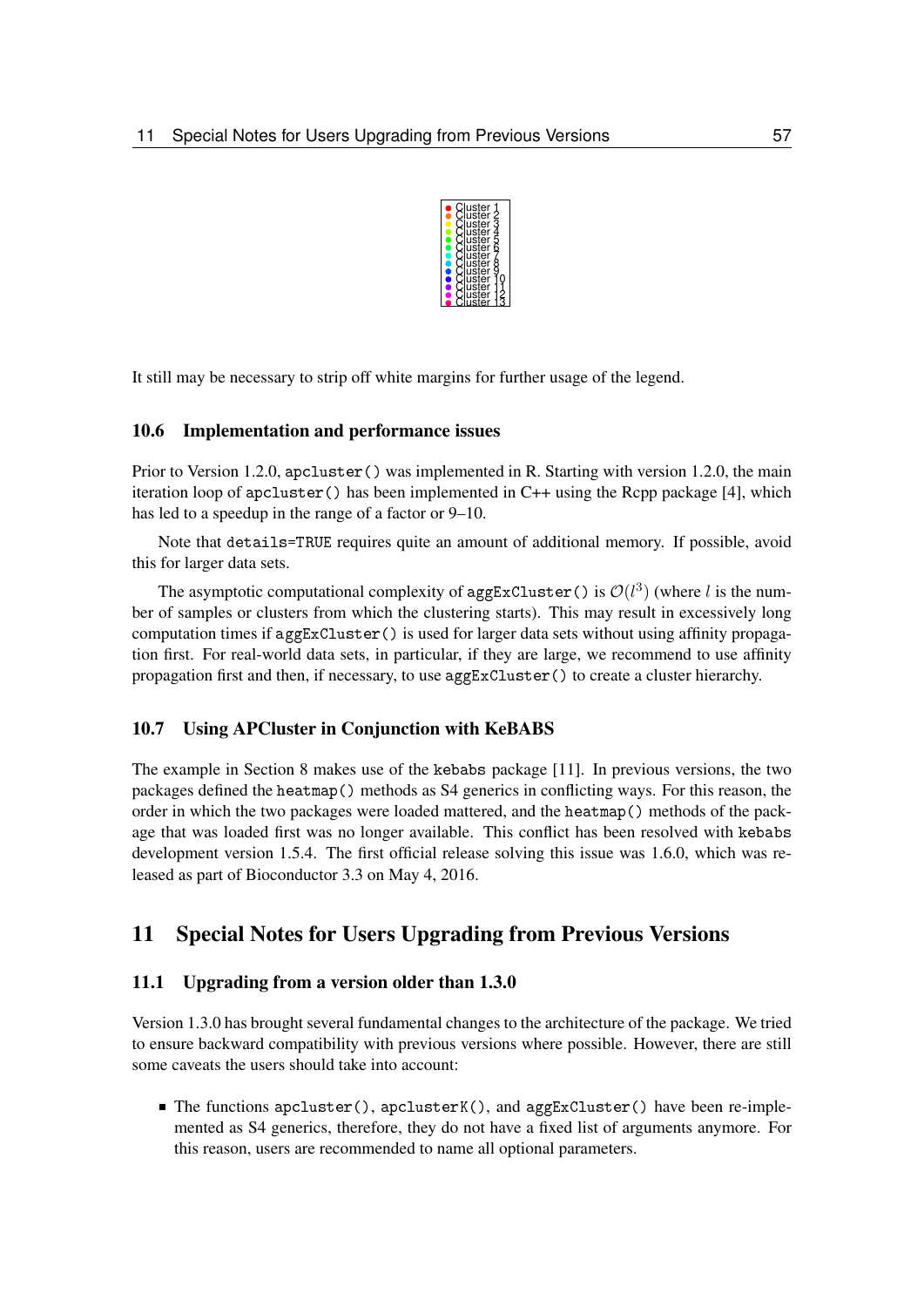Cluster 1
Cluster 2
Cluster 3
Cluster 4
Cluster 5
Cluster 6
Cluster 7
Cluster 8
Cluster 9
Cluster 10
Cluster 11
Cluster 12
Cluster 13

It still may be necessary to strip off white margins for further usage of the legend.

### 10.6 Implementation and performance issues

Prior to Version 1.2.0, `apcluster()` was implemented in R. Starting with version 1.2.0, the main iteration loop of `apcluster()` has been implemented in C++ using the Rcpp package [4], which has led to a speedup in the range of a factor or 9–10.

Note that `details=TRUE` requires quite an amount of additional memory. If possible, avoid this for larger data sets.

The asymptotic computational complexity of `aggExCluster()` is $\mathcal{O}(l^3)$ (where $l$ is the number of samples or clusters from which the clustering starts). This may result in excessively long computation times if `aggExCluster()` is used for larger data sets without using affinity propagation first. For real-world data sets, in particular, if they are large, we recommend to use affinity propagation first and then, if necessary, to use `aggExCluster()` to create a cluster hierarchy.

### 10.7 Using APCluster in Conjunction with KeBABS

The example in Section 8 makes use of the `kebabs` package [11]. In previous versions, the two packages defined the `heatmap()` methods as S4 generics in conflicting ways. For this reason, the order in which the two packages were loaded mattered, and the `heatmap()` methods of the package that was loaded first was no longer available. This conflict has been resolved with `kebabs` development version 1.5.4. The first official release solving this issue was 1.6.0, which was released as part of Bioconductor 3.3 on May 4, 2016.

## 11 Special Notes for Users Upgrading from Previous Versions

### 11.1 Upgrading from a version older than 1.3.0

Version 1.3.0 has brought several fundamental changes to the architecture of the package. We tried to ensure backward compatibility with previous versions where possible. However, there are still some caveats the users should take into account:

- The functions `apcluster()`, `apclusterK()`, and `aggExCluster()` have been re-implemented as S4 generics, therefore, they do not have a fixed list of arguments anymore. For this reason, users are recommended to name all optional parameters.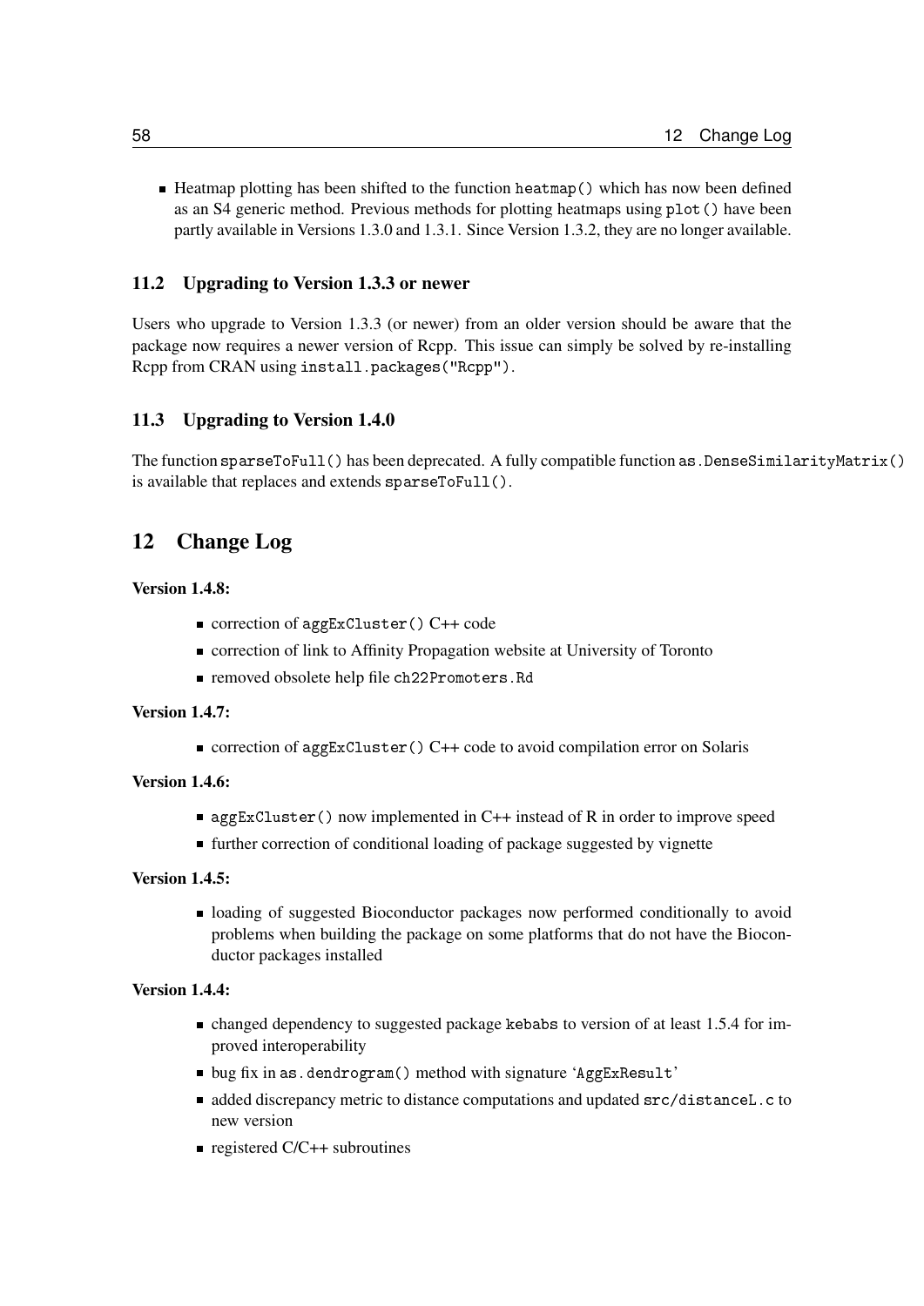- Heatmap plotting has been shifted to the function `heatmap()` which has now been defined as an S4 generic method. Previous methods for plotting heatmaps using `plot()` have been partly available in Versions 1.3.0 and 1.3.1. Since Version 1.3.2, they are no longer available.

### 11.2 Upgrading to Version 1.3.3 or newer

Users who upgrade to Version 1.3.3 (or newer) from an older version should be aware that the package now requires a newer version of Rcpp. This issue can simply be solved by re-installing Rcpp from CRAN using `install.packages("Rcpp")`.

### 11.3 Upgrading to Version 1.4.0

The function `sparseToFull()` has been deprecated. A fully compatible function `as.DenseSimilarityMatrix()` is available that replaces and extends `sparseToFull()`.

## 12 Change Log

**Version 1.4.8:**

- correction of `aggExCluster()` C++ code
- correction of link to Affinity Propagation website at University of Toronto
- removed obsolete help file `ch22Promoters.Rd`

**Version 1.4.7:**

- correction of `aggExCluster()` C++ code to avoid compilation error on Solaris

**Version 1.4.6:**

- `aggExCluster()` now implemented in C++ instead of R in order to improve speed
- further correction of conditional loading of package suggested by vignette

**Version 1.4.5:**

- loading of suggested Bioconductor packages now performed conditionally to avoid problems when building the package on some platforms that do not have the Bioconductor packages installed

**Version 1.4.4:**

- changed dependency to suggested package `kebabs` to version of at least 1.5.4 for improved interoperability
- bug fix in `as.dendrogram()` method with signature '`AggExResult`'
- added discrepancy metric to distance computations and updated `src/distanceL.c` to new version
- registered C/C++ subroutines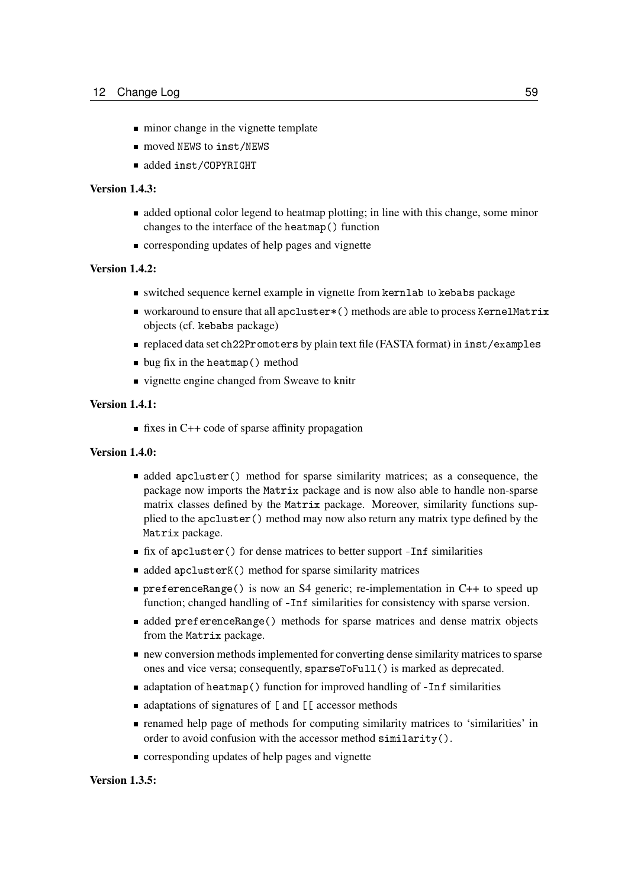- minor change in the vignette template
- moved NEWS to inst/NEWS
- added inst/COPYRIGHT

**Version 1.4.3:**

- added optional color legend to heatmap plotting; in line with this change, some minor changes to the interface of the `heatmap()` function
- corresponding updates of help pages and vignette

**Version 1.4.2:**

- switched sequence kernel example in vignette from `kernlab` to `kebabs` package
- workaround to ensure that all `apcluster*()` methods are able to process `KernelMatrix` objects (cf. `kebabs` package)
- replaced data set `ch22Promoters` by plain text file (FASTA format) in `inst/examples`
- bug fix in the `heatmap()` method
- vignette engine changed from Sweave to knitr

**Version 1.4.1:**

- fixes in C++ code of sparse affinity propagation

**Version 1.4.0:**

- added `apcluster()` method for sparse similarity matrices; as a consequence, the package now imports the `Matrix` package and is now also able to handle non-sparse matrix classes defined by the `Matrix` package. Moreover, similarity functions supplied to the `apcluster()` method may now also return any matrix type defined by the `Matrix` package.
- fix of `apcluster()` for dense matrices to better support `-Inf` similarities
- added `apclusterK()` method for sparse similarity matrices
- `preferenceRange()` is now an S4 generic; re-implementation in C++ to speed up function; changed handling of `-Inf` similarities for consistency with sparse version.
- added `preferenceRange()` methods for sparse matrices and dense matrix objects from the `Matrix` package.
- new conversion methods implemented for converting dense similarity matrices to sparse ones and vice versa; consequently, `sparseToFull()` is marked as deprecated.
- adaptation of `heatmap()` function for improved handling of `-Inf` similarities
- adaptations of signatures of `[` and `[[` accessor methods
- renamed help page of methods for computing similarity matrices to 'similarities' in order to avoid confusion with the accessor method `similarity()`.
- corresponding updates of help pages and vignette

**Version 1.3.5:**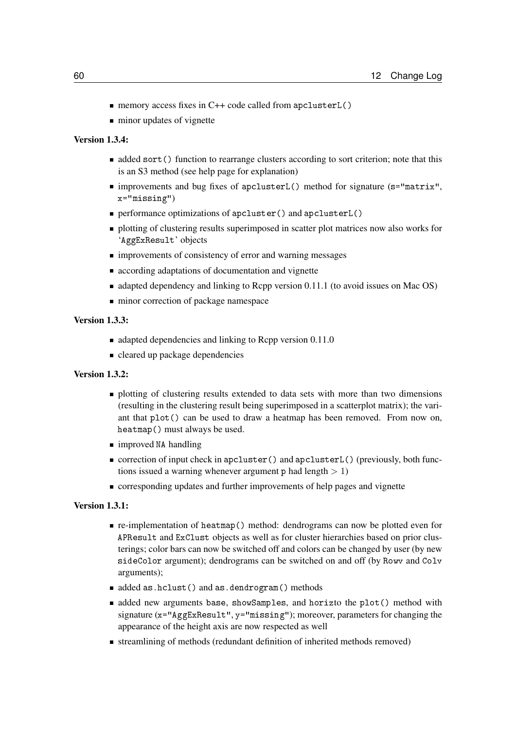- memory access fixes in C++ code called from `apclusterL()`
- minor updates of vignette

**Version 1.3.4:**

- added `sort()` function to rearrange clusters according to sort criterion; note that this is an S3 method (see help page for explanation)
- improvements and bug fixes of `apclusterL()` method for signature (`s="matrix"`, `x="missing"`)
- performance optimizations of `apcluster()` and `apclusterL()`
- plotting of clustering results superimposed in scatter plot matrices now also works for '`AggExResult`' objects
- improvements of consistency of error and warning messages
- according adaptations of documentation and vignette
- adapted dependency and linking to Rcpp version 0.11.1 (to avoid issues on Mac OS)
- minor correction of package namespace

**Version 1.3.3:**

- adapted dependencies and linking to Rcpp version 0.11.0
- cleared up package dependencies

**Version 1.3.2:**

- plotting of clustering results extended to data sets with more than two dimensions (resulting in the clustering result being superimposed in a scatterplot matrix); the variant that `plot()` can be used to draw a heatmap has been removed. From now on, `heatmap()` must always be used.
- improved `NA` handling
- correction of input check in `apcluster()` and `apclusterL()` (previously, both functions issued a warning whenever argument `p` had length $> 1$)
- corresponding updates and further improvements of help pages and vignette

**Version 1.3.1:**

- re-implementation of `heatmap()` method: dendrograms can now be plotted even for `APResult` and `ExClust` objects as well as for cluster hierarchies based on prior clusterings; color bars can now be switched off and colors can be changed by user (by new `sideColor` argument); dendrograms can be switched on and off (by `Rowv` and `Colv` arguments);
- added `as.hclust()` and `as.dendrogram()` methods
- added new arguments `base`, `showSamples`, and `horiz`to the `plot()` method with signature (`x="AggExResult"`, `y="missing"`); moreover, parameters for changing the appearance of the height axis are now respected as well
- streamlining of methods (redundant definition of inherited methods removed)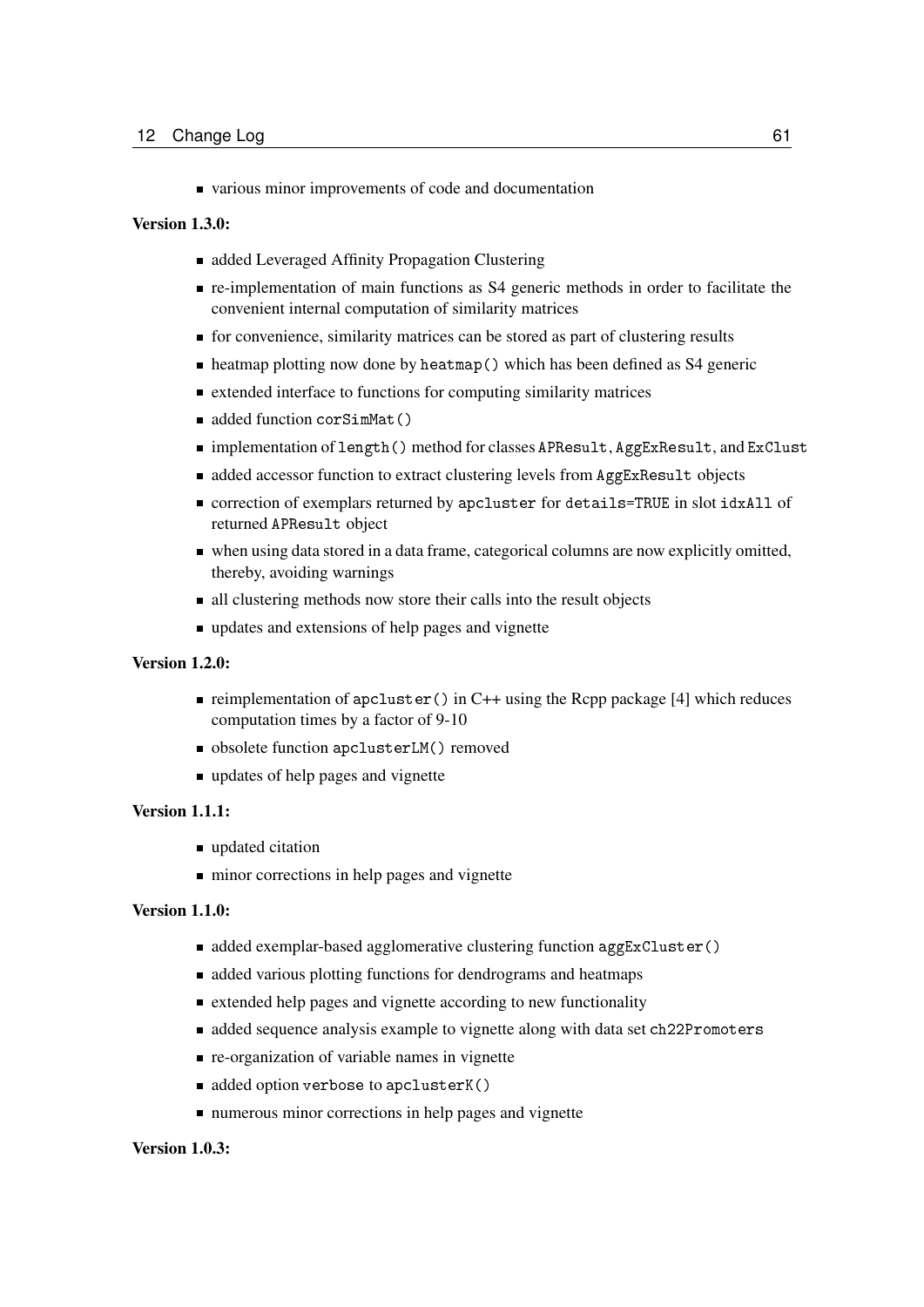- various minor improvements of code and documentation

**Version 1.3.0:**

- added Leveraged Affinity Propagation Clustering
- re-implementation of main functions as S4 generic methods in order to facilitate the convenient internal computation of similarity matrices
- for convenience, similarity matrices can be stored as part of clustering results
- heatmap plotting now done by `heatmap()` which has been defined as S4 generic
- extended interface to functions for computing similarity matrices
- added function `corSimMat()`
- implementation of `length()` method for classes `APResult`, `AggExResult`, and `ExClust`
- added accessor function to extract clustering levels from `AggExResult` objects
- correction of exemplars returned by `apcluster` for `details=TRUE` in slot `idxAll` of returned `APResult` object
- when using data stored in a data frame, categorical columns are now explicitly omitted, thereby, avoiding warnings
- all clustering methods now store their calls into the result objects
- updates and extensions of help pages and vignette

**Version 1.2.0:**

- reimplementation of `apcluster()` in C++ using the Rcpp package [4] which reduces computation times by a factor of 9-10
- obsolete function `apclusterLM()` removed
- updates of help pages and vignette

**Version 1.1.1:**

- updated citation
- minor corrections in help pages and vignette

**Version 1.1.0:**

- added exemplar-based agglomerative clustering function `aggExCluster()`
- added various plotting functions for dendrograms and heatmaps
- extended help pages and vignette according to new functionality
- added sequence analysis example to vignette along with data set `ch22Promoters`
- re-organization of variable names in vignette
- added option `verbose` to `apclusterK()`
- numerous minor corrections in help pages and vignette

**Version 1.0.3:**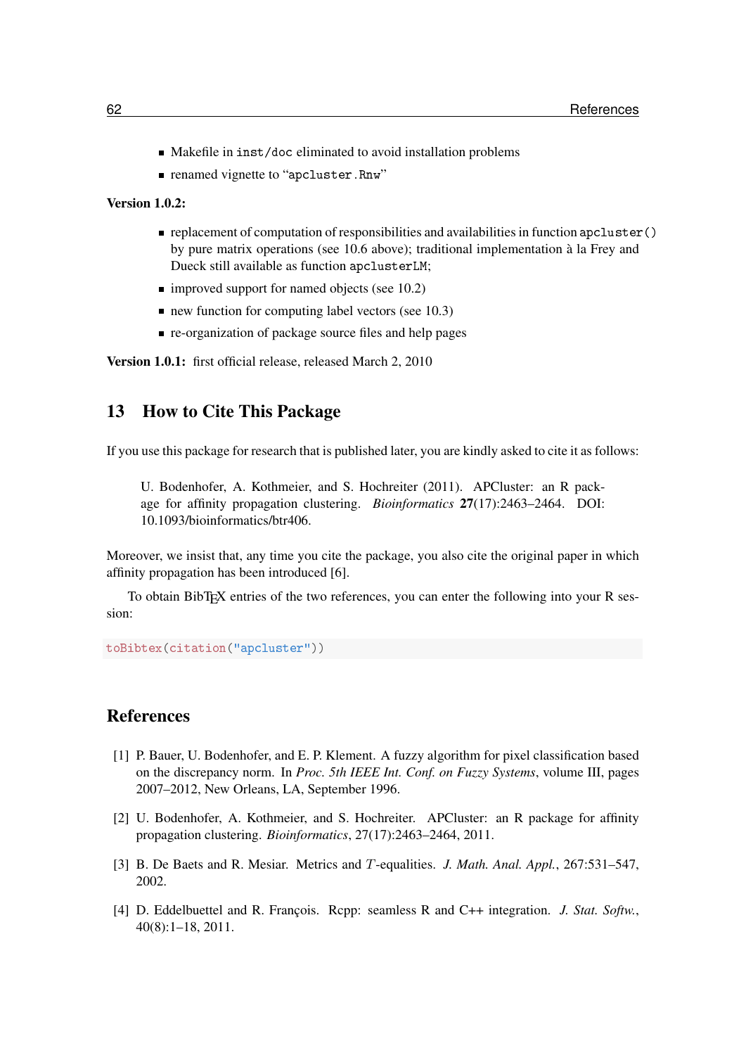- Makefile in `inst/doc` eliminated to avoid installation problems
- renamed vignette to "`apcluster.Rnw`"

**Version 1.0.2:**

- replacement of computation of responsibilities and availabilities in function `apcluster()` by pure matrix operations (see 10.6 above); traditional implementation à la Frey and Dueck still available as function `apclusterLM`;
- improved support for named objects (see 10.2)
- new function for computing label vectors (see 10.3)
- re-organization of package source files and help pages

**Version 1.0.1:** first official release, released March 2, 2010

## 13 How to Cite This Package

If you use this package for research that is published later, you are kindly asked to cite it as follows:

> U. Bodenhofer, A. Kothmeier, and S. Hochreiter (2011). APCluster: an R package for affinity propagation clustering. *Bioinformatics* **27**(17):2463–2464. DOI: 10.1093/bioinformatics/btr406.

Moreover, we insist that, any time you cite the package, you also cite the original paper in which affinity propagation has been introduced [6].

To obtain BibTEX entries of the two references, you can enter the following into your R session:

```
toBibtex(citation("apcluster"))
```

## References

[1] P. Bauer, U. Bodenhofer, and E. P. Klement. A fuzzy algorithm for pixel classification based on the discrepancy norm. In *Proc. 5th IEEE Int. Conf. on Fuzzy Systems*, volume III, pages 2007–2012, New Orleans, LA, September 1996.

[2] U. Bodenhofer, A. Kothmeier, and S. Hochreiter. APCluster: an R package for affinity propagation clustering. *Bioinformatics*, 27(17):2463–2464, 2011.

[3] B. De Baets and R. Mesiar. Metrics and $T$-equalities. *J. Math. Anal. Appl.*, 267:531–547, 2002.

[4] D. Eddelbuettel and R. François. Rcpp: seamless R and C++ integration. *J. Stat. Softw.*, 40(8):1–18, 2011.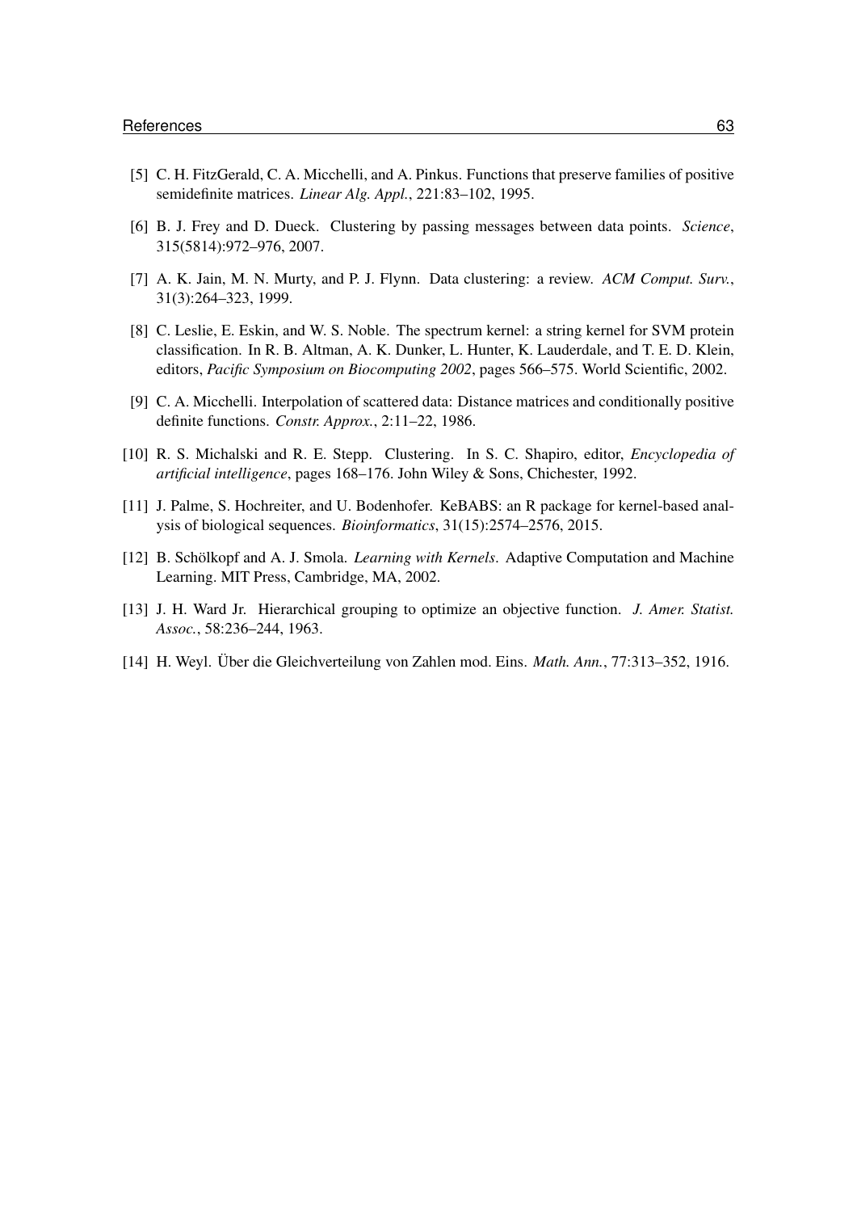[5] C. H. FitzGerald, C. A. Micchelli, and A. Pinkus. Functions that preserve families of positive semidefinite matrices. *Linear Alg. Appl.*, 221:83–102, 1995.

[6] B. J. Frey and D. Dueck. Clustering by passing messages between data points. *Science*, 315(5814):972–976, 2007.

[7] A. K. Jain, M. N. Murty, and P. J. Flynn. Data clustering: a review. *ACM Comput. Surv.*, 31(3):264–323, 1999.

[8] C. Leslie, E. Eskin, and W. S. Noble. The spectrum kernel: a string kernel for SVM protein classification. In R. B. Altman, A. K. Dunker, L. Hunter, K. Lauderdale, and T. E. D. Klein, editors, *Pacific Symposium on Biocomputing 2002*, pages 566–575. World Scientific, 2002.

[9] C. A. Micchelli. Interpolation of scattered data: Distance matrices and conditionally positive definite functions. *Constr. Approx.*, 2:11–22, 1986.

[10] R. S. Michalski and R. E. Stepp. Clustering. In S. C. Shapiro, editor, *Encyclopedia of artificial intelligence*, pages 168–176. John Wiley & Sons, Chichester, 1992.

[11] J. Palme, S. Hochreiter, and U. Bodenhofer. KeBABS: an R package for kernel-based analysis of biological sequences. *Bioinformatics*, 31(15):2574–2576, 2015.

[12] B. Schölkopf and A. J. Smola. *Learning with Kernels*. Adaptive Computation and Machine Learning. MIT Press, Cambridge, MA, 2002.

[13] J. H. Ward Jr. Hierarchical grouping to optimize an objective function. *J. Amer. Statist. Assoc.*, 58:236–244, 1963.

[14] H. Weyl. Über die Gleichverteilung von Zahlen mod. Eins. *Math. Ann.*, 77:313–352, 1916.